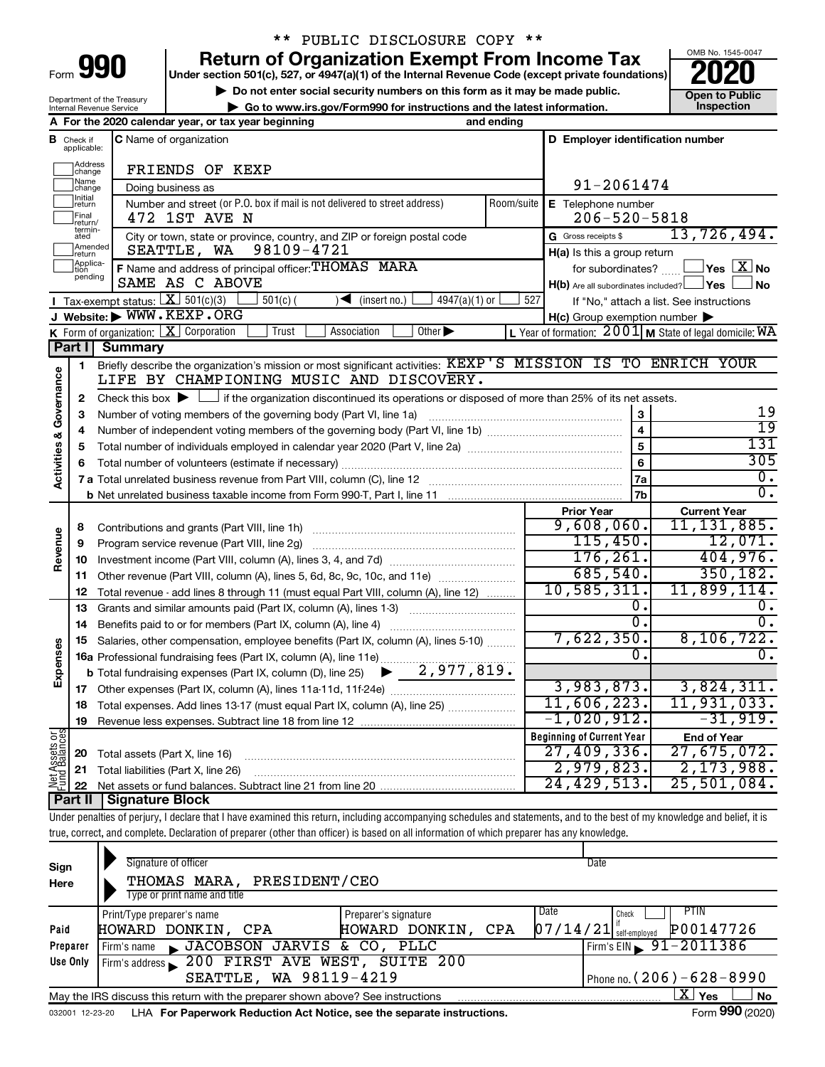** PUBLIC DISCLOSURE COPY **

# Form 990 — Return of Organization Exempt From Income Tax (2020)

Under section 501(c), 527, or 4947(a)(1) of the Internal Revenue Code (except private foundations)

▶ Do not enter social security numbers on this form as it may be made public.

▶ Go to www.irs.gov/Form990 for instructions and the latest information.

OMB No. 1545-0047 — Open to Public Inspection

Department of the Treasury, Internal Revenue Service

**A** For the 2020 calendar year, or tax year beginning ___ and ending ___

**B** Check if applicable: Address change / Name change / Initial return / Final return/terminated / Amended return / Application pending

**C** Name of organization: FRIENDS OF KEXP

Doing business as

Number and street (or P.O. box if mail is not delivered to street address): 472 1ST AVE N — Room/suite

City or town, state or province, country, and ZIP or foreign postal code: SEATTLE, WA 98109-4721

**D** Employer identification number: 91-2061474

**E** Telephone number: 206-520-5818

**G** Gross receipts $ 13,726,494.

**F** Name and address of principal officer: THOMAS MARA, SAME AS C ABOVE

**H(a)** Is this a group return for subordinates? ☐ Yes ☒ No

**H(b)** Are all subordinates included? ☐ Yes ☐ No — If "No," attach a list. See instructions

**H(c)** Group exemption number ▶

**I** Tax-exempt status: ☒ 501(c)(3) ☐ 501(c) ( ) ◀ (insert no.) ☐ 4947(a)(1) or ☐ 527

**J** Website: ▶ WWW.KEXP.ORG

**K** Form of organization: ☒ Corporation ☐ Trust ☐ Association ☐ Other ▶

**L** Year of formation: 2001 **M** State of legal domicile: WA

## Part I — Summary

**Activities & Governance**

1. Briefly describe the organization's mission or most significant activities: KEXP'S MISSION IS TO ENRICH YOUR LIFE BY CHAMPIONING MUSIC AND DISCOVERY.
2. Check this box ▶ ☐ if the organization discontinued its operations or disposed of more than 25% of its net assets.

| Line | Description | | Value |
|---|---|---|---|
| 3 | Number of voting members of the governing body (Part VI, line 1a) | 3 | 19 |
| 4 | Number of independent voting members of the governing body (Part VI, line 1b) | 4 | 19 |
| 5 | Total number of individuals employed in calendar year 2020 (Part V, line 2a) | 5 | 131 |
| 6 | Total number of volunteers (estimate if necessary) | 6 | 305 |
| 7a | Total unrelated business revenue from Part VIII, column (C), line 12 | 7a | 0. |
| 7b | Net unrelated business taxable income from Form 990-T, Part I, line 11 | 7b | 0. |

| Line | Description | Prior Year | Current Year |
|---|---|---|---|
| **Revenue** | | | |
| 8 | Contributions and grants (Part VIII, line 1h) | 9,608,060. | 11,131,885. |
| 9 | Program service revenue (Part VIII, line 2g) | 115,450. | 12,071. |
| 10 | Investment income (Part VIII, column (A), lines 3, 4, and 7d) | 176,261. | 404,976. |
| 11 | Other revenue (Part VIII, column (A), lines 5, 6d, 8c, 9c, 10c, and 11e) | 685,540. | 350,182. |
| 12 | Total revenue - add lines 8 through 11 (must equal Part VIII, column (A), line 12) | 10,585,311. | 11,899,114. |
| **Expenses** | | | |
| 13 | Grants and similar amounts paid (Part IX, column (A), lines 1-3) | 0. | 0. |
| 14 | Benefits paid to or for members (Part IX, column (A), line 4) | 0. | 0. |
| 15 | Salaries, other compensation, employee benefits (Part IX, column (A), lines 5-10) | 7,622,350. | 8,106,722. |
| 16a | Professional fundraising fees (Part IX, column (A), line 11e) | 0. | 0. |
| b | Total fundraising expenses (Part IX, column (D), line 25) ▶ 2,977,819. | | |
| 17 | Other expenses (Part IX, column (A), lines 11a-11d, 11f-24e) | 3,983,873. | 3,824,311. |
| 18 | Total expenses. Add lines 13-17 (must equal Part IX, column (A), line 25) | 11,606,223. | 11,931,033. |
| 19 | Revenue less expenses. Subtract line 18 from line 12 | -1,020,912. | -31,919. |
| **Net Assets or Fund Balances** | | **Beginning of Current Year** | **End of Year** |
| 20 | Total assets (Part X, line 16) | 27,409,336. | 27,675,072. |
| 21 | Total liabilities (Part X, line 26) | 2,979,823. | 2,173,988. |
| 22 | Net assets or fund balances. Subtract line 21 from line 20 | 24,429,513. | 25,501,084. |

## Part II — Signature Block

Under penalties of perjury, I declare that I have examined this return, including accompanying schedules and statements, and to the best of my knowledge and belief, it is true, correct, and complete. Declaration of preparer (other than officer) is based on all information of which preparer has any knowledge.

**Sign Here**

Signature of officer — Date

THOMAS MARA, PRESIDENT/CEO

Type or print name and title

**Paid Preparer Use Only**

| Print/Type preparer's name | Preparer's signature | Date | Check if self-employed | PTIN |
|---|---|---|---|---|
| HOWARD DONKIN, CPA | HOWARD DONKIN, CPA | 07/14/21 | ☐ | P00147726 |

Firm's name ▶ JACOBSON JARVIS & CO, PLLC — Firm's EIN ▶ 91-2011386

Firm's address ▶ 200 FIRST AVE WEST, SUITE 200, SEATTLE, WA 98119-4219 — Phone no. (206)-628-8990

May the IRS discuss this return with the preparer shown above? See instructions ☒ Yes ☐ No

032001 12-23-20 LHA For Paperwork Reduction Act Notice, see the separate instructions. Form 990 (2020)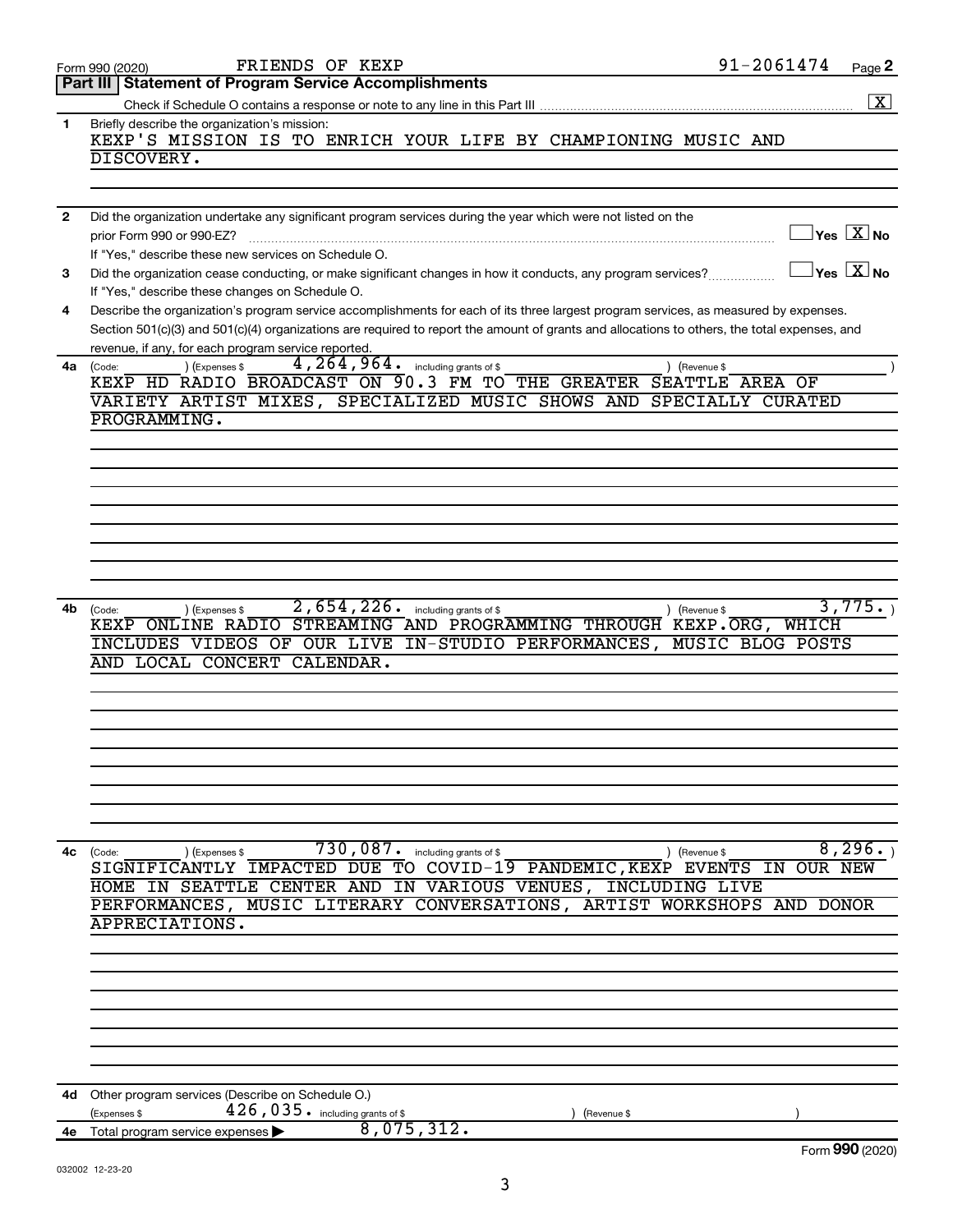Form 990 (2020) FRIENDS OF KEXP 91-2061474 Page 2

## Part III Statement of Program Service Accomplishments

Check if Schedule O contains a response or note to any line in this Part III .......... [X]

**1** Briefly describe the organization's mission:

KEXP'S MISSION IS TO ENRICH YOUR LIFE BY CHAMPIONING MUSIC AND DISCOVERY.

**2** Did the organization undertake any significant program services during the year which were not listed on the prior Form 990 or 990-EZ? .......... [ ] Yes [X] No

If "Yes," describe these new services on Schedule O.

**3** Did the organization cease conducting, or make significant changes in how it conducts, any program services? .......... [ ] Yes [X] No

If "Yes," describe these changes on Schedule O.

**4** Describe the organization's program service accomplishments for each of its three largest program services, as measured by expenses. Section 501(c)(3) and 501(c)(4) organizations are required to report the amount of grants and allocations to others, the total expenses, and revenue, if any, for each program service reported.

**4a** (Code: ) (Expenses $ 4,264,964. including grants of $ ) (Revenue $ )

KEXP HD RADIO BROADCAST ON 90.3 FM TO THE GREATER SEATTLE AREA OF VARIETY ARTIST MIXES, SPECIALIZED MUSIC SHOWS AND SPECIALLY CURATED PROGRAMMING.

**4b** (Code: ) (Expenses $ 2,654,226. including grants of $ ) (Revenue $ 3,775.)

KEXP ONLINE RADIO STREAMING AND PROGRAMMING THROUGH KEXP.ORG, WHICH INCLUDES VIDEOS OF OUR LIVE IN-STUDIO PERFORMANCES, MUSIC BLOG POSTS AND LOCAL CONCERT CALENDAR.

**4c** (Code: ) (Expenses $ 730,087. including grants of $ ) (Revenue $ 8,296.)

SIGNIFICANTLY IMPACTED DUE TO COVID-19 PANDEMIC,KEXP EVENTS IN OUR NEW HOME IN SEATTLE CENTER AND IN VARIOUS VENUES, INCLUDING LIVE PERFORMANCES, MUSIC LITERARY CONVERSATIONS, ARTIST WORKSHOPS AND DONOR APPRECIATIONS.

**4d** Other program services (Describe on Schedule O.)

(Expenses $ 426,035. including grants of $ ) (Revenue $ )

**4e** Total program service expenses ▶ 8,075,312.

Form **990** (2020)

032002 12-23-20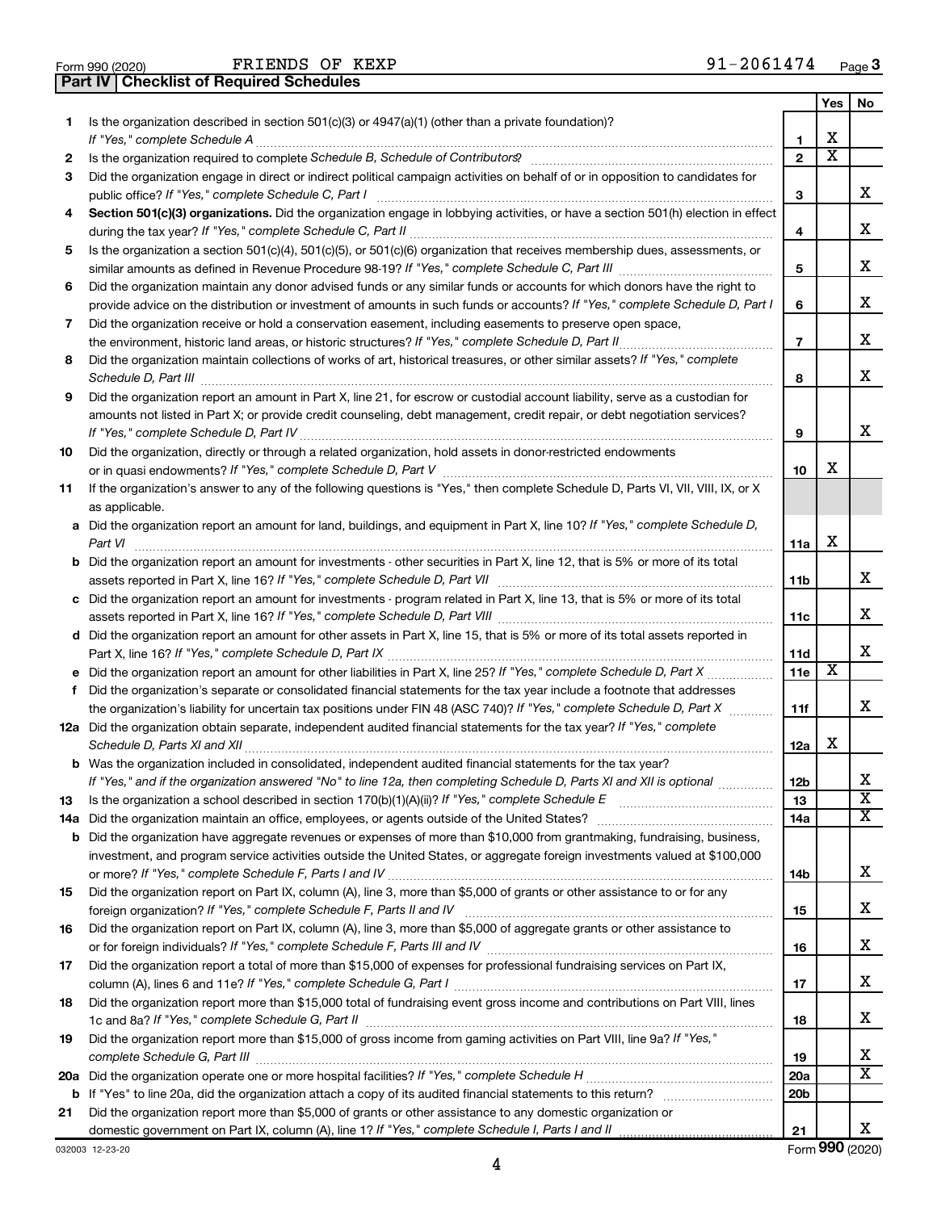Form 990 (2020) FRIENDS OF KEXP 91-2061474 Page 3

**Part IV | Checklist of Required Schedules**

| | | | Yes | No |
|---|---|---|---|---|
| 1 | Is the organization described in section 501(c)(3) or 4947(a)(1) (other than a private foundation)? *If "Yes," complete Schedule A* | 1 | X | |
| 2 | Is the organization required to complete *Schedule B, Schedule of Contributors*? | 2 | X | |
| 3 | Did the organization engage in direct or indirect political campaign activities on behalf of or in opposition to candidates for public office? *If "Yes," complete Schedule C, Part I* | 3 | | X |
| 4 | **Section 501(c)(3) organizations.** Did the organization engage in lobbying activities, or have a section 501(h) election in effect during the tax year? *If "Yes," complete Schedule C, Part II* | 4 | | X |
| 5 | Is the organization a section 501(c)(4), 501(c)(5), or 501(c)(6) organization that receives membership dues, assessments, or similar amounts as defined in Revenue Procedure 98-19? *If "Yes," complete Schedule C, Part III* | 5 | | X |
| 6 | Did the organization maintain any donor advised funds or any similar funds or accounts for which donors have the right to provide advice on the distribution or investment of amounts in such funds or accounts? *If "Yes," complete Schedule D, Part I* | 6 | | X |
| 7 | Did the organization receive or hold a conservation easement, including easements to preserve open space, the environment, historic land areas, or historic structures? *If "Yes," complete Schedule D, Part II* | 7 | | X |
| 8 | Did the organization maintain collections of works of art, historical treasures, or other similar assets? *If "Yes," complete Schedule D, Part III* | 8 | | X |
| 9 | Did the organization report an amount in Part X, line 21, for escrow or custodial account liability, serve as a custodian for amounts not listed in Part X; or provide credit counseling, debt management, credit repair, or debt negotiation services? *If "Yes," complete Schedule D, Part IV* | 9 | | X |
| 10 | Did the organization, directly or through a related organization, hold assets in donor-restricted endowments or in quasi endowments? *If "Yes," complete Schedule D, Part V* | 10 | X | |
| 11 | If the organization's answer to any of the following questions is "Yes," then complete Schedule D, Parts VI, VII, VIII, IX, or X as applicable. | | | |
| a | Did the organization report an amount for land, buildings, and equipment in Part X, line 10? *If "Yes," complete Schedule D, Part VI* | 11a | X | |
| b | Did the organization report an amount for investments - other securities in Part X, line 12, that is 5% or more of its total assets reported in Part X, line 16? *If "Yes," complete Schedule D, Part VII* | 11b | | X |
| c | Did the organization report an amount for investments - program related in Part X, line 13, that is 5% or more of its total assets reported in Part X, line 16? *If "Yes," complete Schedule D, Part VIII* | 11c | | X |
| d | Did the organization report an amount for other assets in Part X, line 15, that is 5% or more of its total assets reported in Part X, line 16? *If "Yes," complete Schedule D, Part IX* | 11d | | X |
| e | Did the organization report an amount for other liabilities in Part X, line 25? *If "Yes," complete Schedule D, Part X* | 11e | X | |
| f | Did the organization's separate or consolidated financial statements for the tax year include a footnote that addresses the organization's liability for uncertain tax positions under FIN 48 (ASC 740)? *If "Yes," complete Schedule D, Part X* | 11f | | X |
| 12a | Did the organization obtain separate, independent audited financial statements for the tax year? *If "Yes," complete Schedule D, Parts XI and XII* | 12a | X | |
| b | Was the organization included in consolidated, independent audited financial statements for the tax year? *If "Yes," and if the organization answered "No" to line 12a, then completing Schedule D, Parts XI and XII is optional* | 12b | | X |
| 13 | Is the organization a school described in section 170(b)(1)(A)(ii)? *If "Yes," complete Schedule E* | 13 | | X |
| 14a | Did the organization maintain an office, employees, or agents outside of the United States? | 14a | | X |
| b | Did the organization have aggregate revenues or expenses of more than $10,000 from grantmaking, fundraising, business, investment, and program service activities outside the United States, or aggregate foreign investments valued at $100,000 or more? *If "Yes," complete Schedule F, Parts I and IV* | 14b | | X |
| 15 | Did the organization report on Part IX, column (A), line 3, more than $5,000 of grants or other assistance to or for any foreign organization? *If "Yes," complete Schedule F, Parts II and IV* | 15 | | X |
| 16 | Did the organization report on Part IX, column (A), line 3, more than $5,000 of aggregate grants or other assistance to or for foreign individuals? *If "Yes," complete Schedule F, Parts III and IV* | 16 | | X |
| 17 | Did the organization report a total of more than $15,000 of expenses for professional fundraising services on Part IX, column (A), lines 6 and 11e? *If "Yes," complete Schedule G, Part I* | 17 | | X |
| 18 | Did the organization report more than $15,000 total of fundraising event gross income and contributions on Part VIII, lines 1c and 8a? *If "Yes," complete Schedule G, Part II* | 18 | | X |
| 19 | Did the organization report more than $15,000 of gross income from gaming activities on Part VIII, line 9a? *If "Yes," complete Schedule G, Part III* | 19 | | X |
| 20a | Did the organization operate one or more hospital facilities? *If "Yes," complete Schedule H* | 20a | | X |
| b | If "Yes" to line 20a, did the organization attach a copy of its audited financial statements to this return? | 20b | | |
| 21 | Did the organization report more than $5,000 of grants or other assistance to any domestic organization or domestic government on Part IX, column (A), line 1? *If "Yes," complete Schedule I, Parts I and II* | 21 | | X |

032003 12-23-20 Form **990** (2020)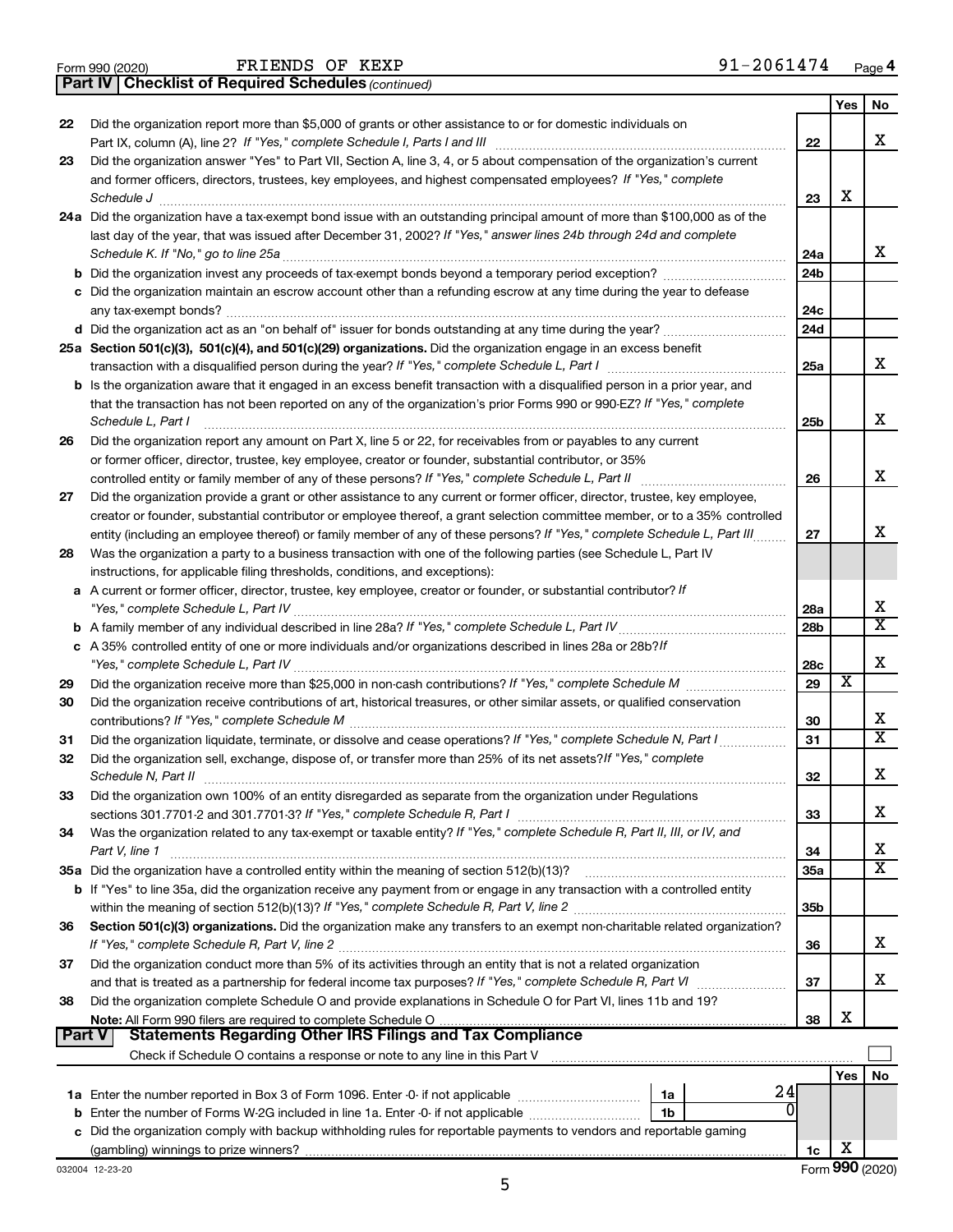Form 990 (2020) FRIENDS OF KEXP 91-2061474 Page 4

**Part IV Checklist of Required Schedules** *(continued)*

| | | | Yes | No |
|---|---|---|---|---|
| 22 | Did the organization report more than $5,000 of grants or other assistance to or for domestic individuals on Part IX, column (A), line 2? *If "Yes," complete Schedule I, Parts I and III* | 22 | | X |
| 23 | Did the organization answer "Yes" to Part VII, Section A, line 3, 4, or 5 about compensation of the organization's current and former officers, directors, trustees, key employees, and highest compensated employees? *If "Yes," complete Schedule J* | 23 | X | |
| 24a | Did the organization have a tax-exempt bond issue with an outstanding principal amount of more than $100,000 as of the last day of the year, that was issued after December 31, 2002? *If "Yes," answer lines 24b through 24d and complete Schedule K. If "No," go to line 25a* | 24a | | X |
| b | Did the organization invest any proceeds of tax-exempt bonds beyond a temporary period exception? | 24b | | |
| c | Did the organization maintain an escrow account other than a refunding escrow at any time during the year to defease any tax-exempt bonds? | 24c | | |
| d | Did the organization act as an "on behalf of" issuer for bonds outstanding at any time during the year? | 24d | | |
| 25a | **Section 501(c)(3), 501(c)(4), and 501(c)(29) organizations.** Did the organization engage in an excess benefit transaction with a disqualified person during the year? *If "Yes," complete Schedule L, Part I* | 25a | | X |
| b | Is the organization aware that it engaged in an excess benefit transaction with a disqualified person in a prior year, and that the transaction has not been reported on any of the organization's prior Forms 990 or 990-EZ? *If "Yes," complete Schedule L, Part I* | 25b | | X |
| 26 | Did the organization report any amount on Part X, line 5 or 22, for receivables from or payables to any current or former officer, director, trustee, key employee, creator or founder, substantial contributor, or 35% controlled entity or family member of any of these persons? *If "Yes," complete Schedule L, Part II* | 26 | | X |
| 27 | Did the organization provide a grant or other assistance to any current or former officer, director, trustee, key employee, creator or founder, substantial contributor or employee thereof, a grant selection committee member, or to a 35% controlled entity (including an employee thereof) or family member of any of these persons? *If "Yes," complete Schedule L, Part III* | 27 | | X |
| 28 | Was the organization a party to a business transaction with one of the following parties (see Schedule L, Part IV instructions, for applicable filing thresholds, conditions, and exceptions): | | | |
| a | A current or former officer, director, trustee, key employee, creator or founder, or substantial contributor? *If "Yes," complete Schedule L, Part IV* | 28a | | X |
| b | A family member of any individual described in line 28a? *If "Yes," complete Schedule L, Part IV* | 28b | | X |
| c | A 35% controlled entity of one or more individuals and/or organizations described in lines 28a or 28b? *If "Yes," complete Schedule L, Part IV* | 28c | | X |
| 29 | Did the organization receive more than $25,000 in non-cash contributions? *If "Yes," complete Schedule M* | 29 | X | |
| 30 | Did the organization receive contributions of art, historical treasures, or other similar assets, or qualified conservation contributions? *If "Yes," complete Schedule M* | 30 | | X |
| 31 | Did the organization liquidate, terminate, or dissolve and cease operations? *If "Yes," complete Schedule N, Part I* | 31 | | X |
| 32 | Did the organization sell, exchange, dispose of, or transfer more than 25% of its net assets? *If "Yes," complete Schedule N, Part II* | 32 | | X |
| 33 | Did the organization own 100% of an entity disregarded as separate from the organization under Regulations sections 301.7701-2 and 301.7701-3? *If "Yes," complete Schedule R, Part I* | 33 | | X |
| 34 | Was the organization related to any tax-exempt or taxable entity? *If "Yes," complete Schedule R, Part II, III, or IV, and Part V, line 1* | 34 | | X |
| 35a | Did the organization have a controlled entity within the meaning of section 512(b)(13)? | 35a | | X |
| b | If "Yes" to line 35a, did the organization receive any payment from or engage in any transaction with a controlled entity within the meaning of section 512(b)(13)? *If "Yes," complete Schedule R, Part V, line 2* | 35b | | |
| 36 | **Section 501(c)(3) organizations.** Did the organization make any transfers to an exempt non-charitable related organization? *If "Yes," complete Schedule R, Part V, line 2* | 36 | | X |
| 37 | Did the organization conduct more than 5% of its activities through an entity that is not a related organization and that is treated as a partnership for federal income tax purposes? *If "Yes," complete Schedule R, Part VI* | 37 | | X |
| 38 | Did the organization complete Schedule O and provide explanations in Schedule O for Part VI, lines 11b and 19? **Note:** All Form 990 filers are required to complete Schedule O | 38 | X | |

**Part V Statements Regarding Other IRS Filings and Tax Compliance**

Check if Schedule O contains a response or note to any line in this Part V ☐

| | | | | | Yes | No |
|---|---|---|---|---|---|---|
| 1a | Enter the number reported in Box 3 of Form 1096. Enter -0- if not applicable | 1a | 24 | | | |
| b | Enter the number of Forms W-2G included in line 1a. Enter -0- if not applicable | 1b | 0 | | | |
| c | Did the organization comply with backup withholding rules for reportable payments to vendors and reportable gaming (gambling) winnings to prize winners? | | | 1c | X | |

032004 12-23-20 Form **990** (2020)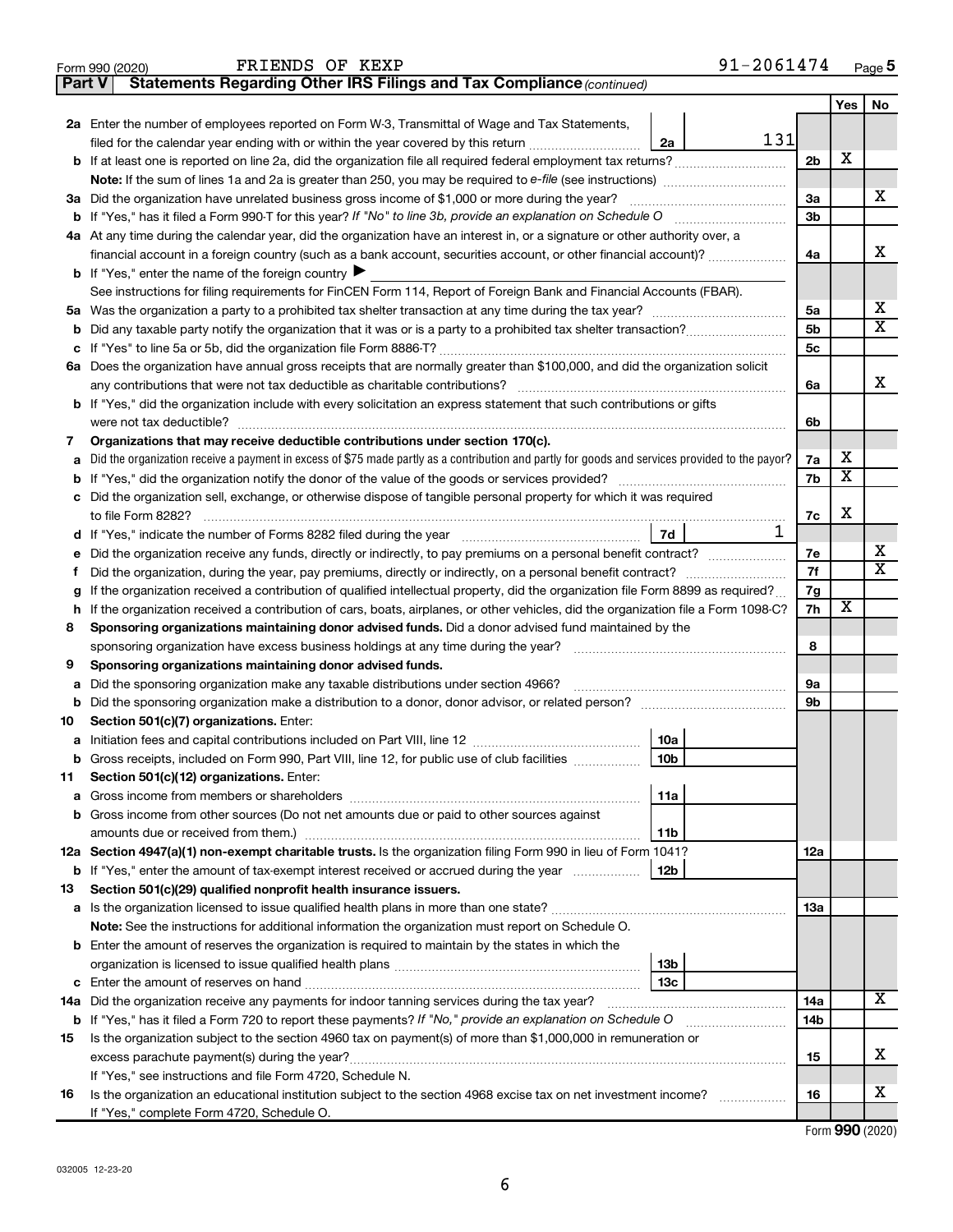Form 990 (2020) FRIENDS OF KEXP 91-2061474 Page 5

**Part V Statements Regarding Other IRS Filings and Tax Compliance** *(continued)*

| | | | | Yes | No |
|---|---|---|---|---|---|
| **2a** | Enter the number of employees reported on Form W-3, Transmittal of Wage and Tax Statements, filed for the calendar year ending with or within the year covered by this return | 2a 131 | | | |
| **b** | If at least one is reported on line 2a, did the organization file all required federal employment tax returns? | | 2b | X | |
| | **Note:** If the sum of lines 1a and 2a is greater than 250, you may be required to *e-file* (see instructions) | | | | |
| **3a** | Did the organization have unrelated business gross income of $1,000 or more during the year? | | 3a | | X |
| **b** | If "Yes," has it filed a Form 990-T for this year? *If "No" to line 3b, provide an explanation on Schedule O* | | 3b | | |
| **4a** | At any time during the calendar year, did the organization have an interest in, or a signature or other authority over, a financial account in a foreign country (such as a bank account, securities account, or other financial account)? | | 4a | | X |
| **b** | If "Yes," enter the name of the foreign country ▶ | | | | |
| | See instructions for filing requirements for FinCEN Form 114, Report of Foreign Bank and Financial Accounts (FBAR). | | | | |
| **5a** | Was the organization a party to a prohibited tax shelter transaction at any time during the tax year? | | 5a | | X |
| **b** | Did any taxable party notify the organization that it was or is a party to a prohibited tax shelter transaction? | | 5b | | X |
| **c** | If "Yes" to line 5a or 5b, did the organization file Form 8886-T? | | 5c | | |
| **6a** | Does the organization have annual gross receipts that are normally greater than $100,000, and did the organization solicit any contributions that were not tax deductible as charitable contributions? | | 6a | | X |
| **b** | If "Yes," did the organization include with every solicitation an express statement that such contributions or gifts were not tax deductible? | | 6b | | |
| **7** | **Organizations that may receive deductible contributions under section 170(c).** | | | | |
| **a** | Did the organization receive a payment in excess of $75 made partly as a contribution and partly for goods and services provided to the payor? | | 7a | X | |
| **b** | If "Yes," did the organization notify the donor of the value of the goods or services provided? | | 7b | X | |
| **c** | Did the organization sell, exchange, or otherwise dispose of tangible personal property for which it was required to file Form 8282? | | 7c | X | |
| **d** | If "Yes," indicate the number of Forms 8282 filed during the year | 7d 1 | | | |
| **e** | Did the organization receive any funds, directly or indirectly, to pay premiums on a personal benefit contract? | | 7e | | X |
| **f** | Did the organization, during the year, pay premiums, directly or indirectly, on a personal benefit contract? | | 7f | | X |
| **g** | If the organization received a contribution of qualified intellectual property, did the organization file Form 8899 as required? | | 7g | | |
| **h** | If the organization received a contribution of cars, boats, airplanes, or other vehicles, did the organization file a Form 1098-C? | | 7h | X | |
| **8** | **Sponsoring organizations maintaining donor advised funds.** Did a donor advised fund maintained by the sponsoring organization have excess business holdings at any time during the year? | | 8 | | |
| **9** | **Sponsoring organizations maintaining donor advised funds.** | | | | |
| **a** | Did the sponsoring organization make any taxable distributions under section 4966? | | 9a | | |
| **b** | Did the sponsoring organization make a distribution to a donor, donor advisor, or related person? | | 9b | | |
| **10** | **Section 501(c)(7) organizations.** Enter: | | | | |
| **a** | Initiation fees and capital contributions included on Part VIII, line 12 | 10a | | | |
| **b** | Gross receipts, included on Form 990, Part VIII, line 12, for public use of club facilities | 10b | | | |
| **11** | **Section 501(c)(12) organizations.** Enter: | | | | |
| **a** | Gross income from members or shareholders | 11a | | | |
| **b** | Gross income from other sources (Do not net amounts due or paid to other sources against amounts due or received from them.) | 11b | | | |
| **12a** | **Section 4947(a)(1) non-exempt charitable trusts.** Is the organization filing Form 990 in lieu of Form 1041? | | 12a | | |
| **b** | If "Yes," enter the amount of tax-exempt interest received or accrued during the year | 12b | | | |
| **13** | **Section 501(c)(29) qualified nonprofit health insurance issuers.** | | | | |
| **a** | Is the organization licensed to issue qualified health plans in more than one state? | | 13a | | |
| | **Note:** See the instructions for additional information the organization must report on Schedule O. | | | | |
| **b** | Enter the amount of reserves the organization is required to maintain by the states in which the organization is licensed to issue qualified health plans | 13b | | | |
| **c** | Enter the amount of reserves on hand | 13c | | | |
| **14a** | Did the organization receive any payments for indoor tanning services during the tax year? | | 14a | | X |
| **b** | If "Yes," has it filed a Form 720 to report these payments? *If "No," provide an explanation on Schedule O* | | 14b | | |
| **15** | Is the organization subject to the section 4960 tax on payment(s) of more than $1,000,000 in remuneration or excess parachute payment(s) during the year? | | 15 | | X |
| | If "Yes," see instructions and file Form 4720, Schedule N. | | | | |
| **16** | Is the organization an educational institution subject to the section 4968 excise tax on net investment income? | | 16 | | X |
| | If "Yes," complete Form 4720, Schedule O. | | | | |

Form **990** (2020)

032005 12-23-20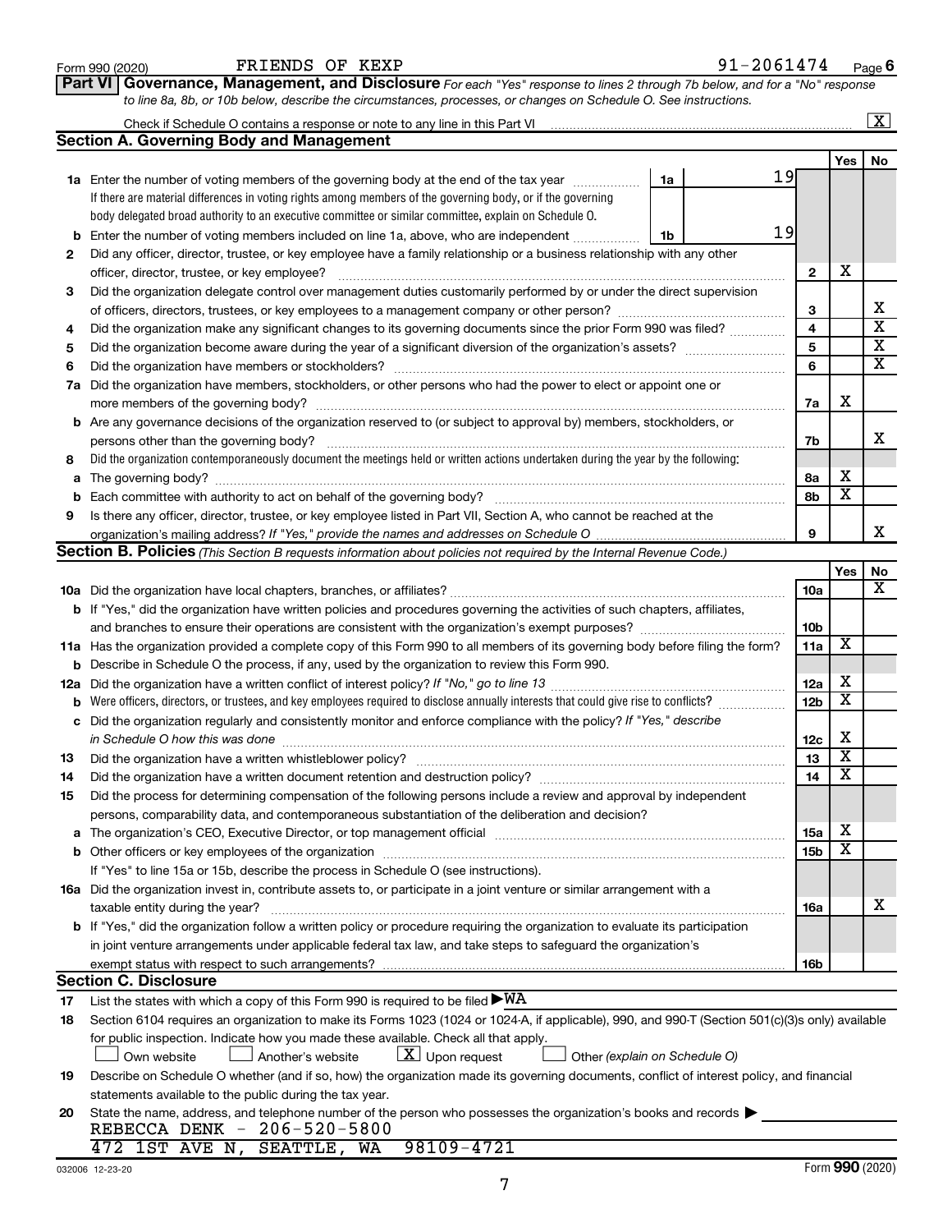Form 990 (2020) FRIENDS OF KEXP 91-2061474 Page 6

**Part VI Governance, Management, and Disclosure** *For each "Yes" response to lines 2 through 7b below, and for a "No" response to line 8a, 8b, or 10b below, describe the circumstances, processes, or changes on Schedule O. See instructions.*

Check if Schedule O contains a response or note to any line in this Part VI [X]

### Section A. Governing Body and Management

| | | | Yes | No |
|---|---|---|---|---|
| **1a** | Enter the number of voting members of the governing body at the end of the tax year — 1a: 19. If there are material differences in voting rights among members of the governing body, or if the governing body delegated broad authority to an executive committee or similar committee, explain on Schedule O. | | | |
| **b** | Enter the number of voting members included on line 1a, above, who are independent — 1b: 19 | | | |
| **2** | Did any officer, director, trustee, or key employee have a family relationship or a business relationship with any other officer, director, trustee, or key employee? | 2 | X | |
| **3** | Did the organization delegate control over management duties customarily performed by or under the direct supervision of officers, directors, trustees, or key employees to a management company or other person? | 3 | | X |
| **4** | Did the organization make any significant changes to its governing documents since the prior Form 990 was filed? | 4 | | X |
| **5** | Did the organization become aware during the year of a significant diversion of the organization's assets? | 5 | | X |
| **6** | Did the organization have members or stockholders? | 6 | | X |
| **7a** | Did the organization have members, stockholders, or other persons who had the power to elect or appoint one or more members of the governing body? | 7a | X | |
| **b** | Are any governance decisions of the organization reserved to (or subject to approval by) members, stockholders, or persons other than the governing body? | 7b | | X |
| **8** | Did the organization contemporaneously document the meetings held or written actions undertaken during the year by the following: | | | |
| **a** | The governing body? | 8a | X | |
| **b** | Each committee with authority to act on behalf of the governing body? | 8b | X | |
| **9** | Is there any officer, director, trustee, or key employee listed in Part VII, Section A, who cannot be reached at the organization's mailing address? *If "Yes," provide the names and addresses on Schedule O* | 9 | | X |

### Section B. Policies *(This Section B requests information about policies not required by the Internal Revenue Code.)*

| | | | Yes | No |
|---|---|---|---|---|
| **10a** | Did the organization have local chapters, branches, or affiliates? | 10a | | X |
| **b** | If "Yes," did the organization have written policies and procedures governing the activities of such chapters, affiliates, and branches to ensure their operations are consistent with the organization's exempt purposes? | 10b | | |
| **11a** | Has the organization provided a complete copy of this Form 990 to all members of its governing body before filing the form? | 11a | X | |
| **b** | Describe in Schedule O the process, if any, used by the organization to review this Form 990. | | | |
| **12a** | Did the organization have a written conflict of interest policy? *If "No," go to line 13* | 12a | X | |
| **b** | Were officers, directors, or trustees, and key employees required to disclose annually interests that could give rise to conflicts? | 12b | X | |
| **c** | Did the organization regularly and consistently monitor and enforce compliance with the policy? *If "Yes," describe in Schedule O how this was done* | 12c | X | |
| **13** | Did the organization have a written whistleblower policy? | 13 | X | |
| **14** | Did the organization have a written document retention and destruction policy? | 14 | X | |
| **15** | Did the process for determining compensation of the following persons include a review and approval by independent persons, comparability data, and contemporaneous substantiation of the deliberation and decision? | | | |
| **a** | The organization's CEO, Executive Director, or top management official | 15a | X | |
| **b** | Other officers or key employees of the organization | 15b | X | |
| | If "Yes" to line 15a or 15b, describe the process in Schedule O (see instructions). | | | |
| **16a** | Did the organization invest in, contribute assets to, or participate in a joint venture or similar arrangement with a taxable entity during the year? | 16a | | X |
| **b** | If "Yes," did the organization follow a written policy or procedure requiring the organization to evaluate its participation in joint venture arrangements under applicable federal tax law, and take steps to safeguard the organization's exempt status with respect to such arrangements? | 16b | | |

### Section C. Disclosure

**17** List the states with which a copy of this Form 990 is required to be filed ▶ WA

**18** Section 6104 requires an organization to make its Forms 1023 (1024 or 1024-A, if applicable), 990, and 990-T (Section 501(c)(3)s only) available for public inspection. Indicate how you made these available. Check all that apply.

[ ] Own website [ ] Another's website [X] Upon request [ ] Other *(explain on Schedule O)*

**19** Describe on Schedule O whether (and if so, how) the organization made its governing documents, conflict of interest policy, and financial statements available to the public during the tax year.

**20** State the name, address, and telephone number of the person who possesses the organization's books and records ▶
REBECCA DENK - 206-520-5800
472 1ST AVE N, SEATTLE, WA 98109-4721

032006 12-23-20 Form **990** (2020)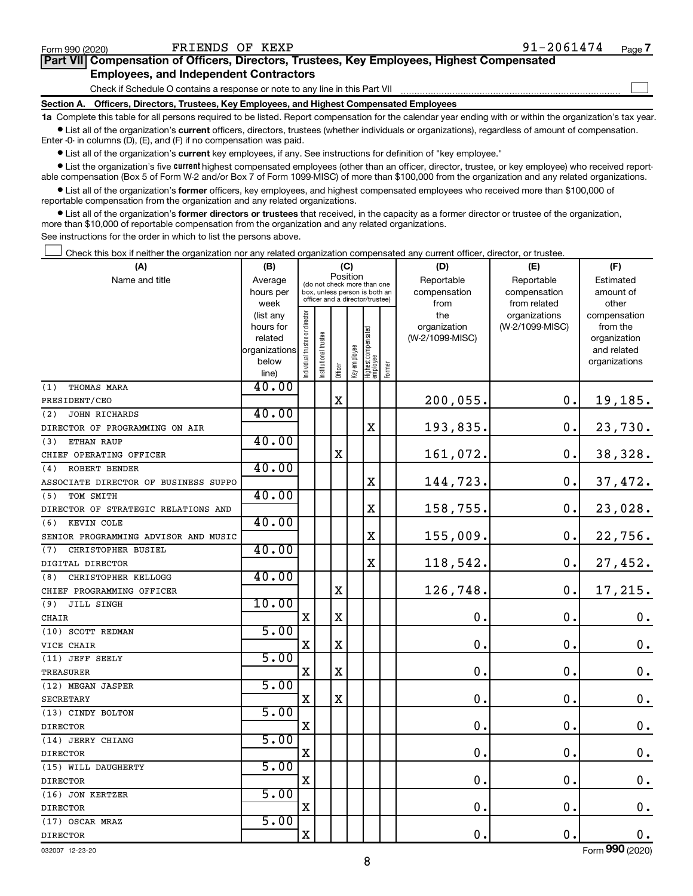Form 990 (2020) FRIENDS OF KEXP 91-2061474 Page 7

## Part VII Compensation of Officers, Directors, Trustees, Key Employees, Highest Compensated Employees, and Independent Contractors

Check if Schedule O contains a response or note to any line in this Part VII ☐

### Section A. Officers, Directors, Trustees, Key Employees, and Highest Compensated Employees

**1a** Complete this table for all persons required to be listed. Report compensation for the calendar year ending with or within the organization's tax year.

- List all of the organization's **current** officers, directors, trustees (whether individuals or organizations), regardless of amount of compensation. Enter -0- in columns (D), (E), and (F) if no compensation was paid.
- List all of the organization's **current** key employees, if any. See instructions for definition of "key employee."
- List the organization's five **current** highest compensated employees (other than an officer, director, trustee, or key employee) who received reportable compensation (Box 5 of Form W-2 and/or Box 7 of Form 1099-MISC) of more than $100,000 from the organization and any related organizations.
- List all of the organization's **former** officers, key employees, and highest compensated employees who received more than $100,000 of reportable compensation from the organization and any related organizations.
- List all of the organization's **former directors or trustees** that received, in the capacity as a former director or trustee of the organization, more than $10,000 of reportable compensation from the organization and any related organizations.

See instructions for the order in which to list the persons above.

☐ Check this box if neither the organization nor any related organization compensated any current officer, director, or trustee.

| (A) Name and title | (B) Average hours per week (list any hours for related organizations below line) | (C) Position: Individual trustee or director | Institutional trustee | Officer | Key employee | Highest compensated employee | Former | (D) Reportable compensation from the organization (W-2/1099-MISC) | (E) Reportable compensation from related organizations (W-2/1099-MISC) | (F) Estimated amount of other compensation from the organization and related organizations |
|---|---|---|---|---|---|---|---|---|---|---|
| (1) THOMAS MARA<br>PRESIDENT/CEO | 40.00 | | | X | | | | 200,055. | 0. | 19,185. |
| (2) JOHN RICHARDS<br>DIRECTOR OF PROGRAMMING ON AIR | 40.00 | | | | | X | | 193,835. | 0. | 23,730. |
| (3) ETHAN RAUP<br>CHIEF OPERATING OFFICER | 40.00 | | | X | | | | 161,072. | 0. | 38,328. |
| (4) ROBERT BENDER<br>ASSOCIATE DIRECTOR OF BUSINESS SUPPO | 40.00 | | | | | X | | 144,723. | 0. | 37,472. |
| (5) TOM SMITH<br>DIRECTOR OF STRATEGIC RELATIONS AND | 40.00 | | | | | X | | 158,755. | 0. | 23,028. |
| (6) KEVIN COLE<br>SENIOR PROGRAMMING ADVISOR AND MUSIC | 40.00 | | | | | X | | 155,009. | 0. | 22,756. |
| (7) CHRISTOPHER BUSIEL<br>DIGITAL DIRECTOR | 40.00 | | | | | X | | 118,542. | 0. | 27,452. |
| (8) CHRISTOPHER KELLOGG<br>CHIEF PROGRAMMING OFFICER | 40.00 | | | X | | | | 126,748. | 0. | 17,215. |
| (9) JILL SINGH<br>CHAIR | 10.00 | X | | X | | | | 0. | 0. | 0. |
| (10) SCOTT REDMAN<br>VICE CHAIR | 5.00 | X | | X | | | | 0. | 0. | 0. |
| (11) JEFF SEELY<br>TREASURER | 5.00 | X | | X | | | | 0. | 0. | 0. |
| (12) MEGAN JASPER<br>SECRETARY | 5.00 | X | | X | | | | 0. | 0. | 0. |
| (13) CINDY BOLTON<br>DIRECTOR | 5.00 | X | | | | | | 0. | 0. | 0. |
| (14) JERRY CHIANG<br>DIRECTOR | 5.00 | X | | | | | | 0. | 0. | 0. |
| (15) WILL DAUGHERTY<br>DIRECTOR | 5.00 | X | | | | | | 0. | 0. | 0. |
| (16) JON KERTZER<br>DIRECTOR | 5.00 | X | | | | | | 0. | 0. | 0. |
| (17) OSCAR MRAZ<br>DIRECTOR | 5.00 | X | | | | | | 0. | 0. | 0. |

032007 12-23-20 Form 990 (2020)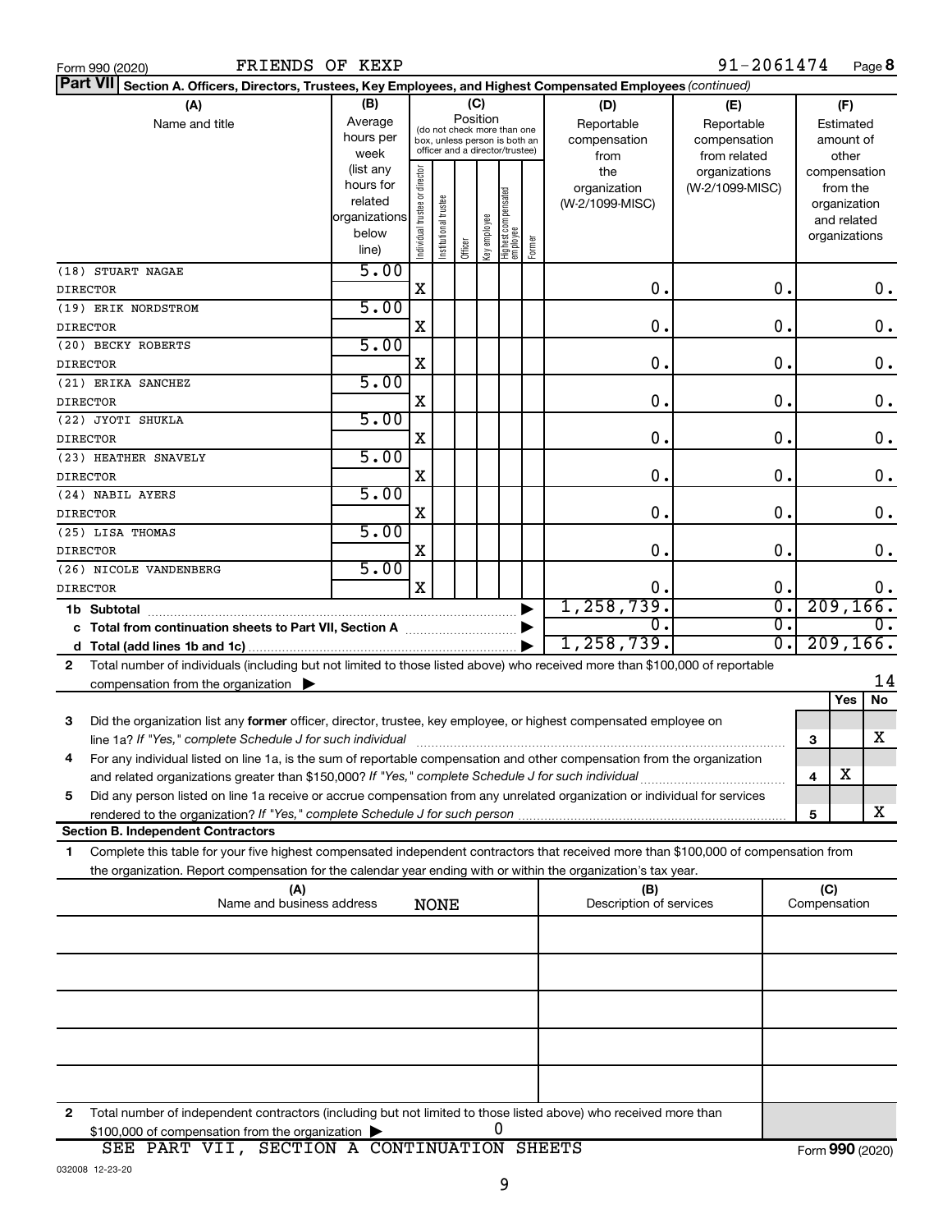Form 990 (2020) FRIENDS OF KEXP 91-2061474 Page **8**

**Part VII** **Section A. Officers, Directors, Trustees, Key Employees, and Highest Compensated Employees** *(continued)*

| (A) Name and title | (B) Average hours per week (list any hours for related organizations below line) | (C) Position: Individual trustee or director | Institutional trustee | Officer | Key employee | Highest compensated employee | Former | (D) Reportable compensation from the organization (W-2/1099-MISC) | (E) Reportable compensation from related organizations (W-2/1099-MISC) | (F) Estimated amount of other compensation from the organization and related organizations |
|---|---|---|---|---|---|---|---|---|---|---|
| (18) STUART NAGAE<br>DIRECTOR | 5.00 | X | | | | | | 0. | 0. | 0. |
| (19) ERIK NORDSTROM<br>DIRECTOR | 5.00 | X | | | | | | 0. | 0. | 0. |
| (20) BECKY ROBERTS<br>DIRECTOR | 5.00 | X | | | | | | 0. | 0. | 0. |
| (21) ERIKA SANCHEZ<br>DIRECTOR | 5.00 | X | | | | | | 0. | 0. | 0. |
| (22) JYOTI SHUKLA<br>DIRECTOR | 5.00 | X | | | | | | 0. | 0. | 0. |
| (23) HEATHER SNAVELY<br>DIRECTOR | 5.00 | X | | | | | | 0. | 0. | 0. |
| (24) NABIL AYERS<br>DIRECTOR | 5.00 | X | | | | | | 0. | 0. | 0. |
| (25) LISA THOMAS<br>DIRECTOR | 5.00 | X | | | | | | 0. | 0. | 0. |
| (26) NICOLE VANDENBERG<br>DIRECTOR | 5.00 | X | | | | | | 0. | 0. | 0. |
| **1b Subtotal** | | | | | | | | 1,258,739. | 0. | 209,166. |
| **c Total from continuation sheets to Part VII, Section A** | | | | | | | | 0. | 0. | 0. |
| **d Total (add lines 1b and 1c)** | | | | | | | | 1,258,739. | 0. | 209,166. |

**2** Total number of individuals (including but not limited to those listed above) who received more than $100,000 of reportable compensation from the organization ▶ 14

| | | | Yes | No |
|---|---|---|---|---|
| **3** | Did the organization list any **former** officer, director, trustee, key employee, or highest compensated employee on line 1a? *If "Yes," complete Schedule J for such individual* | 3 | | X |
| **4** | For any individual listed on line 1a, is the sum of reportable compensation and other compensation from the organization and related organizations greater than $150,000? *If "Yes," complete Schedule J for such individual* | 4 | X | |
| **5** | Did any person listed on line 1a receive or accrue compensation from any unrelated organization or individual for services rendered to the organization? *If "Yes," complete Schedule J for such person* | 5 | | X |

**Section B. Independent Contractors**

**1** Complete this table for your five highest compensated independent contractors that received more than $100,000 of compensation from the organization. Report compensation for the calendar year ending with or within the organization's tax year.

| (A) Name and business address | (B) Description of services | (C) Compensation |
|---|---|---|
| NONE | | |
| | | |
| | | |
| | | |
| | | |

**2** Total number of independent contractors (including but not limited to those listed above) who received more than $100,000 of compensation from the organization ▶ 0

SEE PART VII, SECTION A CONTINUATION SHEETS

Form **990** (2020)

032008 12-23-20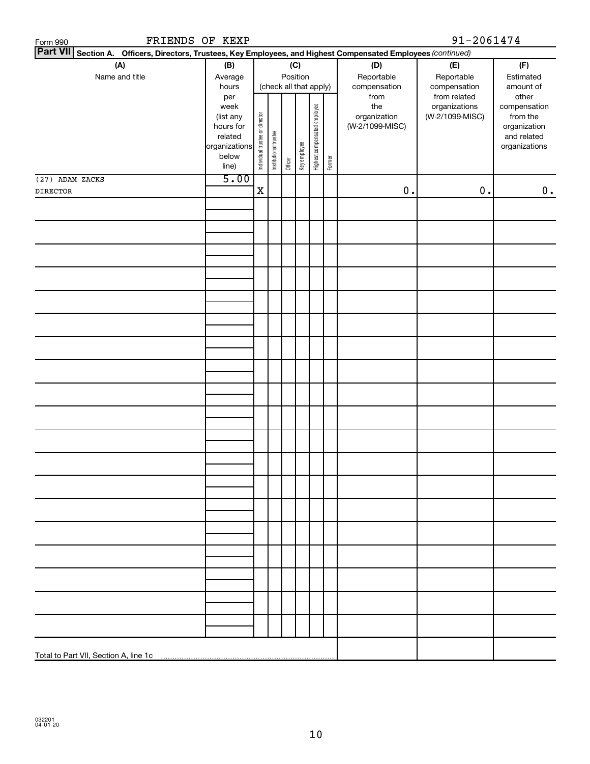Form 990 FRIENDS OF KEXP 91-2061474

**Part VII** Section A. Officers, Directors, Trustees, Key Employees, and Highest Compensated Employees *(continued)*

| (A) Name and title | (B) Average hours per week (list any hours for related organizations below line) | (C) Position (check all that apply): Individual trustee or director | Institutional trustee | Officer | Key employee | Highest compensated employee | Former | (D) Reportable compensation from the organization (W-2/1099-MISC) | (E) Reportable compensation from related organizations (W-2/1099-MISC) | (F) Estimated amount of other compensation from the organization and related organizations |
|---|---|---|---|---|---|---|---|---|---|---|
| (27) ADAM ZACKS<br>DIRECTOR | 5.00 | X | | | | | | 0. | 0. | 0. |
| Total to Part VII, Section A, line 1c | | | | | | | | | | |

032201 04-01-20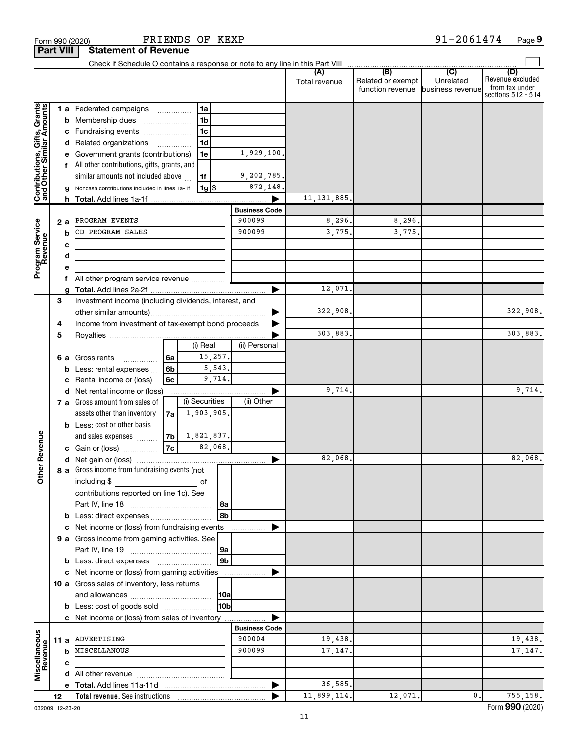Form 990 (2020) FRIENDS OF KEXP 91-2061474 Page **9**

**Part VIII Statement of Revenue**

Check if Schedule O contains a response or note to any line in this Part VIII ☐

| | | | | | (A) Total revenue | (B) Related or exempt function revenue | (C) Unrelated business revenue | (D) Revenue excluded from tax under sections 512 - 514 |
|---|---|---|---|---|---|---|---|---|
| Contributions, Gifts, Grants and Other Similar Amounts | 1 a | Federated campaigns | 1a | | | | | |
| | b | Membership dues | 1b | | | | | |
| | c | Fundraising events | 1c | | | | | |
| | d | Related organizations | 1d | | | | | |
| | e | Government grants (contributions) | 1e | 1,929,100. | | | | |
| | f | All other contributions, gifts, grants, and similar amounts not included above | 1f | 9,202,785. | | | | |
| | g | Noncash contributions included in lines 1a-1f | 1g $ | 872,148. | | | | |
| | h | **Total.** Add lines 1a-1f | | ▶ | 11,131,885. | | | |
| | | | | **Business Code** | | | | |
| Program Service Revenue | 2 a | PROGRAM EVENTS | | 900099 | 8,296. | 8,296. | | |
| | b | CD PROGRAM SALES | | 900099 | 3,775. | 3,775. | | |
| | c | | | | | | | |
| | d | | | | | | | |
| | e | | | | | | | |
| | f | All other program service revenue | | | | | | |
| | g | **Total.** Add lines 2a-2f | | ▶ | 12,071. | | | |
| Other Revenue | 3 | Investment income (including dividends, interest, and other similar amounts) | | ▶ | 322,908. | | | 322,908. |
| | 4 | Income from investment of tax-exempt bond proceeds | | ▶ | | | | |
| | 5 | Royalties | | ▶ | 303,883. | | | 303,883. |
| | | | (i) Real | (ii) Personal | | | | |
| | 6 a | Gross rents 6a | 15,257. | | | | | |
| | b | Less: rental expenses 6b | 5,543. | | | | | |
| | c | Rental income or (loss) 6c | 9,714. | | | | | |
| | d | Net rental income or (loss) | | ▶ | 9,714. | | | 9,714. |
| | | | (i) Securities | (ii) Other | | | | |
| | 7 a | Gross amount from sales of assets other than inventory 7a | 1,903,905. | | | | | |
| | b | Less: cost or other basis and sales expenses 7b | 1,821,837. | | | | | |
| | c | Gain or (loss) 7c | 82,068. | | | | | |
| | d | Net gain or (loss) | | ▶ | 82,068. | | | 82,068. |
| | 8 a | Gross income from fundraising events (not including $ ______ of contributions reported on line 1c). See Part IV, line 18 | 8a | | | | | |
| | b | Less: direct expenses | 8b | | | | | |
| | c | Net income or (loss) from fundraising events | | ▶ | | | | |
| | 9 a | Gross income from gaming activities. See Part IV, line 19 | 9a | | | | | |
| | b | Less: direct expenses | 9b | | | | | |
| | c | Net income or (loss) from gaming activities | | ▶ | | | | |
| | 10 a | Gross sales of inventory, less returns and allowances | 10a | | | | | |
| | b | Less: cost of goods sold | 10b | | | | | |
| | c | Net income or (loss) from sales of inventory | | ▶ | | | | |
| | | | | **Business Code** | | | | |
| Miscellaneous Revenue | 11 a | ADVERTISING | | 900004 | 19,438. | | | 19,438. |
| | b | MISCELLANEOUS | | 900099 | 17,147. | | | 17,147. |
| | c | | | | | | | |
| | d | All other revenue | | | | | | |
| | e | **Total.** Add lines 11a-11d | | ▶ | 36,585. | | | |
| | 12 | **Total revenue.** See instructions | | ▶ | 11,899,114. | 12,071. | 0. | 755,158. |

032009 12-23-20 Form **990** (2020)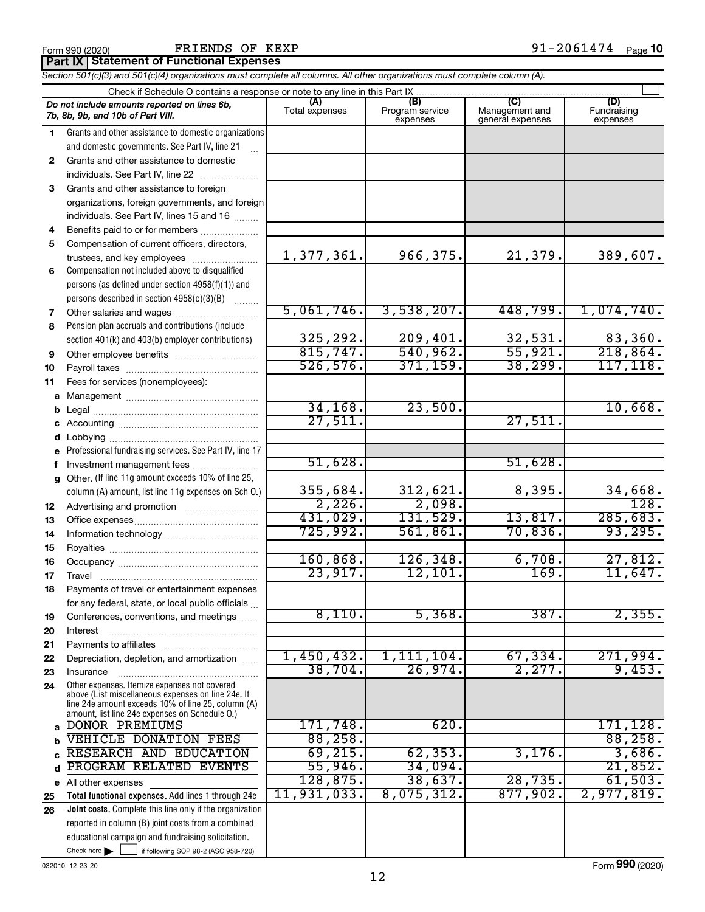Form 990 (2020) FRIENDS OF KEXP 91-2061474 Page 10

**Part IX Statement of Functional Expenses**

*Section 501(c)(3) and 501(c)(4) organizations must complete all columns. All other organizations must complete column (A).*

Check if Schedule O contains a response or note to any line in this Part IX

| *Do not include amounts reported on lines 6b, 7b, 8b, 9b, and 10b of Part VIII.* | (A) Total expenses | (B) Program service expenses | (C) Management and general expenses | (D) Fundraising expenses |
|---|---|---|---|---|
| 1 Grants and other assistance to domestic organizations and domestic governments. See Part IV, line 21 | | | | |
| 2 Grants and other assistance to domestic individuals. See Part IV, line 22 | | | | |
| 3 Grants and other assistance to foreign organizations, foreign governments, and foreign individuals. See Part IV, lines 15 and 16 | | | | |
| 4 Benefits paid to or for members | | | | |
| 5 Compensation of current officers, directors, trustees, and key employees | 1,377,361. | 966,375. | 21,379. | 389,607. |
| 6 Compensation not included above to disqualified persons (as defined under section 4958(f)(1)) and persons described in section 4958(c)(3)(B) | | | | |
| 7 Other salaries and wages | 5,061,746. | 3,538,207. | 448,799. | 1,074,740. |
| 8 Pension plan accruals and contributions (include section 401(k) and 403(b) employer contributions) | 325,292. | 209,401. | 32,531. | 83,360. |
| 9 Other employee benefits | 815,747. | 540,962. | 55,921. | 218,864. |
| 10 Payroll taxes | 526,576. | 371,159. | 38,299. | 117,118. |
| 11 Fees for services (nonemployees): | | | | |
| a Management | | | | |
| b Legal | 34,168. | 23,500. | | 10,668. |
| c Accounting | 27,511. | | 27,511. | |
| d Lobbying | | | | |
| e Professional fundraising services. See Part IV, line 17 | | | | |
| f Investment management fees | 51,628. | | 51,628. | |
| g Other. (If line 11g amount exceeds 10% of line 25, column (A) amount, list line 11g expenses on Sch O.) | 355,684. | 312,621. | 8,395. | 34,668. |
| 12 Advertising and promotion | 2,226. | 2,098. | | 128. |
| 13 Office expenses | 431,029. | 131,529. | 13,817. | 285,683. |
| 14 Information technology | 725,992. | 561,861. | 70,836. | 93,295. |
| 15 Royalties | | | | |
| 16 Occupancy | 160,868. | 126,348. | 6,708. | 27,812. |
| 17 Travel | 23,917. | 12,101. | 169. | 11,647. |
| 18 Payments of travel or entertainment expenses for any federal, state, or local public officials | | | | |
| 19 Conferences, conventions, and meetings | 8,110. | 5,368. | 387. | 2,355. |
| 20 Interest | | | | |
| 21 Payments to affiliates | | | | |
| 22 Depreciation, depletion, and amortization | 1,450,432. | 1,111,104. | 67,334. | 271,994. |
| 23 Insurance | 38,704. | 26,974. | 2,277. | 9,453. |
| 24 Other expenses. Itemize expenses not covered above (List miscellaneous expenses on line 24e. If line 24e amount exceeds 10% of line 25, column (A) amount, list line 24e expenses on Schedule O.) | | | | |
| a DONOR PREMIUMS | 171,748. | 620. | | 171,128. |
| b VEHICLE DONATION FEES | 88,258. | | | 88,258. |
| c RESEARCH AND EDUCATION | 69,215. | 62,353. | 3,176. | 3,686. |
| d PROGRAM RELATED EVENTS | 55,946. | 34,094. | | 21,852. |
| e All other expenses | 128,875. | 38,637. | 28,735. | 61,503. |
| 25 **Total functional expenses.** Add lines 1 through 24e | 11,931,033. | 8,075,312. | 877,902. | 2,977,819. |
| 26 **Joint costs.** Complete this line only if the organization reported in column (B) joint costs from a combined educational campaign and fundraising solicitation. Check here ☐ if following SOP 98-2 (ASC 958-720) | | | | |

032010 12-23-20

Form **990** (2020)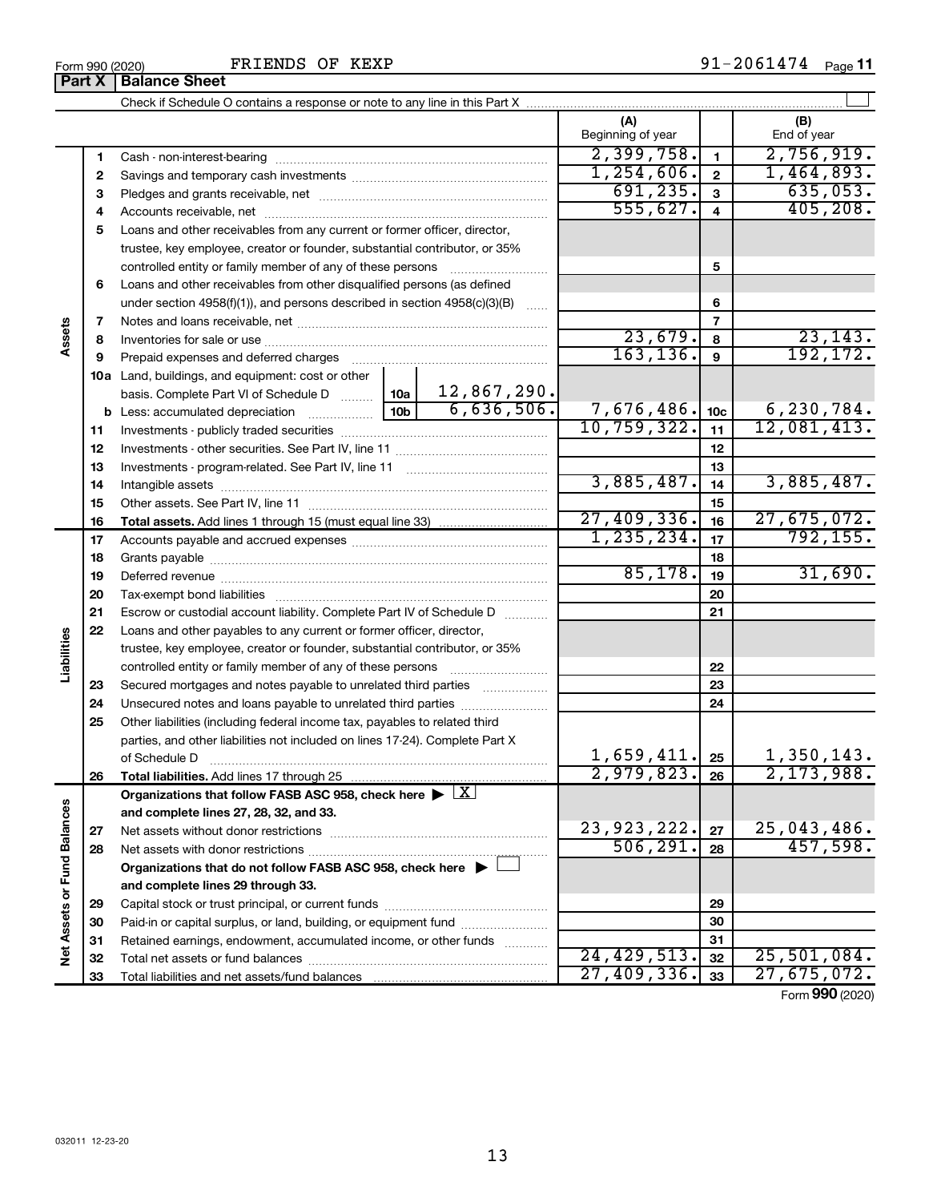Form 990 (2020) FRIENDS OF KEXP 91-2061474 Page **11**

## Part X | Balance Sheet

Check if Schedule O contains a response or note to any line in this Part X ☐

| | | | | (A) Beginning of year | | (B) End of year |
|---|---|---|---|---|---|---|
| **Assets** | 1 | Cash - non-interest-bearing | | 2,399,758. | 1 | 2,756,919. |
| | 2 | Savings and temporary cash investments | | 1,254,606. | 2 | 1,464,893. |
| | 3 | Pledges and grants receivable, net | | 691,235. | 3 | 635,053. |
| | 4 | Accounts receivable, net | | 555,627. | 4 | 405,208. |
| | 5 | Loans and other receivables from any current or former officer, director, trustee, key employee, creator or founder, substantial contributor, or 35% controlled entity or family member of any of these persons | | | 5 | |
| | 6 | Loans and other receivables from other disqualified persons (as defined under section 4958(f)(1)), and persons described in section 4958(c)(3)(B) | | | 6 | |
| | 7 | Notes and loans receivable, net | | | 7 | |
| | 8 | Inventories for sale or use | | 23,679. | 8 | 23,143. |
| | 9 | Prepaid expenses and deferred charges | | 163,136. | 9 | 192,172. |
| | 10a | Land, buildings, and equipment: cost or other basis. Complete Part VI of Schedule D | 10a 12,867,290. | | | |
| | b | Less: accumulated depreciation | 10b 6,636,506. | 7,676,486. | 10c | 6,230,784. |
| | 11 | Investments - publicly traded securities | | 10,759,322. | 11 | 12,081,413. |
| | 12 | Investments - other securities. See Part IV, line 11 | | | 12 | |
| | 13 | Investments - program-related. See Part IV, line 11 | | | 13 | |
| | 14 | Intangible assets | | 3,885,487. | 14 | 3,885,487. |
| | 15 | Other assets. See Part IV, line 11 | | | 15 | |
| | 16 | **Total assets.** Add lines 1 through 15 (must equal line 33) | | 27,409,336. | 16 | 27,675,072. |
| **Liabilities** | 17 | Accounts payable and accrued expenses | | 1,235,234. | 17 | 792,155. |
| | 18 | Grants payable | | | 18 | |
| | 19 | Deferred revenue | | 85,178. | 19 | 31,690. |
| | 20 | Tax-exempt bond liabilities | | | 20 | |
| | 21 | Escrow or custodial account liability. Complete Part IV of Schedule D | | | 21 | |
| | 22 | Loans and other payables to any current or former officer, director, trustee, key employee, creator or founder, substantial contributor, or 35% controlled entity or family member of any of these persons | | | 22 | |
| | 23 | Secured mortgages and notes payable to unrelated third parties | | | 23 | |
| | 24 | Unsecured notes and loans payable to unrelated third parties | | | 24 | |
| | 25 | Other liabilities (including federal income tax, payables to related third parties, and other liabilities not included on lines 17-24). Complete Part X of Schedule D | | 1,659,411. | 25 | 1,350,143. |
| | 26 | **Total liabilities.** Add lines 17 through 25 | | 2,979,823. | 26 | 2,173,988. |
| **Net Assets or Fund Balances** | | **Organizations that follow FASB ASC 958, check here ▶ ☒ and complete lines 27, 28, 32, and 33.** | | | | |
| | 27 | Net assets without donor restrictions | | 23,923,222. | 27 | 25,043,486. |
| | 28 | Net assets with donor restrictions | | 506,291. | 28 | 457,598. |
| | | **Organizations that do not follow FASB ASC 958, check here ▶ ☐ and complete lines 29 through 33.** | | | | |
| | 29 | Capital stock or trust principal, or current funds | | | 29 | |
| | 30 | Paid-in or capital surplus, or land, building, or equipment fund | | | 30 | |
| | 31 | Retained earnings, endowment, accumulated income, or other funds | | | 31 | |
| | 32 | Total net assets or fund balances | | 24,429,513. | 32 | 25,501,084. |
| | 33 | Total liabilities and net assets/fund balances | | 27,409,336. | 33 | 27,675,072. |

Form **990** (2020)

032011 12-23-20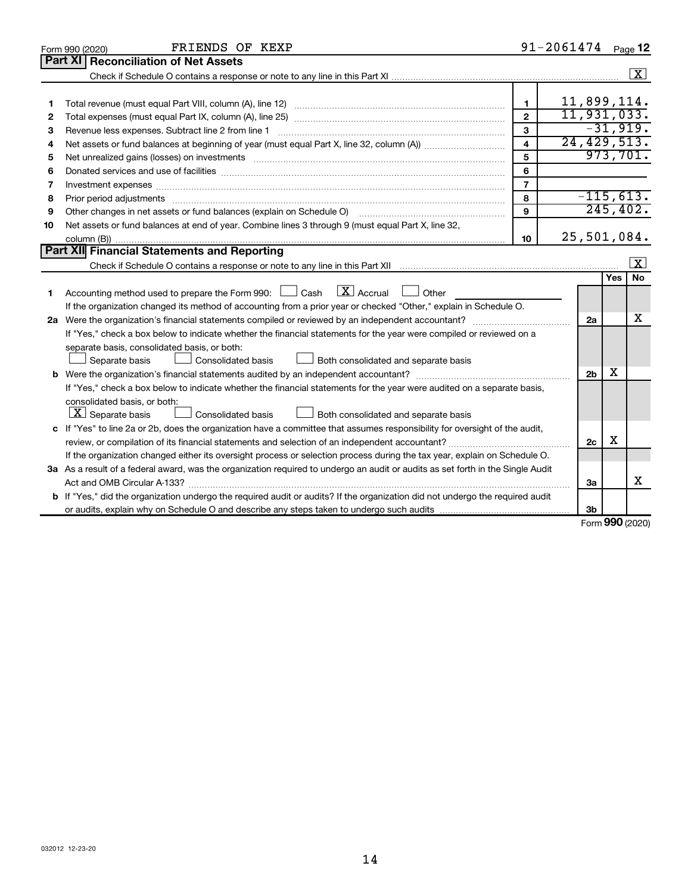Form 990 (2020) FRIENDS OF KEXP 91-2061474 Page 12

## Part XI Reconciliation of Net Assets

Check if Schedule O contains a response or note to any line in this Part XI .......... [X]

| | | | |
|---|---|---|---|
| 1 | Total revenue (must equal Part VIII, column (A), line 12) | 1 | 11,899,114. |
| 2 | Total expenses (must equal Part IX, column (A), line 25) | 2 | 11,931,033. |
| 3 | Revenue less expenses. Subtract line 2 from line 1 | 3 | -31,919. |
| 4 | Net assets or fund balances at beginning of year (must equal Part X, line 32, column (A)) | 4 | 24,429,513. |
| 5 | Net unrealized gains (losses) on investments | 5 | 973,701. |
| 6 | Donated services and use of facilities | 6 | |
| 7 | Investment expenses | 7 | |
| 8 | Prior period adjustments | 8 | -115,613. |
| 9 | Other changes in net assets or fund balances (explain on Schedule O) | 9 | 245,402. |
| 10 | Net assets or fund balances at end of year. Combine lines 3 through 9 (must equal Part X, line 32, column (B)) | 10 | 25,501,084. |

## Part XII Financial Statements and Reporting

Check if Schedule O contains a response or note to any line in this Part XII .......... [X]

| | | | Yes | No |
|---|---|---|---|---|
| 1 | Accounting method used to prepare the Form 990: [ ] Cash [X] Accrual [ ] Other<br>If the organization changed its method of accounting from a prior year or checked "Other," explain in Schedule O. | | | |
| 2a | Were the organization's financial statements compiled or reviewed by an independent accountant?<br>If "Yes," check a box below to indicate whether the financial statements for the year were compiled or reviewed on a separate basis, consolidated basis, or both:<br>[ ] Separate basis [ ] Consolidated basis [ ] Both consolidated and separate basis | 2a | | X |
| b | Were the organization's financial statements audited by an independent accountant?<br>If "Yes," check a box below to indicate whether the financial statements for the year were audited on a separate basis, consolidated basis, or both:<br>[X] Separate basis [ ] Consolidated basis [ ] Both consolidated and separate basis | 2b | X | |
| c | If "Yes" to line 2a or 2b, does the organization have a committee that assumes responsibility for oversight of the audit, review, or compilation of its financial statements and selection of an independent accountant?<br>If the organization changed either its oversight process or selection process during the tax year, explain on Schedule O. | 2c | X | |
| 3a | As a result of a federal award, was the organization required to undergo an audit or audits as set forth in the Single Audit Act and OMB Circular A-133? | 3a | | X |
| b | If "Yes," did the organization undergo the required audit or audits? If the organization did not undergo the required audit or audits, explain why on Schedule O and describe any steps taken to undergo such audits | 3b | | |

Form 990 (2020)

032012 12-23-20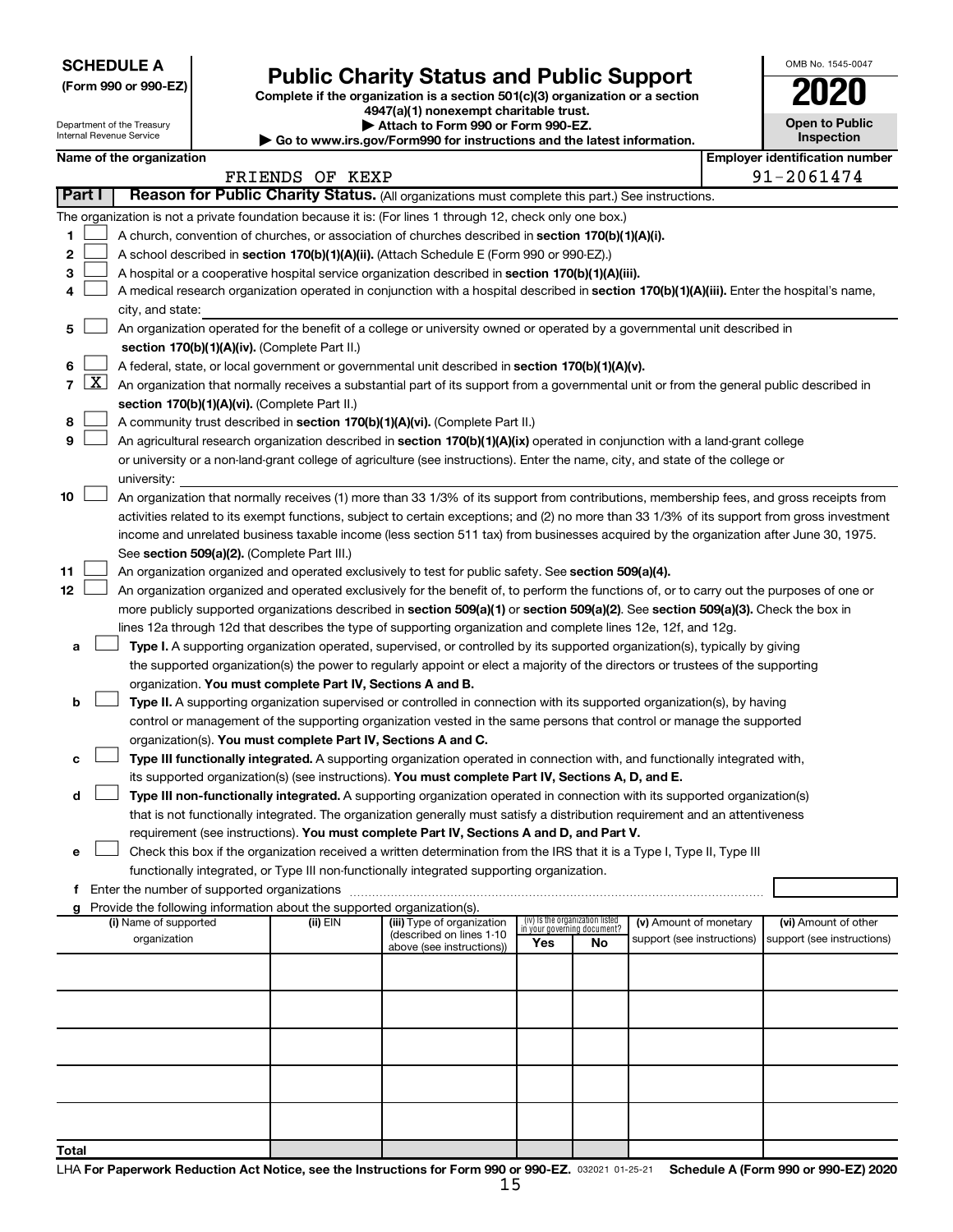**SCHEDULE A**
**(Form 990 or 990-EZ)**

Department of the Treasury
Internal Revenue Service

# Public Charity Status and Public Support

**Complete if the organization is a section 501(c)(3) organization or a section 4947(a)(1) nonexempt charitable trust.**
**▶ Attach to Form 990 or Form 990-EZ.**
**▶ Go to www.irs.gov/Form990 for instructions and the latest information.**

OMB No. 1545-0047

**2020**

**Open to Public Inspection**

**Name of the organization:** FRIENDS OF KEXP

**Employer identification number:** 91-2061474

## Part I — Reason for Public Charity Status. (All organizations must complete this part.) See instructions.

The organization is not a private foundation because it is: (For lines 1 through 12, check only one box.)

1. ☐ A church, convention of churches, or association of churches described in **section 170(b)(1)(A)(i).**
2. ☐ A school described in **section 170(b)(1)(A)(ii).** (Attach Schedule E (Form 990 or 990-EZ).)
3. ☐ A hospital or a cooperative hospital service organization described in **section 170(b)(1)(A)(iii).**
4. ☐ A medical research organization operated in conjunction with a hospital described in **section 170(b)(1)(A)(iii).** Enter the hospital's name, city, and state: \_\_\_\_\_\_\_\_\_\_
5. ☐ An organization operated for the benefit of a college or university owned or operated by a governmental unit described in **section 170(b)(1)(A)(iv).** (Complete Part II.)
6. ☐ A federal, state, or local government or governmental unit described in **section 170(b)(1)(A)(v).**
7. ☒ An organization that normally receives a substantial part of its support from a governmental unit or from the general public described in **section 170(b)(1)(A)(vi).** (Complete Part II.)
8. ☐ A community trust described in **section 170(b)(1)(A)(vi).** (Complete Part II.)
9. ☐ An agricultural research organization described in **section 170(b)(1)(A)(ix)** operated in conjunction with a land-grant college or university or a non-land-grant college of agriculture (see instructions). Enter the name, city, and state of the college or university: \_\_\_\_\_\_\_\_\_\_
10. ☐ An organization that normally receives (1) more than 33 1/3% of its support from contributions, membership fees, and gross receipts from activities related to its exempt functions, subject to certain exceptions; and (2) no more than 33 1/3% of its support from gross investment income and unrelated business taxable income (less section 511 tax) from businesses acquired by the organization after June 30, 1975. See **section 509(a)(2).** (Complete Part III.)
11. ☐ An organization organized and operated exclusively to test for public safety. See **section 509(a)(4).**
12. ☐ An organization organized and operated exclusively for the benefit of, to perform the functions of, or to carry out the purposes of one or more publicly supported organizations described in **section 509(a)(1)** or **section 509(a)(2).** See **section 509(a)(3).** Check the box in lines 12a through 12d that describes the type of supporting organization and complete lines 12e, 12f, and 12g.
   - **a** ☐ **Type I.** A supporting organization operated, supervised, or controlled by its supported organization(s), typically by giving the supported organization(s) the power to regularly appoint or elect a majority of the directors or trustees of the supporting organization. **You must complete Part IV, Sections A and B.**
   - **b** ☐ **Type II.** A supporting organization supervised or controlled in connection with its supported organization(s), by having control or management of the supporting organization vested in the same persons that control or manage the supported organization(s). **You must complete Part IV, Sections A and C.**
   - **c** ☐ **Type III functionally integrated.** A supporting organization operated in connection with, and functionally integrated with, its supported organization(s) (see instructions). **You must complete Part IV, Sections A, D, and E.**
   - **d** ☐ **Type III non-functionally integrated.** A supporting organization operated in connection with its supported organization(s) that is not functionally integrated. The organization generally must satisfy a distribution requirement and an attentiveness requirement (see instructions). **You must complete Part IV, Sections A and D, and Part V.**
   - **e** ☐ Check this box if the organization received a written determination from the IRS that it is a Type I, Type II, Type III functionally integrated, or Type III non-functionally integrated supporting organization.
   - **f** Enter the number of supported organizations \_\_\_\_\_\_\_\_\_\_
   - **g** Provide the following information about the supported organization(s).

| (i) Name of supported organization | (ii) EIN | (iii) Type of organization (described on lines 1-10 above (see instructions)) | (iv) Is the organization listed in your governing document? Yes | No | (v) Amount of monetary support (see instructions) | (vi) Amount of other support (see instructions) |
|---|---|---|---|---|---|---|
| | | | | | | |
| | | | | | | |
| | | | | | | |
| | | | | | | |
| | | | | | | |
| **Total** | | | | | | |

LHA **For Paperwork Reduction Act Notice, see the Instructions for Form 990 or 990-EZ.** 032021 01-25-21 **Schedule A (Form 990 or 990-EZ) 2020**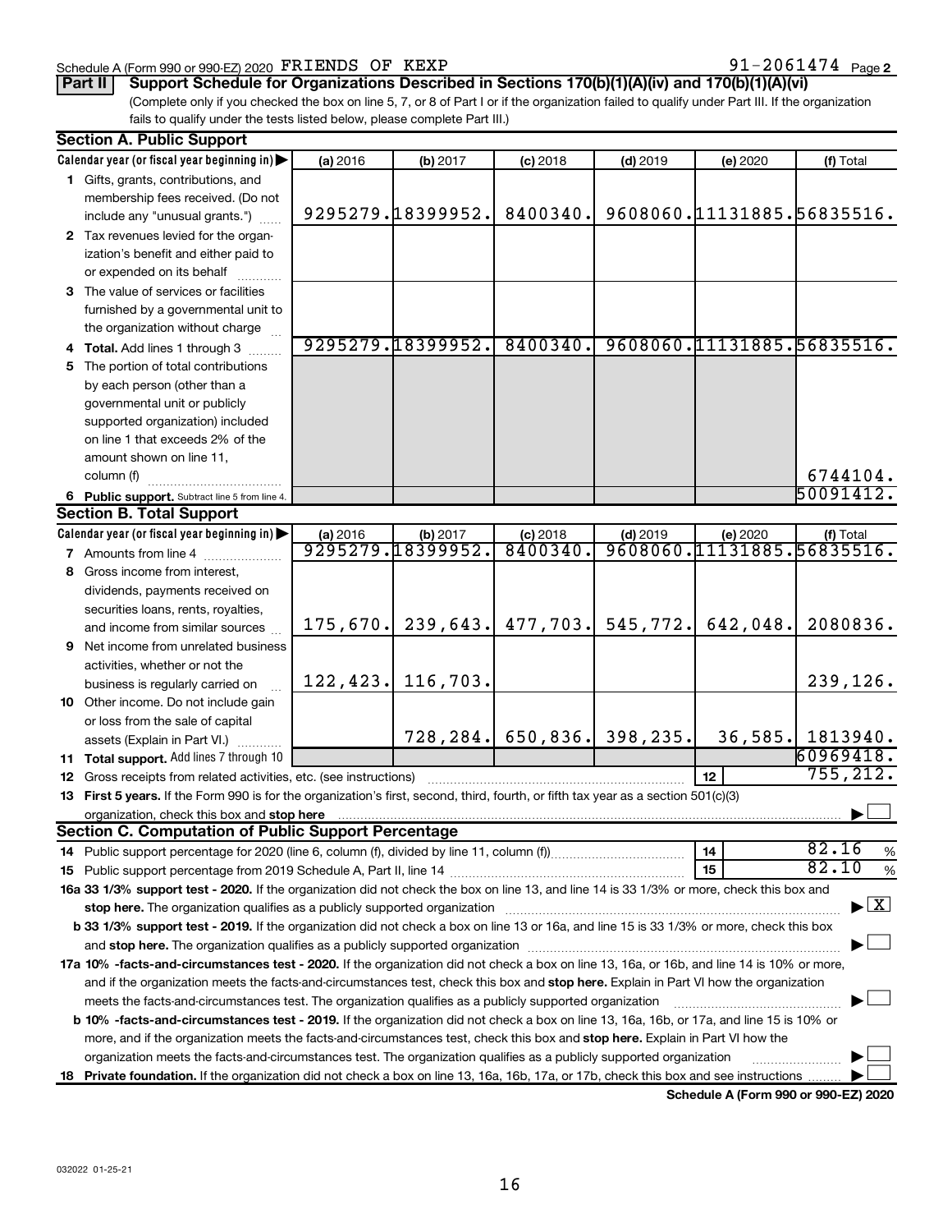Schedule A (Form 990 or 990-EZ) 2020 FRIENDS OF KEXP 91-2061474 Page 2

**Part II Support Schedule for Organizations Described in Sections 170(b)(1)(A)(iv) and 170(b)(1)(A)(vi)**

(Complete only if you checked the box on line 5, 7, or 8 of Part I or if the organization failed to qualify under Part III. If the organization fails to qualify under the tests listed below, please complete Part III.)

**Section A. Public Support**

| Calendar year (or fiscal year beginning in) | (a) 2016 | (b) 2017 | (c) 2018 | (d) 2019 | (e) 2020 | (f) Total |
|---|---|---|---|---|---|---|
| 1 Gifts, grants, contributions, and membership fees received. (Do not include any "unusual grants.") | 9295279. | 18399952. | 8400340. | 9608060. | 11131885. | 56835516. |
| 2 Tax revenues levied for the organization's benefit and either paid to or expended on its behalf | | | | | | |
| 3 The value of services or facilities furnished by a governmental unit to the organization without charge | | | | | | |
| 4 Total. Add lines 1 through 3 | 9295279. | 18399952. | 8400340. | 9608060. | 11131885. | 56835516. |
| 5 The portion of total contributions by each person (other than a governmental unit or publicly supported organization) included on line 1 that exceeds 2% of the amount shown on line 11, column (f) | | | | | | 6744104. |
| 6 Public support. Subtract line 5 from line 4. | | | | | | 50091412. |

**Section B. Total Support**

| Calendar year (or fiscal year beginning in) | (a) 2016 | (b) 2017 | (c) 2018 | (d) 2019 | (e) 2020 | (f) Total |
|---|---|---|---|---|---|---|
| 7 Amounts from line 4 | 9295279. | 18399952. | 8400340. | 9608060. | 11131885. | 56835516. |
| 8 Gross income from interest, dividends, payments received on securities loans, rents, royalties, and income from similar sources | 175,670. | 239,643. | 477,703. | 545,772. | 642,048. | 2080836. |
| 9 Net income from unrelated business activities, whether or not the business is regularly carried on | 122,423. | 116,703. | | | | 239,126. |
| 10 Other income. Do not include gain or loss from the sale of capital assets (Explain in Part VI.) | | 728,284. | 650,836. | 398,235. | 36,585. | 1813940. |
| 11 Total support. Add lines 7 through 10 | | | | | | 60969418. |
| 12 Gross receipts from related activities, etc. (see instructions) | | | | | 12 | 755,212. |

13 **First 5 years.** If the Form 990 is for the organization's first, second, third, fourth, or fifth tax year as a section 501(c)(3) organization, check this box and **stop here** ☐

**Section C. Computation of Public Support Percentage**

14 Public support percentage for 2020 (line 6, column (f), divided by line 11, column (f)) — 14 — 82.16 %

15 Public support percentage from 2019 Schedule A, Part II, line 14 — 15 — 82.10 %

16a **33 1/3% support test - 2020.** If the organization did not check the box on line 13, and line 14 is 33 1/3% or more, check this box and **stop here.** The organization qualifies as a publicly supported organization ☒

b **33 1/3% support test - 2019.** If the organization did not check a box on line 13 or 16a, and line 15 is 33 1/3% or more, check this box and **stop here.** The organization qualifies as a publicly supported organization ☐

17a **10% -facts-and-circumstances test - 2020.** If the organization did not check a box on line 13, 16a, or 16b, and line 14 is 10% or more, and if the organization meets the facts-and-circumstances test, check this box and **stop here.** Explain in Part VI how the organization meets the facts-and-circumstances test. The organization qualifies as a publicly supported organization ☐

b **10% -facts-and-circumstances test - 2019.** If the organization did not check a box on line 13, 16a, 16b, or 17a, and line 15 is 10% or more, and if the organization meets the facts-and-circumstances test, check this box and **stop here.** Explain in Part VI how the organization meets the facts-and-circumstances test. The organization qualifies as a publicly supported organization ☐

18 **Private foundation.** If the organization did not check a box on line 13, 16a, 16b, 17a, or 17b, check this box and see instructions ☐

**Schedule A (Form 990 or 990-EZ) 2020**

032022 01-25-21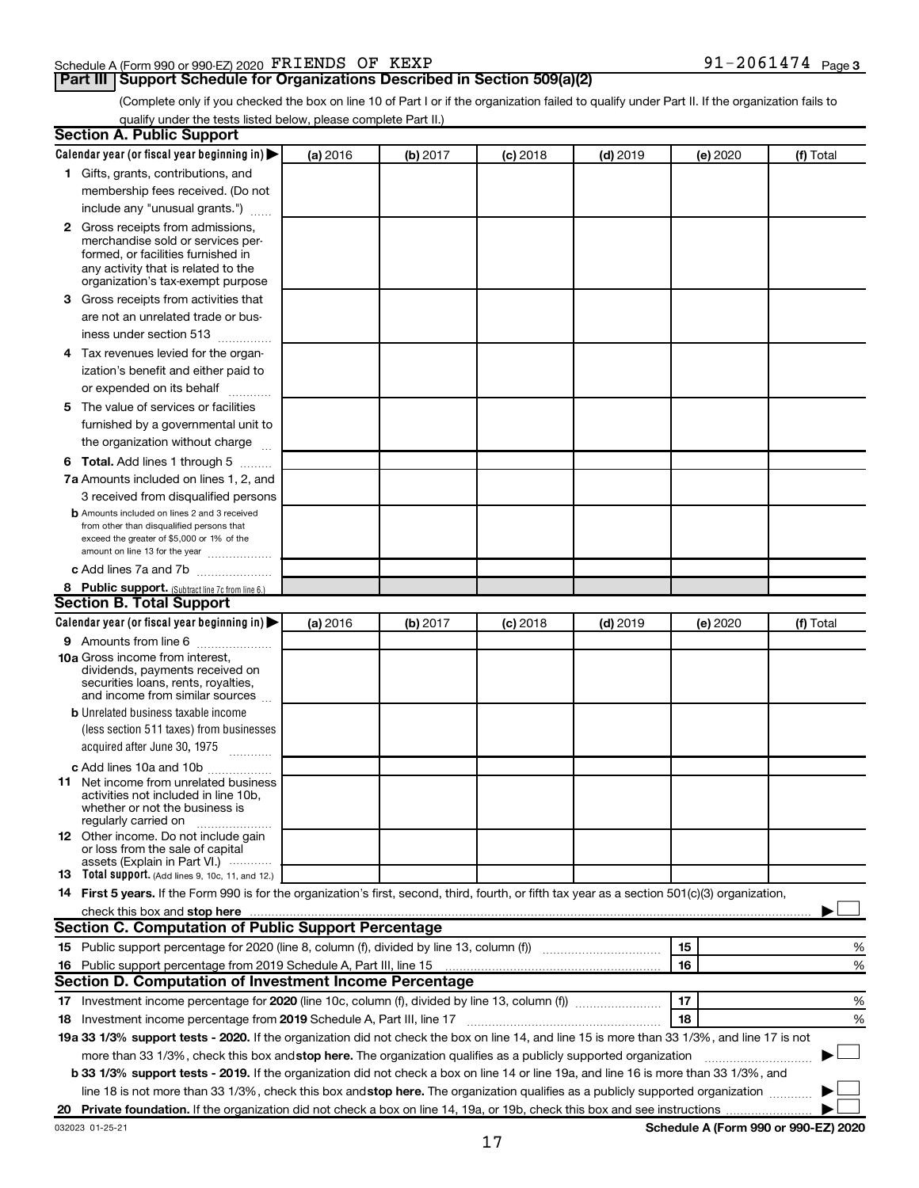Schedule A (Form 990 or 990-EZ) 2020 FRIENDS OF KEXP 91-2061474 Page 3

## Part III Support Schedule for Organizations Described in Section 509(a)(2)

(Complete only if you checked the box on line 10 of Part I or if the organization failed to qualify under Part II. If the organization fails to qualify under the tests listed below, please complete Part II.)

### Section A. Public Support

| Calendar year (or fiscal year beginning in) ▶ | (a) 2016 | (b) 2017 | (c) 2018 | (d) 2019 | (e) 2020 | (f) Total |
|---|---|---|---|---|---|---|
| **1** Gifts, grants, contributions, and membership fees received. (Do not include any "unusual grants.") | | | | | | |
| **2** Gross receipts from admissions, merchandise sold or services performed, or facilities furnished in any activity that is related to the organization's tax-exempt purpose | | | | | | |
| **3** Gross receipts from activities that are not an unrelated trade or business under section 513 | | | | | | |
| **4** Tax revenues levied for the organization's benefit and either paid to or expended on its behalf | | | | | | |
| **5** The value of services or facilities furnished by a governmental unit to the organization without charge | | | | | | |
| **6 Total.** Add lines 1 through 5 | | | | | | |
| **7a** Amounts included on lines 1, 2, and 3 received from disqualified persons | | | | | | |
| **b** Amounts included on lines 2 and 3 received from other than disqualified persons that exceed the greater of $5,000 or 1% of the amount on line 13 for the year | | | | | | |
| **c** Add lines 7a and 7b | | | | | | |
| **8 Public support.** (Subtract line 7c from line 6.) | | | | | | |

### Section B. Total Support

| Calendar year (or fiscal year beginning in) ▶ | (a) 2016 | (b) 2017 | (c) 2018 | (d) 2019 | (e) 2020 | (f) Total |
|---|---|---|---|---|---|---|
| **9** Amounts from line 6 | | | | | | |
| **10a** Gross income from interest, dividends, payments received on securities loans, rents, royalties, and income from similar sources | | | | | | |
| **b** Unrelated business taxable income (less section 511 taxes) from businesses acquired after June 30, 1975 | | | | | | |
| **c** Add lines 10a and 10b | | | | | | |
| **11** Net income from unrelated business activities not included in line 10b, whether or not the business is regularly carried on | | | | | | |
| **12** Other income. Do not include gain or loss from the sale of capital assets (Explain in Part VI.) | | | | | | |
| **13 Total support.** (Add lines 9, 10c, 11, and 12.) | | | | | | |

**14 First 5 years.** If the Form 990 is for the organization's first, second, third, fourth, or fifth tax year as a section 501(c)(3) organization, check this box and **stop here** ▶ ☐

### Section C. Computation of Public Support Percentage

| | | | |
|---|---|---|---|
| **15** | Public support percentage for 2020 (line 8, column (f), divided by line 13, column (f)) | 15 | % |
| **16** | Public support percentage from 2019 Schedule A, Part III, line 15 | 16 | % |

### Section D. Computation of Investment Income Percentage

| | | | |
|---|---|---|---|
| **17** | Investment income percentage for **2020** (line 10c, column (f), divided by line 13, column (f)) | 17 | % |
| **18** | Investment income percentage from **2019** Schedule A, Part III, line 17 | 18 | % |

**19a 33 1/3% support tests - 2020.** If the organization did not check the box on line 14, and line 15 is more than 33 1/3%, and line 17 is not more than 33 1/3%, check this box and **stop here.** The organization qualifies as a publicly supported organization ▶ ☐

**b 33 1/3% support tests - 2019.** If the organization did not check a box on line 14 or line 19a, and line 16 is more than 33 1/3%, and line 18 is not more than 33 1/3%, check this box and **stop here.** The organization qualifies as a publicly supported organization ▶ ☐

**20 Private foundation.** If the organization did not check a box on line 14, 19a, or 19b, check this box and see instructions ▶ ☐

032023 01-25-21 **Schedule A (Form 990 or 990-EZ) 2020**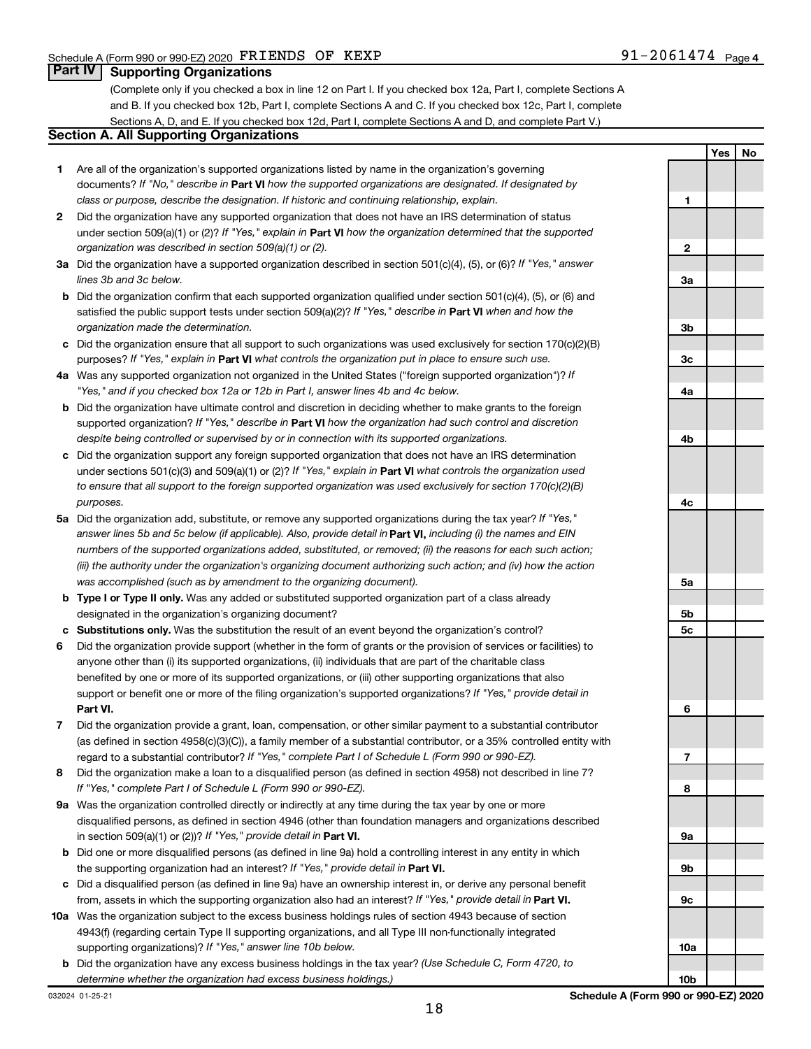Schedule A (Form 990 or 990-EZ) 2020 FRIENDS OF KEXP 91-2061474 Page 4

## Part IV Supporting Organizations

(Complete only if you checked a box in line 12 on Part I. If you checked box 12a, Part I, complete Sections A and B. If you checked box 12b, Part I, complete Sections A and C. If you checked box 12c, Part I, complete Sections A, D, and E. If you checked box 12d, Part I, complete Sections A and D, and complete Part V.)

### Section A. All Supporting Organizations

| | | | Yes | No |
|---|---|---|---|---|
| **1** | Are all of the organization's supported organizations listed by name in the organization's governing documents? *If "No," describe in* **Part VI** *how the supported organizations are designated. If designated by class or purpose, describe the designation. If historic and continuing relationship, explain.* | 1 | | |
| **2** | Did the organization have any supported organization that does not have an IRS determination of status under section 509(a)(1) or (2)? *If "Yes," explain in* **Part VI** *how the organization determined that the supported organization was described in section 509(a)(1) or (2).* | 2 | | |
| **3a** | Did the organization have a supported organization described in section 501(c)(4), (5), or (6)? *If "Yes," answer lines 3b and 3c below.* | 3a | | |
| **b** | Did the organization confirm that each supported organization qualified under section 501(c)(4), (5), or (6) and satisfied the public support tests under section 509(a)(2)? *If "Yes," describe in* **Part VI** *when and how the organization made the determination.* | 3b | | |
| **c** | Did the organization ensure that all support to such organizations was used exclusively for section 170(c)(2)(B) purposes? *If "Yes," explain in* **Part VI** *what controls the organization put in place to ensure such use.* | 3c | | |
| **4a** | Was any supported organization not organized in the United States ("foreign supported organization")? *If "Yes," and if you checked box 12a or 12b in Part I, answer lines 4b and 4c below.* | 4a | | |
| **b** | Did the organization have ultimate control and discretion in deciding whether to make grants to the foreign supported organization? *If "Yes," describe in* **Part VI** *how the organization had such control and discretion despite being controlled or supervised by or in connection with its supported organizations.* | 4b | | |
| **c** | Did the organization support any foreign supported organization that does not have an IRS determination under sections 501(c)(3) and 509(a)(1) or (2)? *If "Yes," explain in* **Part VI** *what controls the organization used to ensure that all support to the foreign supported organization was used exclusively for section 170(c)(2)(B) purposes.* | 4c | | |
| **5a** | Did the organization add, substitute, or remove any supported organizations during the tax year? *If "Yes," answer lines 5b and 5c below (if applicable). Also, provide detail in* **Part VI,** *including (i) the names and EIN numbers of the supported organizations added, substituted, or removed; (ii) the reasons for each such action; (iii) the authority under the organization's organizing document authorizing such action; and (iv) how the action was accomplished (such as by amendment to the organizing document).* | 5a | | |
| **b** | **Type I or Type II only.** Was any added or substituted supported organization part of a class already designated in the organization's organizing document? | 5b | | |
| **c** | **Substitutions only.** Was the substitution the result of an event beyond the organization's control? | 5c | | |
| **6** | Did the organization provide support (whether in the form of grants or the provision of services or facilities) to anyone other than (i) its supported organizations, (ii) individuals that are part of the charitable class benefited by one or more of its supported organizations, or (iii) other supporting organizations that also support or benefit one or more of the filing organization's supported organizations? *If "Yes," provide detail in* **Part VI.** | 6 | | |
| **7** | Did the organization provide a grant, loan, compensation, or other similar payment to a substantial contributor (as defined in section 4958(c)(3)(C)), a family member of a substantial contributor, or a 35% controlled entity with regard to a substantial contributor? *If "Yes," complete Part I of Schedule L (Form 990 or 990-EZ).* | 7 | | |
| **8** | Did the organization make a loan to a disqualified person (as defined in section 4958) not described in line 7? *If "Yes," complete Part I of Schedule L (Form 990 or 990-EZ).* | 8 | | |
| **9a** | Was the organization controlled directly or indirectly at any time during the tax year by one or more disqualified persons, as defined in section 4946 (other than foundation managers and organizations described in section 509(a)(1) or (2))? *If "Yes," provide detail in* **Part VI.** | 9a | | |
| **b** | Did one or more disqualified persons (as defined in line 9a) hold a controlling interest in any entity in which the supporting organization had an interest? *If "Yes," provide detail in* **Part VI.** | 9b | | |
| **c** | Did a disqualified person (as defined in line 9a) have an ownership interest in, or derive any personal benefit from, assets in which the supporting organization also had an interest? *If "Yes," provide detail in* **Part VI.** | 9c | | |
| **10a** | Was the organization subject to the excess business holdings rules of section 4943 because of section 4943(f) (regarding certain Type II supporting organizations, and all Type III non-functionally integrated supporting organizations)? *If "Yes," answer line 10b below.* | 10a | | |
| **b** | Did the organization have any excess business holdings in the tax year? *(Use Schedule C, Form 4720, to determine whether the organization had excess business holdings.)* | 10b | | |

032024 01-25-21 **Schedule A (Form 990 or 990-EZ) 2020**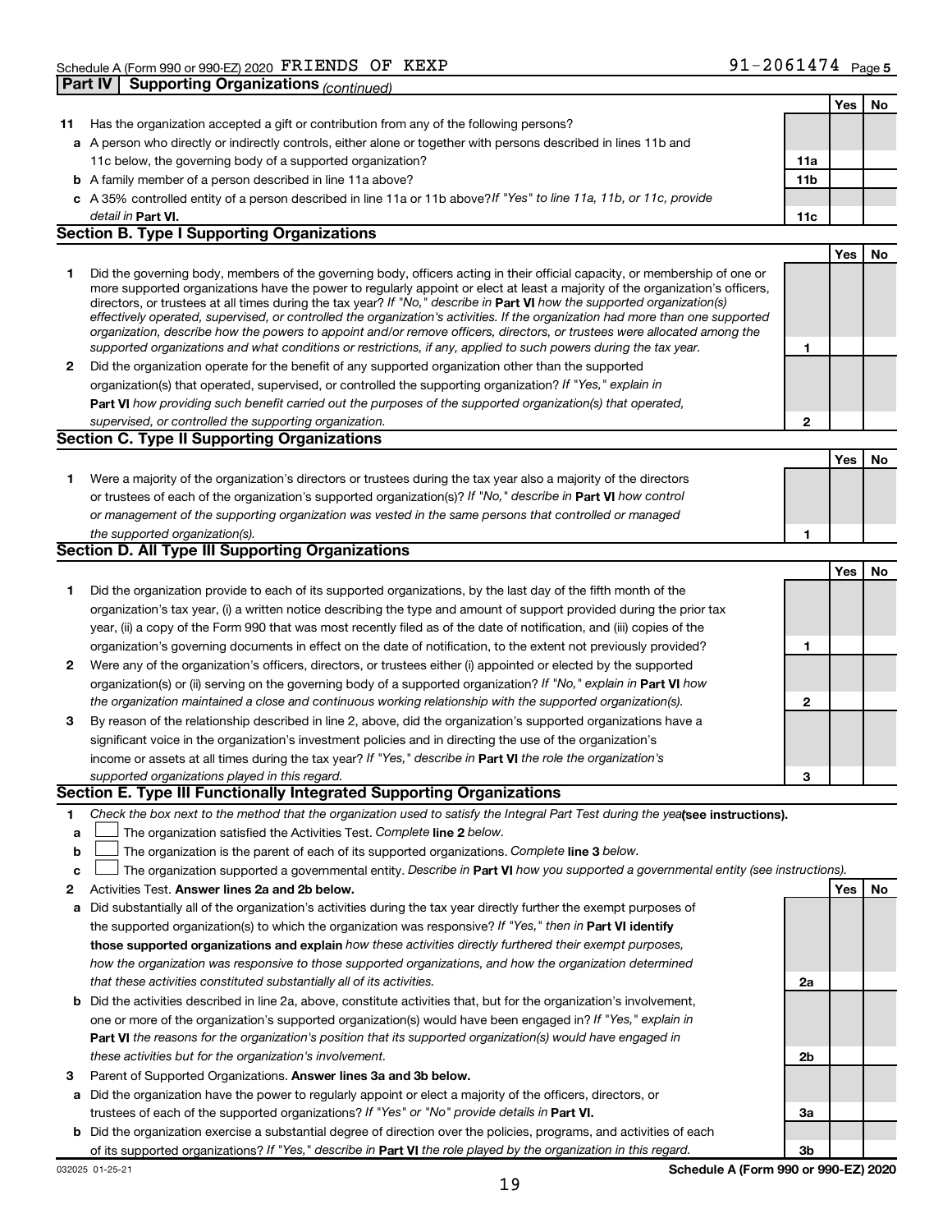Schedule A (Form 990 or 990-EZ) 2020 FRIENDS OF KEXP 91-2061474 Page 5

**Part IV Supporting Organizations** *(continued)*

| | | | Yes | No |
|---|---|---|---|---|
| **11** | Has the organization accepted a gift or contribution from any of the following persons? | | | |
| **a** | A person who directly or indirectly controls, either alone or together with persons described in lines 11b and 11c below, the governing body of a supported organization? | **11a** | | |
| **b** | A family member of a person described in line 11a above? | **11b** | | |
| **c** | A 35% controlled entity of a person described in line 11a or 11b above? *If "Yes" to line 11a, 11b, or 11c, provide detail in* **Part VI.** | **11c** | | |

**Section B. Type I Supporting Organizations**

| | | | Yes | No |
|---|---|---|---|---|
| **1** | Did the governing body, members of the governing body, officers acting in their official capacity, or membership of one or more supported organizations have the power to regularly appoint or elect at least a majority of the organization's officers, directors, or trustees at all times during the tax year? *If "No," describe in* **Part VI** *how the supported organization(s) effectively operated, supervised, or controlled the organization's activities. If the organization had more than one supported organization, describe how the powers to appoint and/or remove officers, directors, or trustees were allocated among the supported organizations and what conditions or restrictions, if any, applied to such powers during the tax year.* | **1** | | |
| **2** | Did the organization operate for the benefit of any supported organization other than the supported organization(s) that operated, supervised, or controlled the supporting organization? *If "Yes," explain in* **Part VI** *how providing such benefit carried out the purposes of the supported organization(s) that operated, supervised, or controlled the supporting organization.* | **2** | | |

**Section C. Type II Supporting Organizations**

| | | | Yes | No |
|---|---|---|---|---|
| **1** | Were a majority of the organization's directors or trustees during the tax year also a majority of the directors or trustees of each of the organization's supported organization(s)? *If "No," describe in* **Part VI** *how control or management of the supporting organization was vested in the same persons that controlled or managed the supported organization(s).* | **1** | | |

**Section D. All Type III Supporting Organizations**

| | | | Yes | No |
|---|---|---|---|---|
| **1** | Did the organization provide to each of its supported organizations, by the last day of the fifth month of the organization's tax year, (i) a written notice describing the type and amount of support provided during the prior tax year, (ii) a copy of the Form 990 that was most recently filed as of the date of notification, and (iii) copies of the organization's governing documents in effect on the date of notification, to the extent not previously provided? | **1** | | |
| **2** | Were any of the organization's officers, directors, or trustees either (i) appointed or elected by the supported organization(s) or (ii) serving on the governing body of a supported organization? *If "No," explain in* **Part VI** *how the organization maintained a close and continuous working relationship with the supported organization(s).* | **2** | | |
| **3** | By reason of the relationship described in line 2, above, did the organization's supported organizations have a significant voice in the organization's investment policies and in directing the use of the organization's income or assets at all times during the tax year? *If "Yes," describe in* **Part VI** *the role the organization's supported organizations played in this regard.* | **3** | | |

**Section E. Type III Functionally Integrated Supporting Organizations**

**1** *Check the box next to the method that the organization used to satisfy the Integral Part Test during the year* **(see instructions).**

**a** ☐ The organization satisfied the Activities Test. *Complete* **line 2** *below.*

**b** ☐ The organization is the parent of each of its supported organizations. *Complete* **line 3** *below.*

**c** ☐ The organization supported a governmental entity. *Describe in* **Part VI** *how you supported a governmental entity (see instructions).*

| | | | Yes | No |
|---|---|---|---|---|
| **2** | Activities Test. **Answer lines 2a and 2b below.** | | | |
| **a** | Did substantially all of the organization's activities during the tax year directly further the exempt purposes of the supported organization(s) to which the organization was responsive? *If "Yes," then in* **Part VI identify those supported organizations and explain** *how these activities directly furthered their exempt purposes, how the organization was responsive to those supported organizations, and how the organization determined that these activities constituted substantially all of its activities.* | **2a** | | |
| **b** | Did the activities described in line 2a, above, constitute activities that, but for the organization's involvement, one or more of the organization's supported organization(s) would have been engaged in? *If "Yes," explain in* **Part VI** *the reasons for the organization's position that its supported organization(s) would have engaged in these activities but for the organization's involvement.* | **2b** | | |
| **3** | Parent of Supported Organizations. **Answer lines 3a and 3b below.** | | | |
| **a** | Did the organization have the power to regularly appoint or elect a majority of the officers, directors, or trustees of each of the supported organizations? *If "Yes" or "No" provide details in* **Part VI.** | **3a** | | |
| **b** | Did the organization exercise a substantial degree of direction over the policies, programs, and activities of each of its supported organizations? *If "Yes," describe in* **Part VI** *the role played by the organization in this regard.* | **3b** | | |

032025 01-25-21 **Schedule A (Form 990 or 990-EZ) 2020**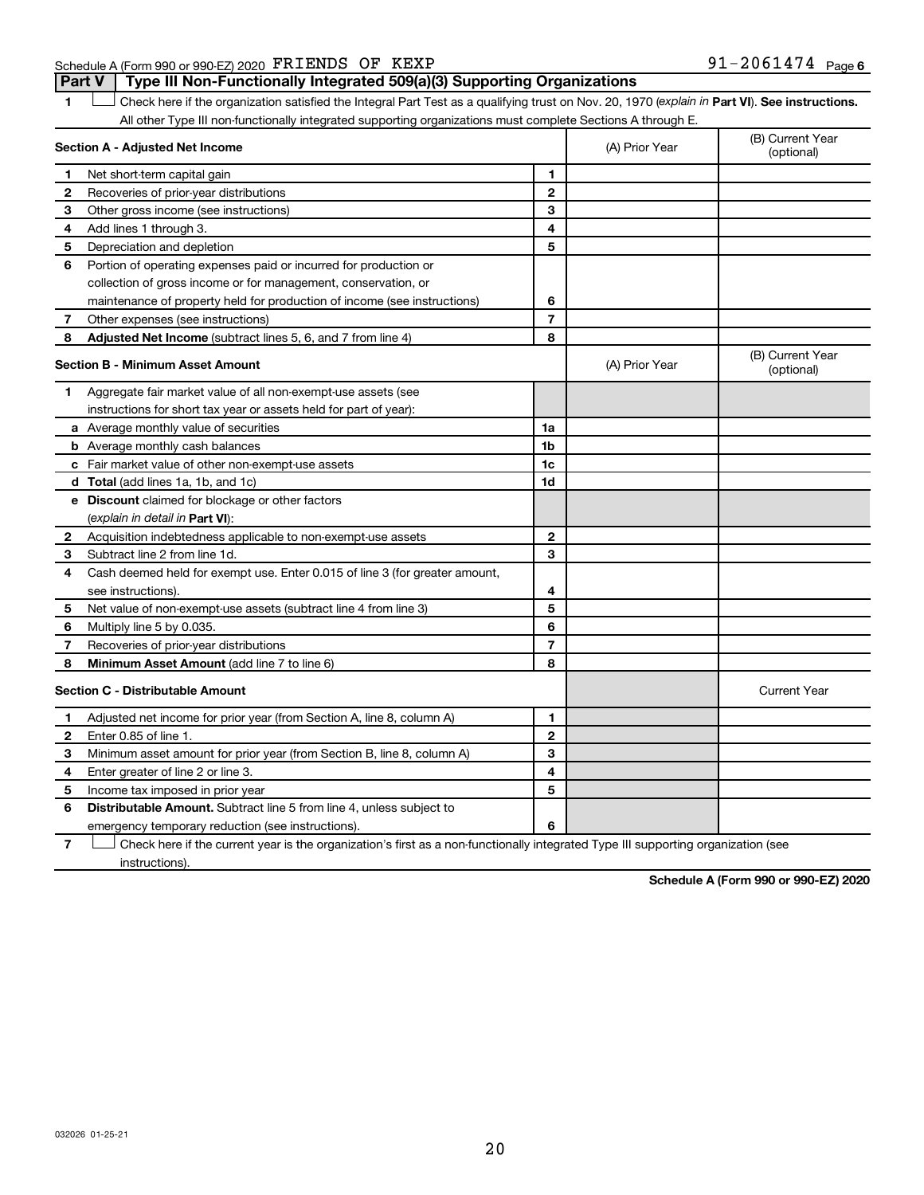Schedule A (Form 990 or 990-EZ) 2020 FRIENDS OF KEXP 91-2061474 Page 6

## Part V | Type III Non-Functionally Integrated 509(a)(3) Supporting Organizations

1 ☐ Check here if the organization satisfied the Integral Part Test as a qualifying trust on Nov. 20, 1970 (*explain in* **Part VI**). **See instructions.** All other Type III non-functionally integrated supporting organizations must complete Sections A through E.

| **Section A - Adjusted Net Income** | | | (A) Prior Year | (B) Current Year (optional) |
|---|---|---|---|---|
| **1** | Net short-term capital gain | 1 | | |
| **2** | Recoveries of prior-year distributions | 2 | | |
| **3** | Other gross income (see instructions) | 3 | | |
| **4** | Add lines 1 through 3. | 4 | | |
| **5** | Depreciation and depletion | 5 | | |
| **6** | Portion of operating expenses paid or incurred for production or collection of gross income or for management, conservation, or maintenance of property held for production of income (see instructions) | 6 | | |
| **7** | Other expenses (see instructions) | 7 | | |
| **8** | **Adjusted Net Income** (subtract lines 5, 6, and 7 from line 4) | 8 | | |

| **Section B - Minimum Asset Amount** | | | (A) Prior Year | (B) Current Year (optional) |
|---|---|---|---|---|
| **1** | Aggregate fair market value of all non-exempt-use assets (see instructions for short tax year or assets held for part of year): | | | |
| **a** | Average monthly value of securities | 1a | | |
| **b** | Average monthly cash balances | 1b | | |
| **c** | Fair market value of other non-exempt-use assets | 1c | | |
| **d** | **Total** (add lines 1a, 1b, and 1c) | 1d | | |
| **e** | **Discount** claimed for blockage or other factors (*explain in detail in* **Part VI**): | | | |
| **2** | Acquisition indebtedness applicable to non-exempt-use assets | 2 | | |
| **3** | Subtract line 2 from line 1d. | 3 | | |
| **4** | Cash deemed held for exempt use. Enter 0.015 of line 3 (for greater amount, see instructions). | 4 | | |
| **5** | Net value of non-exempt-use assets (subtract line 4 from line 3) | 5 | | |
| **6** | Multiply line 5 by 0.035. | 6 | | |
| **7** | Recoveries of prior-year distributions | 7 | | |
| **8** | **Minimum Asset Amount** (add line 7 to line 6) | 8 | | |

| **Section C - Distributable Amount** | | | | Current Year |
|---|---|---|---|---|
| **1** | Adjusted net income for prior year (from Section A, line 8, column A) | 1 | | |
| **2** | Enter 0.85 of line 1. | 2 | | |
| **3** | Minimum asset amount for prior year (from Section B, line 8, column A) | 3 | | |
| **4** | Enter greater of line 2 or line 3. | 4 | | |
| **5** | Income tax imposed in prior year | 5 | | |
| **6** | **Distributable Amount.** Subtract line 5 from line 4, unless subject to emergency temporary reduction (see instructions). | 6 | | |

7 ☐ Check here if the current year is the organization's first as a non-functionally integrated Type III supporting organization (see instructions).

**Schedule A (Form 990 or 990-EZ) 2020**

032026 01-25-21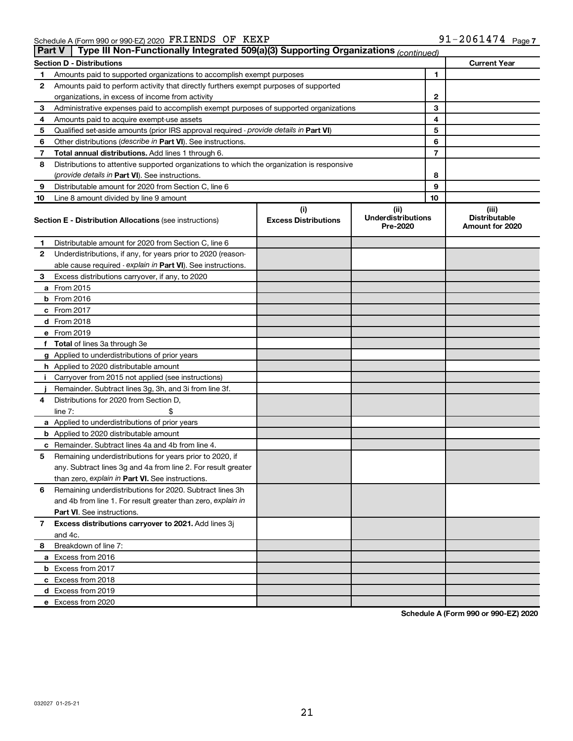Schedule A (Form 990 or 990-EZ) 2020 FRIENDS OF KEXP 91-2061474 Page 7

**Part V | Type III Non-Functionally Integrated 509(a)(3) Supporting Organizations** *(continued)*

| Section D - Distributions | | | Current Year |
|---|---|---|---|
| 1 | Amounts paid to supported organizations to accomplish exempt purposes | 1 | |
| 2 | Amounts paid to perform activity that directly furthers exempt purposes of supported organizations, in excess of income from activity | 2 | |
| 3 | Administrative expenses paid to accomplish exempt purposes of supported organizations | 3 | |
| 4 | Amounts paid to acquire exempt-use assets | 4 | |
| 5 | Qualified set-aside amounts (prior IRS approval required - *provide details in* **Part VI**) | 5 | |
| 6 | Other distributions (*describe in* **Part VI**). See instructions. | 6 | |
| 7 | **Total annual distributions.** Add lines 1 through 6. | 7 | |
| 8 | Distributions to attentive supported organizations to which the organization is responsive (*provide details in* **Part VI**). See instructions. | 8 | |
| 9 | Distributable amount for 2020 from Section C, line 6 | 9 | |
| 10 | Line 8 amount divided by line 9 amount | 10 | |

| | **Section E - Distribution Allocations** (see instructions) | (i) Excess Distributions | (ii) Underdistributions Pre-2020 | (iii) Distributable Amount for 2020 |
|---|---|---|---|---|
| 1 | Distributable amount for 2020 from Section C, line 6 | | | |
| 2 | Underdistributions, if any, for years prior to 2020 (reasonable cause required - *explain in* **Part VI**). See instructions. | | | |
| 3 | Excess distributions carryover, if any, to 2020 | | | |
| a | From 2015 | | | |
| b | From 2016 | | | |
| c | From 2017 | | | |
| d | From 2018 | | | |
| e | From 2019 | | | |
| f | **Total** of lines 3a through 3e | | | |
| g | Applied to underdistributions of prior years | | | |
| h | Applied to 2020 distributable amount | | | |
| i | Carryover from 2015 not applied (see instructions) | | | |
| j | Remainder. Subtract lines 3g, 3h, and 3i from line 3f. | | | |
| 4 | Distributions for 2020 from Section D, line 7: $ | | | |
| a | Applied to underdistributions of prior years | | | |
| b | Applied to 2020 distributable amount | | | |
| c | Remainder. Subtract lines 4a and 4b from line 4. | | | |
| 5 | Remaining underdistributions for years prior to 2020, if any. Subtract lines 3g and 4a from line 2. For result greater than zero, *explain in* **Part VI.** See instructions. | | | |
| 6 | Remaining underdistributions for 2020. Subtract lines 3h and 4b from line 1. For result greater than zero, *explain in* **Part VI**. See instructions. | | | |
| 7 | **Excess distributions carryover to 2021.** Add lines 3j and 4c. | | | |
| 8 | Breakdown of line 7: | | | |
| a | Excess from 2016 | | | |
| b | Excess from 2017 | | | |
| c | Excess from 2018 | | | |
| d | Excess from 2019 | | | |
| e | Excess from 2020 | | | |

**Schedule A (Form 990 or 990-EZ) 2020**

032027 01-25-21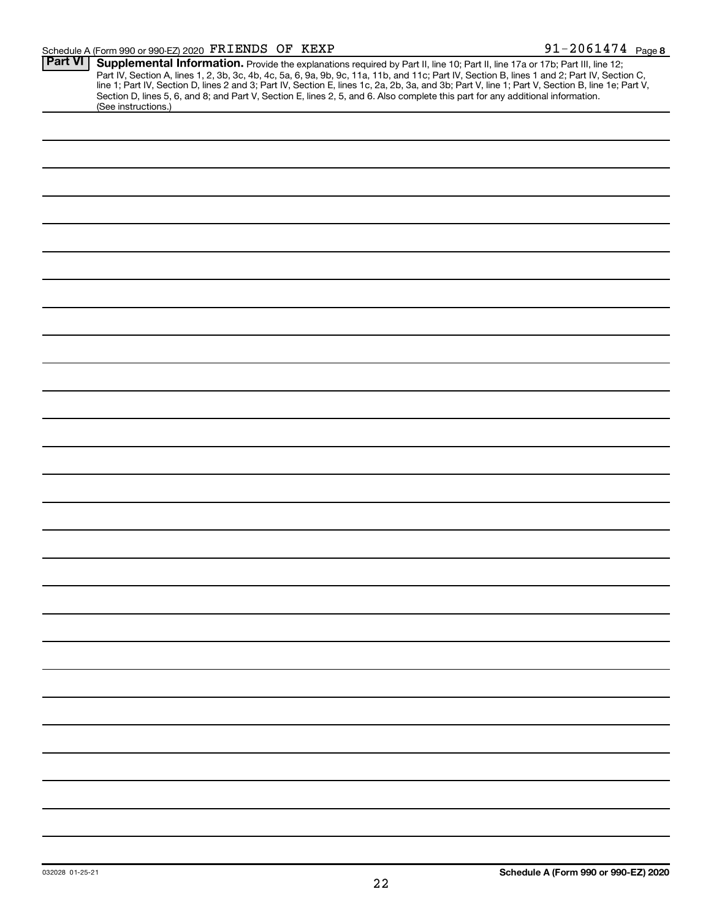Schedule A (Form 990 or 990-EZ) 2020 FRIENDS OF KEXP 91-2061474 Page 8

**Part VI** **Supplemental Information.** Provide the explanations required by Part II, line 10; Part II, line 17a or 17b; Part III, line 12; Part IV, Section A, lines 1, 2, 3b, 3c, 4b, 4c, 5a, 6, 9a, 9b, 9c, 11a, 11b, and 11c; Part IV, Section B, lines 1 and 2; Part IV, Section C, line 1; Part IV, Section D, lines 2 and 3; Part IV, Section E, lines 1c, 2a, 2b, 3a, and 3b; Part V, line 1; Part V, Section B, line 1e; Part V, Section D, lines 5, 6, and 8; and Part V, Section E, lines 2, 5, and 6. Also complete this part for any additional information. (See instructions.)

032028 01-25-21

**Schedule A (Form 990 or 990-EZ) 2020**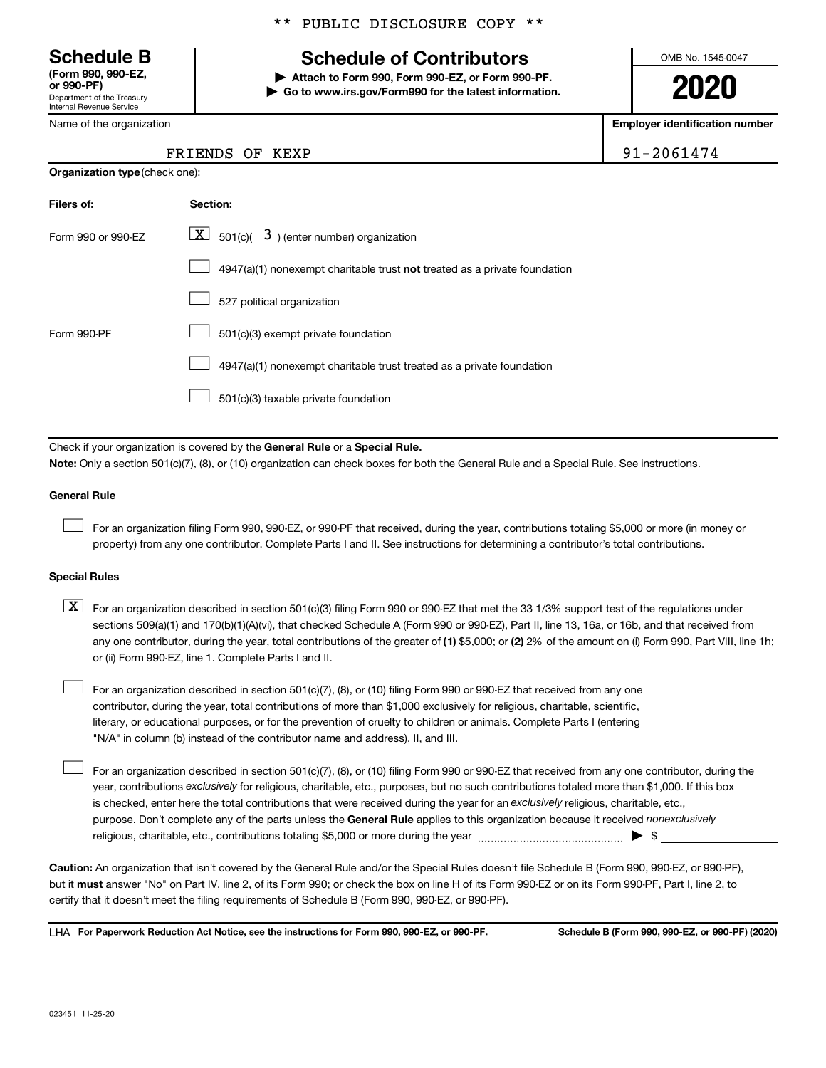\*\* PUBLIC DISCLOSURE COPY \*\*

**Schedule B**
**(Form 990, 990-EZ, or 990-PF)**
Department of the Treasury
Internal Revenue Service

# Schedule of Contributors

▶ **Attach to Form 990, Form 990-EZ, or Form 990-PF.**
▶ **Go to www.irs.gov/Form990 for the latest information.**

OMB No. 1545-0047

**2020**

| Name of the organization | Employer identification number |
|---|---|
| FRIENDS OF KEXP | 91-2061474 |

**Organization type** (check one):

| Filers of: | Section: |
|---|---|
| Form 990 or 990-EZ | [X] 501(c)( 3 ) (enter number) organization |
| | [ ] 4947(a)(1) nonexempt charitable trust **not** treated as a private foundation |
| | [ ] 527 political organization |
| Form 990-PF | [ ] 501(c)(3) exempt private foundation |
| | [ ] 4947(a)(1) nonexempt charitable trust treated as a private foundation |
| | [ ] 501(c)(3) taxable private foundation |

Check if your organization is covered by the **General Rule** or a **Special Rule.**

**Note:** Only a section 501(c)(7), (8), or (10) organization can check boxes for both the General Rule and a Special Rule. See instructions.

**General Rule**

[ ] For an organization filing Form 990, 990-EZ, or 990-PF that received, during the year, contributions totaling $5,000 or more (in money or property) from any one contributor. Complete Parts I and II. See instructions for determining a contributor's total contributions.

**Special Rules**

[X] For an organization described in section 501(c)(3) filing Form 990 or 990-EZ that met the 33 1/3% support test of the regulations under sections 509(a)(1) and 170(b)(1)(A)(vi), that checked Schedule A (Form 990 or 990-EZ), Part II, line 13, 16a, or 16b, and that received from any one contributor, during the year, total contributions of the greater of **(1)** $5,000; or **(2)** 2% of the amount on (i) Form 990, Part VIII, line 1h; or (ii) Form 990-EZ, line 1. Complete Parts I and II.

[ ] For an organization described in section 501(c)(7), (8), or (10) filing Form 990 or 990-EZ that received from any one contributor, during the year, total contributions of more than $1,000 exclusively for religious, charitable, scientific, literary, or educational purposes, or for the prevention of cruelty to children or animals. Complete Parts I (entering "N/A" in column (b) instead of the contributor name and address), II, and III.

[ ] For an organization described in section 501(c)(7), (8), or (10) filing Form 990 or 990-EZ that received from any one contributor, during the year, contributions *exclusively* for religious, charitable, etc., purposes, but no such contributions totaled more than $1,000. If this box is checked, enter here the total contributions that were received during the year for an *exclusively* religious, charitable, etc., purpose. Don't complete any of the parts unless the **General Rule** applies to this organization because it received *nonexclusively* religious, charitable, etc., contributions totaling $5,000 or more during the year ▶ $ ____________

**Caution:** An organization that isn't covered by the General Rule and/or the Special Rules doesn't file Schedule B (Form 990, 990-EZ, or 990-PF), but it **must** answer "No" on Part IV, line 2, of its Form 990; or check the box on line H of its Form 990-EZ or on its Form 990-PF, Part I, line 2, to certify that it doesn't meet the filing requirements of Schedule B (Form 990, 990-EZ, or 990-PF).

LHA **For Paperwork Reduction Act Notice, see the instructions for Form 990, 990-EZ, or 990-PF.** **Schedule B (Form 990, 990-EZ, or 990-PF) (2020)**

023451 11-25-20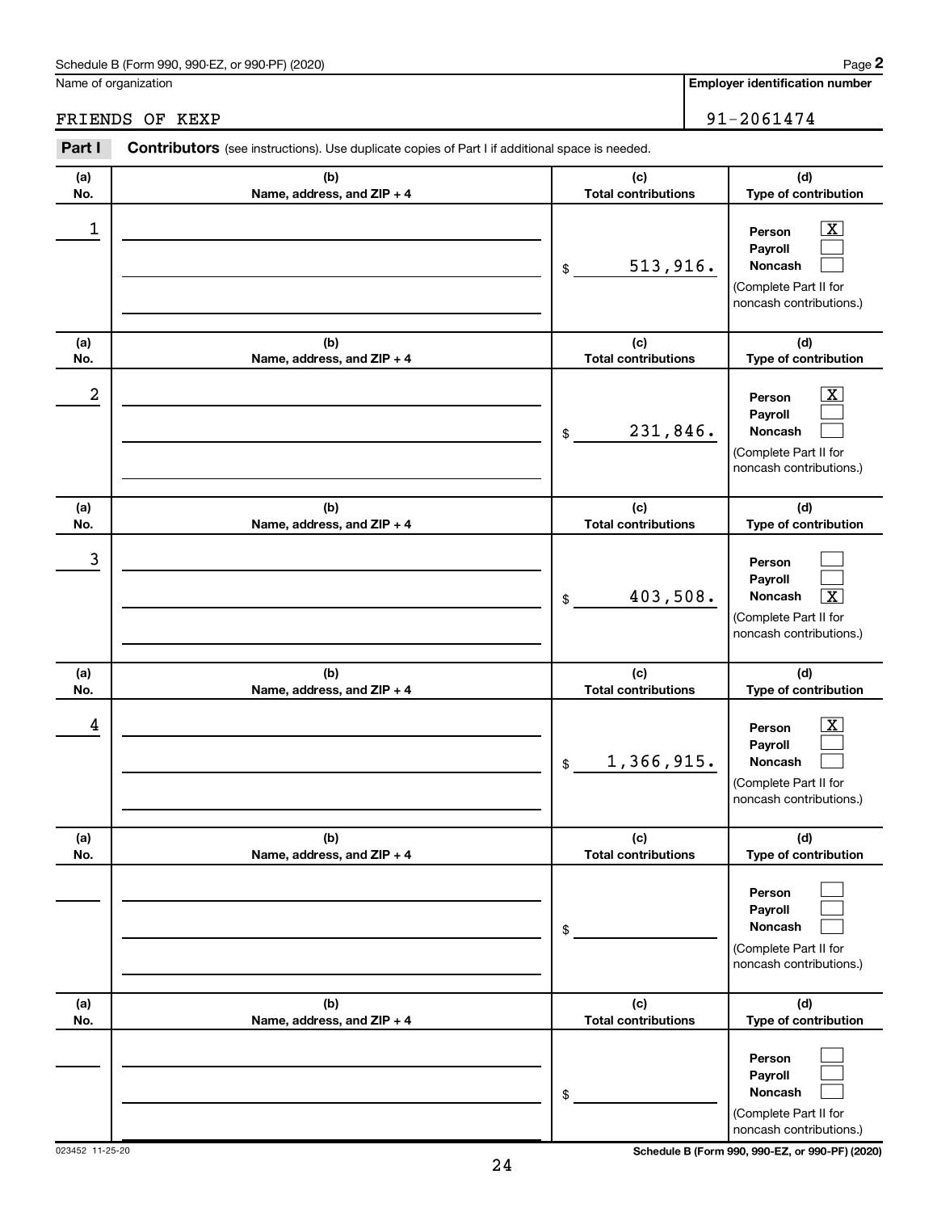Schedule B (Form 990, 990-EZ, or 990-PF) (2020)

Name of organization: FRIENDS OF KEXP

**Employer identification number:** 91-2061474

**Part I** **Contributors** (see instructions). Use duplicate copies of Part I if additional space is needed.

| (a) No. | (b) Name, address, and ZIP + 4 | (c) Total contributions | (d) Type of contribution |
|---|---|---|---|
| 1 | | $ 513,916. | Person [X] Payroll [ ] Noncash [ ] (Complete Part II for noncash contributions.) |
| 2 | | $ 231,846. | Person [X] Payroll [ ] Noncash [ ] (Complete Part II for noncash contributions.) |
| 3 | | $ 403,508. | Person [ ] Payroll [ ] Noncash [X] (Complete Part II for noncash contributions.) |
| 4 | | $ 1,366,915. | Person [X] Payroll [ ] Noncash [ ] (Complete Part II for noncash contributions.) |
| | | $ | Person [ ] Payroll [ ] Noncash [ ] (Complete Part II for noncash contributions.) |
| | | $ | Person [ ] Payroll [ ] Noncash [ ] (Complete Part II for noncash contributions.) |

023452 11-25-20

Schedule B (Form 990, 990-EZ, or 990-PF) (2020)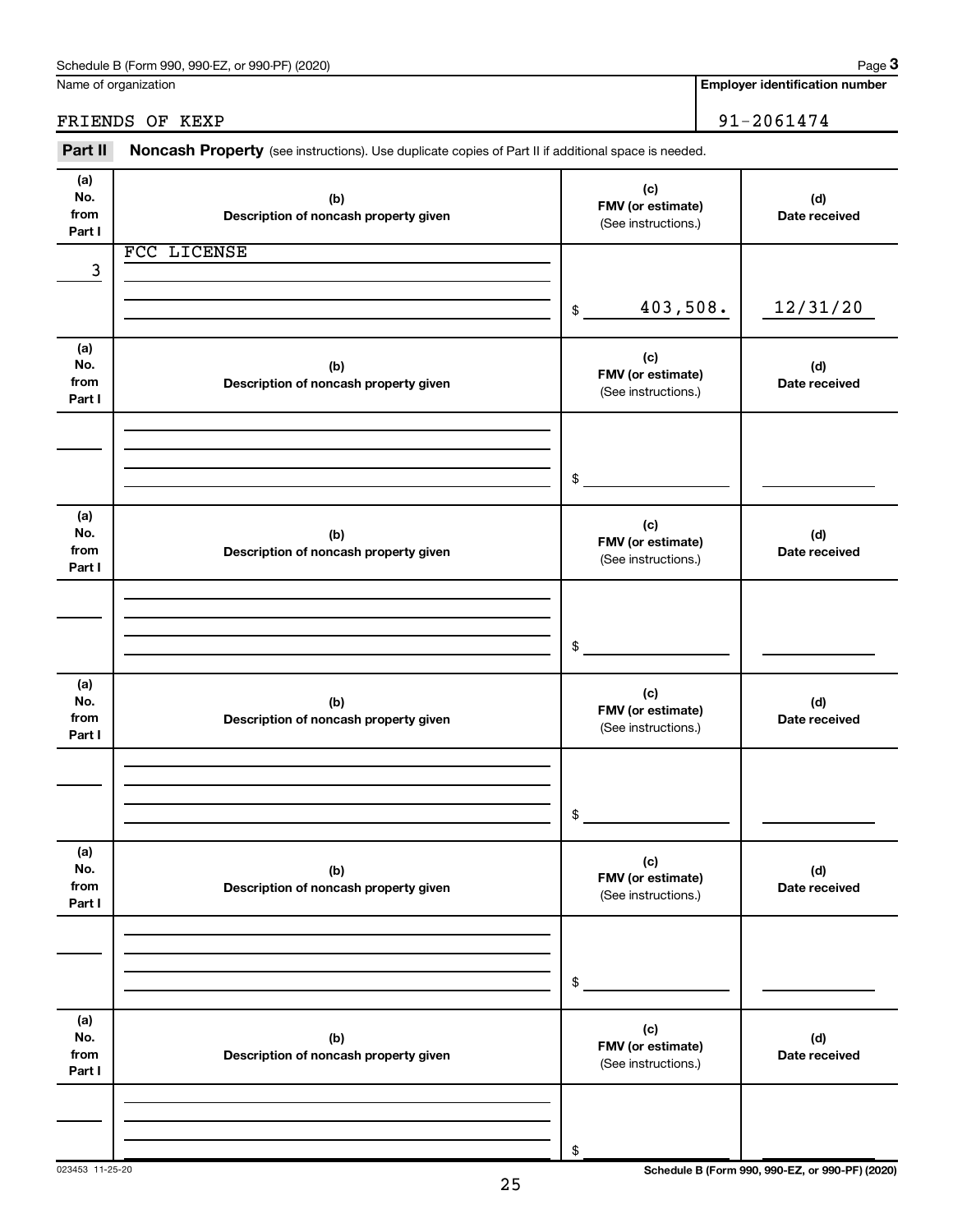Schedule B (Form 990, 990-EZ, or 990-PF) (2020) Page **3**

Name of organization: FRIENDS OF KEXP

**Employer identification number**: 91-2061474

**Part II** **Noncash Property** (see instructions). Use duplicate copies of Part II if additional space is needed.

| (a) No. from Part I | (b) Description of noncash property given | (c) FMV (or estimate) (See instructions.) | (d) Date received |
|---|---|---|---|
| 3 | FCC LICENSE | $ 403,508. | 12/31/20 |
| | | $ | |
| | | $ | |
| | | $ | |
| | | $ | |
| | | $ | |

023453 11-25-20

**Schedule B (Form 990, 990-EZ, or 990-PF) (2020)**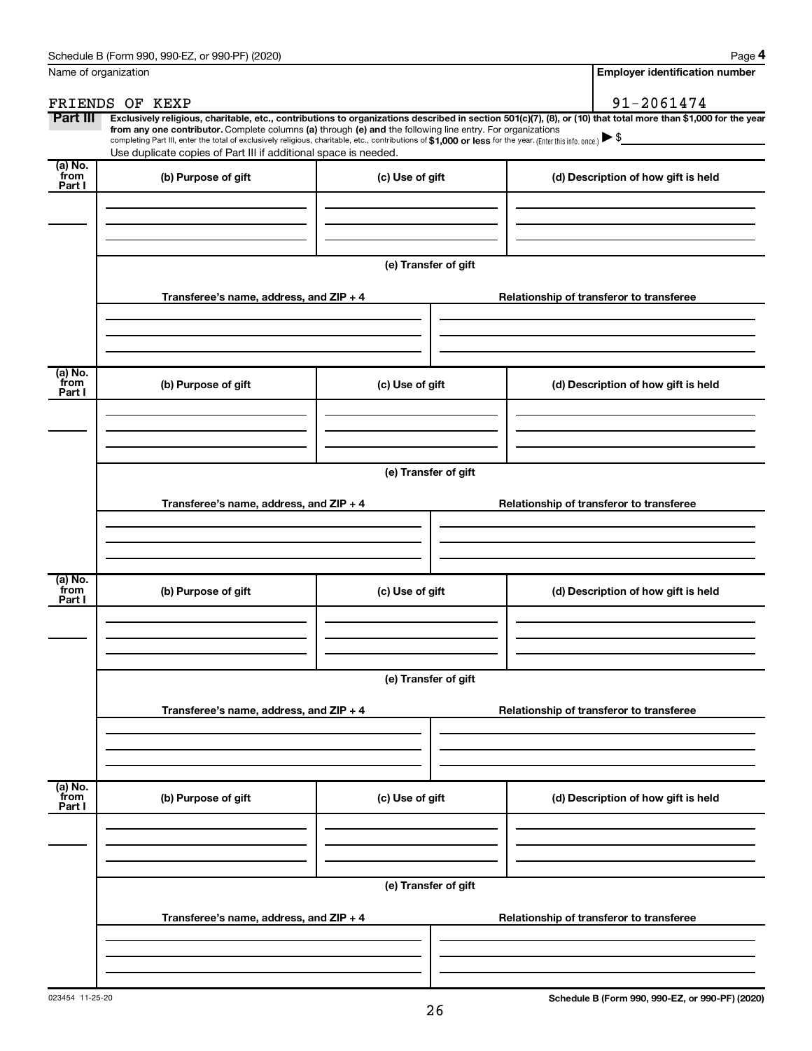Schedule B (Form 990, 990-EZ, or 990-PF) (2020)

| Name of organization | Employer identification number |
|---|---|
| FRIENDS OF KEXP | 91-2061474 |

**Part III** **Exclusively religious, charitable, etc., contributions to organizations described in section 501(c)(7), (8), or (10) that total more than $1,000 for the year from any one contributor.** Complete columns **(a)** through **(e)** and the following line entry. For organizations completing Part III, enter the total of exclusively religious, charitable, etc., contributions of **$1,000 or less** for the year. (Enter this info. once.) ▶ $

Use duplicate copies of Part III if additional space is needed.

| (a) No. from Part I | (b) Purpose of gift | (c) Use of gift | (d) Description of how gift is held |
|---|---|---|---|
| | | | |

**(e) Transfer of gift**

| Transferee's name, address, and ZIP + 4 | Relationship of transferor to transferee |
|---|---|
| | |

| (a) No. from Part I | (b) Purpose of gift | (c) Use of gift | (d) Description of how gift is held |
|---|---|---|---|
| | | | |

**(e) Transfer of gift**

| Transferee's name, address, and ZIP + 4 | Relationship of transferor to transferee |
|---|---|
| | |

| (a) No. from Part I | (b) Purpose of gift | (c) Use of gift | (d) Description of how gift is held |
|---|---|---|---|
| | | | |

**(e) Transfer of gift**

| Transferee's name, address, and ZIP + 4 | Relationship of transferor to transferee |
|---|---|
| | |

| (a) No. from Part I | (b) Purpose of gift | (c) Use of gift | (d) Description of how gift is held |
|---|---|---|---|
| | | | |

**(e) Transfer of gift**

| Transferee's name, address, and ZIP + 4 | Relationship of transferor to transferee |
|---|---|
| | |

023454 11-25-20

Schedule B (Form 990, 990-EZ, or 990-PF) (2020)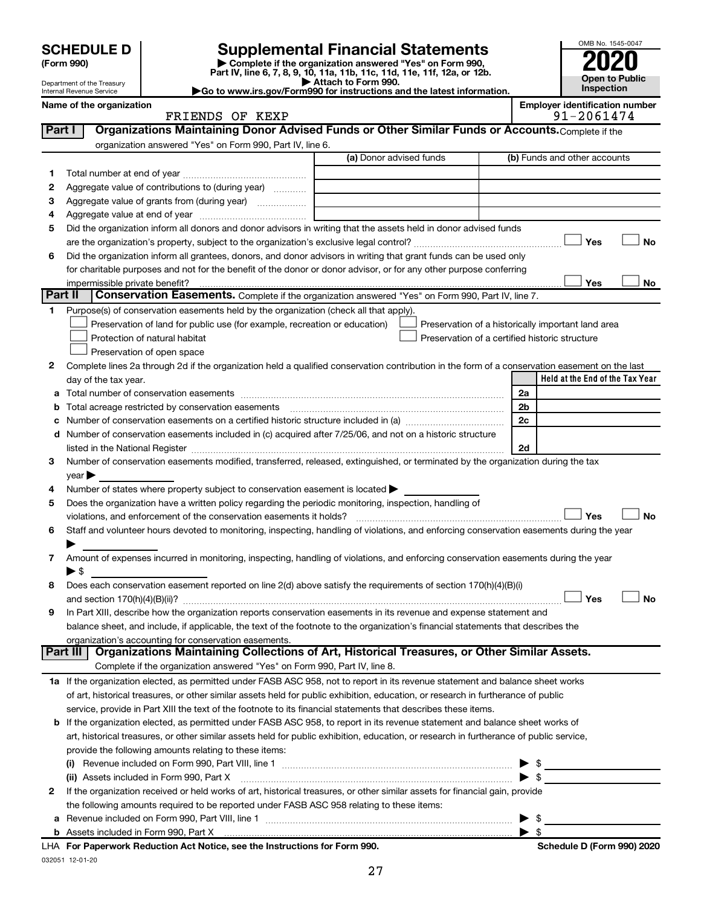# SCHEDULE D (Form 990)

Department of the Treasury
Internal Revenue Service

## Supplemental Financial Statements

▶ Complete if the organization answered "Yes" on Form 990, Part IV, line 6, 7, 8, 9, 10, 11a, 11b, 11c, 11d, 11e, 11f, 12a, or 12b.
▶ Attach to Form 990.
▶Go to www.irs.gov/Form990 for instructions and the latest information.

OMB No. 1545-0047

**2020**

**Open to Public Inspection**

**Name of the organization:** FRIENDS OF KEXP

**Employer identification number:** 91-2061474

### Part I — Organizations Maintaining Donor Advised Funds or Other Similar Funds or Accounts.
Complete if the organization answered "Yes" on Form 990, Part IV, line 6.

| | | (a) Donor advised funds | (b) Funds and other accounts |
|---|---|---|---|
| 1 | Total number at end of year | | |
| 2 | Aggregate value of contributions to (during year) | | |
| 3 | Aggregate value of grants from (during year) | | |
| 4 | Aggregate value at end of year | | |

5 Did the organization inform all donors and donor advisors in writing that the assets held in donor advised funds are the organization's property, subject to the organization's exclusive legal control? ☐ Yes ☐ No

6 Did the organization inform all grantees, donors, and donor advisors in writing that grant funds can be used only for charitable purposes and not for the benefit of the donor or donor advisor, or for any other purpose conferring impermissible private benefit? ☐ Yes ☐ No

### Part II — Conservation Easements.
Complete if the organization answered "Yes" on Form 990, Part IV, line 7.

1 Purpose(s) of conservation easements held by the organization (check all that apply).

- ☐ Preservation of land for public use (for example, recreation or education)
- ☐ Protection of natural habitat
- ☐ Preservation of open space
- ☐ Preservation of a historically important land area
- ☐ Preservation of a certified historic structure

2 Complete lines 2a through 2d if the organization held a qualified conservation contribution in the form of a conservation easement on the last day of the tax year.

| | | | Held at the End of the Tax Year |
|---|---|---|---|
| a | Total number of conservation easements | 2a | |
| b | Total acreage restricted by conservation easements | 2b | |
| c | Number of conservation easements on a certified historic structure included in (a) | 2c | |
| d | Number of conservation easements included in (c) acquired after 7/25/06, and not on a historic structure listed in the National Register | 2d | |

3 Number of conservation easements modified, transferred, released, extinguished, or terminated by the organization during the tax year ▶

4 Number of states where property subject to conservation easement is located ▶

5 Does the organization have a written policy regarding the periodic monitoring, inspection, handling of violations, and enforcement of the conservation easements it holds? ☐ Yes ☐ No

6 Staff and volunteer hours devoted to monitoring, inspecting, handling of violations, and enforcing conservation easements during the year ▶

7 Amount of expenses incurred in monitoring, inspecting, handling of violations, and enforcing conservation easements during the year ▶ $

8 Does each conservation easement reported on line 2(d) above satisfy the requirements of section 170(h)(4)(B)(i) and section 170(h)(4)(B)(ii)? ☐ Yes ☐ No

9 In Part XIII, describe how the organization reports conservation easements in its revenue and expense statement and balance sheet, and include, if applicable, the text of the footnote to the organization's financial statements that describes the organization's accounting for conservation easements.

### Part III — Organizations Maintaining Collections of Art, Historical Treasures, or Other Similar Assets.
Complete if the organization answered "Yes" on Form 990, Part IV, line 8.

1a If the organization elected, as permitted under FASB ASC 958, not to report in its revenue statement and balance sheet works of art, historical treasures, or other similar assets held for public exhibition, education, or research in furtherance of public service, provide in Part XIII the text of the footnote to its financial statements that describes these items.

b If the organization elected, as permitted under FASB ASC 958, to report in its revenue statement and balance sheet works of art, historical treasures, or other similar assets held for public exhibition, education, or research in furtherance of public service, provide the following amounts relating to these items:

(i) Revenue included on Form 990, Part VIII, line 1 ▶ $

(ii) Assets included in Form 990, Part X ▶ $

2 If the organization received or held works of art, historical treasures, or other similar assets for financial gain, provide the following amounts required to be reported under FASB ASC 958 relating to these items:

a Revenue included on Form 990, Part VIII, line 1 ▶ $

b Assets included in Form 990, Part X ▶ $

LHA For Paperwork Reduction Act Notice, see the Instructions for Form 990. Schedule D (Form 990) 2020

032051 12-01-20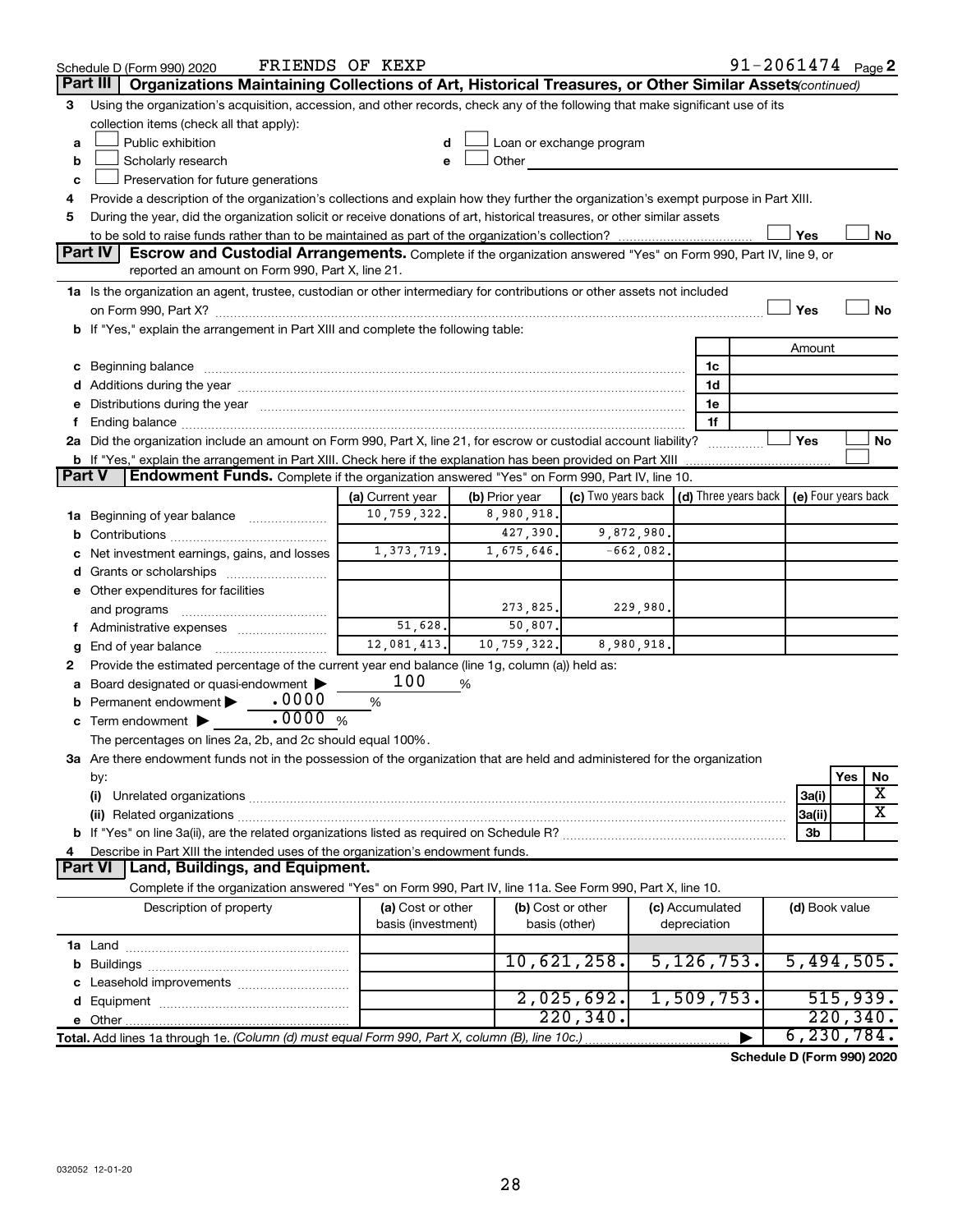Schedule D (Form 990) 2020 FRIENDS OF KEXP 91-2061474 Page 2

## Part III Organizations Maintaining Collections of Art, Historical Treasures, or Other Similar Assets (continued)

3 Using the organization's acquisition, accession, and other records, check any of the following that make significant use of its collection items (check all that apply):

- a ☐ Public exhibition
- b ☐ Scholarly research
- c ☐ Preservation for future generations
- d ☐ Loan or exchange program
- e ☐ Other

4 Provide a description of the organization's collections and explain how they further the organization's exempt purpose in Part XIII.

5 During the year, did the organization solicit or receive donations of art, historical treasures, or other similar assets to be sold to raise funds rather than to be maintained as part of the organization's collection? ☐ Yes ☐ No

## Part IV Escrow and Custodial Arrangements.

Complete if the organization answered "Yes" on Form 990, Part IV, line 9, or reported an amount on Form 990, Part X, line 21.

1a Is the organization an agent, trustee, custodian or other intermediary for contributions or other assets not included on Form 990, Part X? ☐ Yes ☐ No

b If "Yes," explain the arrangement in Part XIII and complete the following table:

| | | Amount |
|---|---|---|
| c Beginning balance | 1c | |
| d Additions during the year | 1d | |
| e Distributions during the year | 1e | |
| f Ending balance | 1f | |

2a Did the organization include an amount on Form 990, Part X, line 21, for escrow or custodial account liability? ☐ Yes ☐ No

b If "Yes," explain the arrangement in Part XIII. Check here if the explanation has been provided on Part XIII ☐

## Part V Endowment Funds.

Complete if the organization answered "Yes" on Form 990, Part IV, line 10.

| | (a) Current year | (b) Prior year | (c) Two years back | (d) Three years back | (e) Four years back |
|---|---|---|---|---|---|
| 1a Beginning of year balance | 10,759,322. | 8,980,918. | | | |
| b Contributions | | 427,390. | 9,872,980. | | |
| c Net investment earnings, gains, and losses | 1,373,719. | 1,675,646. | -662,082. | | |
| d Grants or scholarships | | | | | |
| e Other expenditures for facilities and programs | | 273,825. | 229,980. | | |
| f Administrative expenses | 51,628. | 50,807. | | | |
| g End of year balance | 12,081,413. | 10,759,322. | 8,980,918. | | |

2 Provide the estimated percentage of the current year end balance (line 1g, column (a)) held as:

- a Board designated or quasi-endowment ▶ 100 %
- b Permanent endowment ▶ .0000 %
- c Term endowment ▶ .0000 %

The percentages on lines 2a, 2b, and 2c should equal 100%.

3a Are there endowment funds not in the possession of the organization that are held and administered for the organization by:

| | | Yes | No |
|---|---|---|---|
| (i) Unrelated organizations | 3a(i) | | X |
| (ii) Related organizations | 3a(ii) | | X |
| b If "Yes" on line 3a(ii), are the related organizations listed as required on Schedule R? | 3b | | |

4 Describe in Part XIII the intended uses of the organization's endowment funds.

## Part VI Land, Buildings, and Equipment.

Complete if the organization answered "Yes" on Form 990, Part IV, line 11a. See Form 990, Part X, line 10.

| Description of property | (a) Cost or other basis (investment) | (b) Cost or other basis (other) | (c) Accumulated depreciation | (d) Book value |
|---|---|---|---|---|
| 1a Land | | | | |
| b Buildings | | 10,621,258. | 5,126,753. | 5,494,505. |
| c Leasehold improvements | | | | |
| d Equipment | | 2,025,692. | 1,509,753. | 515,939. |
| e Other | | 220,340. | | 220,340. |
| **Total.** Add lines 1a through 1e. *(Column (d) must equal Form 990, Part X, column (B), line 10c.)* ▶ | | | | 6,230,784. |

**Schedule D (Form 990) 2020**

032052 12-01-20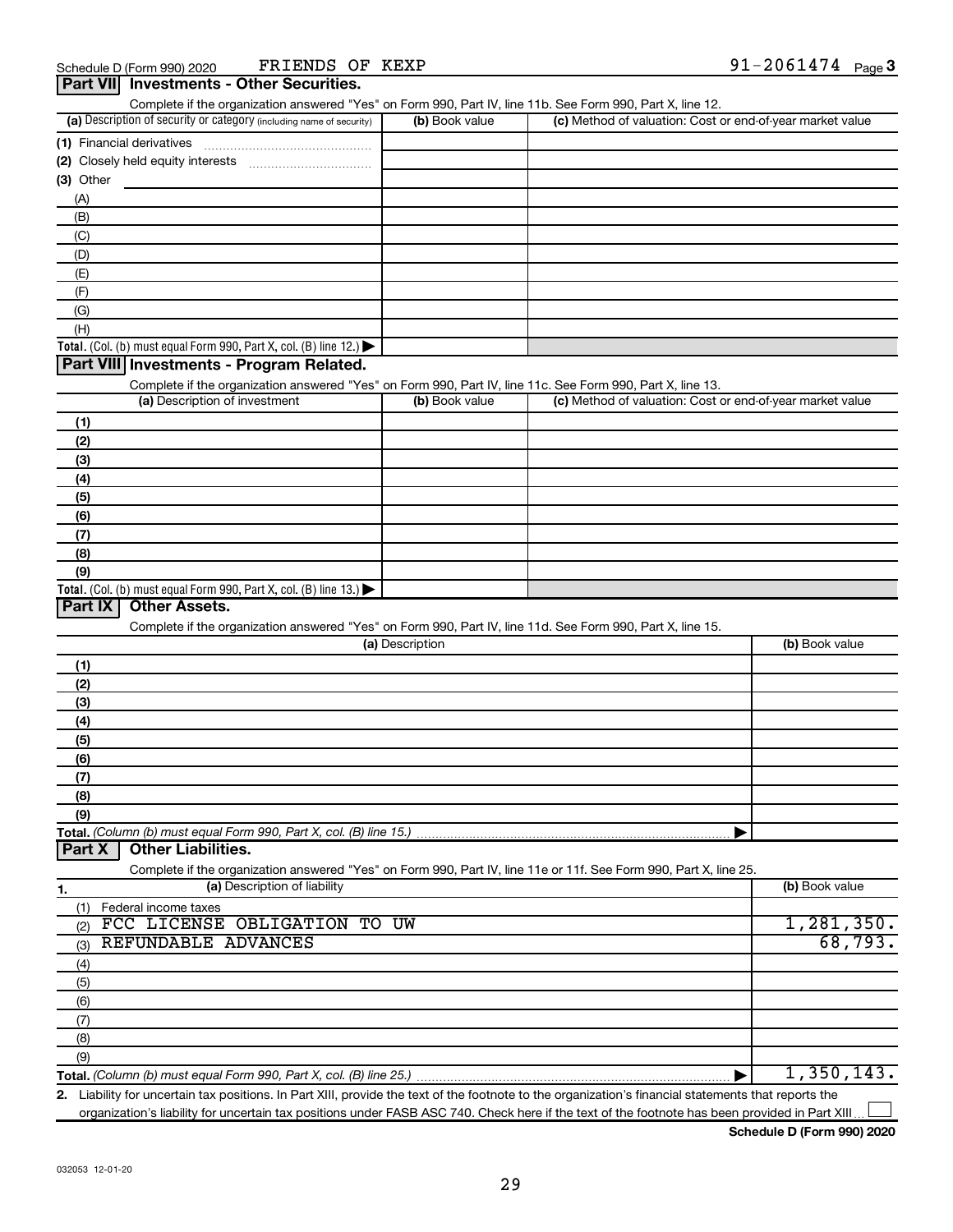Schedule D (Form 990) 2020 FRIENDS OF KEXP 91-2061474 Page 3

## Part VII Investments - Other Securities.

Complete if the organization answered "Yes" on Form 990, Part IV, line 11b. See Form 990, Part X, line 12.

| (a) Description of security or category (including name of security) | (b) Book value | (c) Method of valuation: Cost or end-of-year market value |
|---|---|---|
| (1) Financial derivatives | | |
| (2) Closely held equity interests | | |
| (3) Other | | |
| (A) | | |
| (B) | | |
| (C) | | |
| (D) | | |
| (E) | | |
| (F) | | |
| (G) | | |
| (H) | | |
| **Total.** (Col. (b) must equal Form 990, Part X, col. (B) line 12.) | | |

## Part VIII Investments - Program Related.

Complete if the organization answered "Yes" on Form 990, Part IV, line 11c. See Form 990, Part X, line 13.

| (a) Description of investment | (b) Book value | (c) Method of valuation: Cost or end-of-year market value |
|---|---|---|
| (1) | | |
| (2) | | |
| (3) | | |
| (4) | | |
| (5) | | |
| (6) | | |
| (7) | | |
| (8) | | |
| (9) | | |
| **Total.** (Col. (b) must equal Form 990, Part X, col. (B) line 13.) | | |

## Part IX Other Assets.

Complete if the organization answered "Yes" on Form 990, Part IV, line 11d. See Form 990, Part X, line 15.

| (a) Description | (b) Book value |
|---|---|
| (1) | |
| (2) | |
| (3) | |
| (4) | |
| (5) | |
| (6) | |
| (7) | |
| (8) | |
| (9) | |
| **Total.** *(Column (b) must equal Form 990, Part X, col. (B) line 15.)* | |

## Part X Other Liabilities.

Complete if the organization answered "Yes" on Form 990, Part IV, line 11e or 11f. See Form 990, Part X, line 25.

| 1. (a) Description of liability | (b) Book value |
|---|---|
| (1) Federal income taxes | |
| (2) FCC LICENSE OBLIGATION TO UW | 1,281,350. |
| (3) REFUNDABLE ADVANCES | 68,793. |
| (4) | |
| (5) | |
| (6) | |
| (7) | |
| (8) | |
| (9) | |
| **Total.** *(Column (b) must equal Form 990, Part X, col. (B) line 25.)* | 1,350,143. |

**2.** Liability for uncertain tax positions. In Part XIII, provide the text of the footnote to the organization's financial statements that reports the organization's liability for uncertain tax positions under FASB ASC 740. Check here if the text of the footnote has been provided in Part XIII ☐

**Schedule D (Form 990) 2020**

032053 12-01-20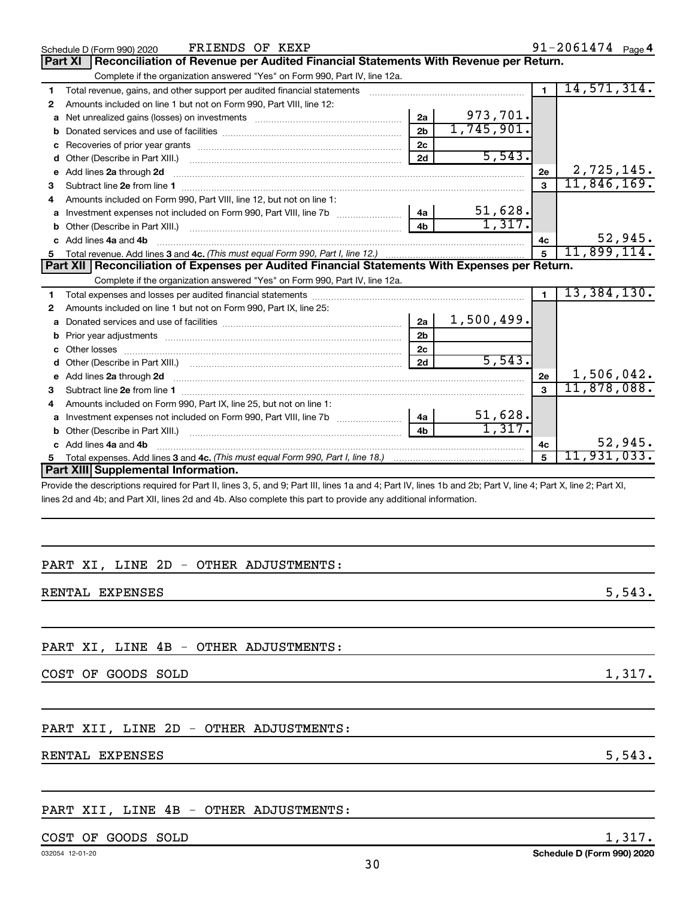Schedule D (Form 990) 2020 FRIENDS OF KEXP 91-2061474 Page 4

## Part XI Reconciliation of Revenue per Audited Financial Statements With Revenue per Return.

Complete if the organization answered "Yes" on Form 990, Part IV, line 12a.

| | | | | | |
|---|---|---|---|---|---|
| 1 | Total revenue, gains, and other support per audited financial statements | | | 1 | 14,571,314. |
| 2 | Amounts included on line 1 but not on Form 990, Part VIII, line 12: | | | | |
| a | Net unrealized gains (losses) on investments | 2a | 973,701. | | |
| b | Donated services and use of facilities | 2b | 1,745,901. | | |
| c | Recoveries of prior year grants | 2c | | | |
| d | Other (Describe in Part XIII.) | 2d | 5,543. | | |
| e | Add lines 2a through 2d | | | 2e | 2,725,145. |
| 3 | Subtract line 2e from line 1 | | | 3 | 11,846,169. |
| 4 | Amounts included on Form 990, Part VIII, line 12, but not on line 1: | | | | |
| a | Investment expenses not included on Form 990, Part VIII, line 7b | 4a | 51,628. | | |
| b | Other (Describe in Part XIII.) | 4b | 1,317. | | |
| c | Add lines 4a and 4b | | | 4c | 52,945. |
| 5 | Total revenue. Add lines 3 and 4c. *(This must equal Form 990, Part I, line 12.)* | | | 5 | 11,899,114. |

## Part XII Reconciliation of Expenses per Audited Financial Statements With Expenses per Return.

Complete if the organization answered "Yes" on Form 990, Part IV, line 12a.

| | | | | | |
|---|---|---|---|---|---|
| 1 | Total expenses and losses per audited financial statements | | | 1 | 13,384,130. |
| 2 | Amounts included on line 1 but not on Form 990, Part IX, line 25: | | | | |
| a | Donated services and use of facilities | 2a | 1,500,499. | | |
| b | Prior year adjustments | 2b | | | |
| c | Other losses | 2c | | | |
| d | Other (Describe in Part XIII.) | 2d | 5,543. | | |
| e | Add lines 2a through 2d | | | 2e | 1,506,042. |
| 3 | Subtract line 2e from line 1 | | | 3 | 11,878,088. |
| 4 | Amounts included on Form 990, Part IX, line 25, but not on line 1: | | | | |
| a | Investment expenses not included on Form 990, Part VIII, line 7b | 4a | 51,628. | | |
| b | Other (Describe in Part XIII.) | 4b | 1,317. | | |
| c | Add lines 4a and 4b | | | 4c | 52,945. |
| 5 | Total expenses. Add lines 3 and 4c. *(This must equal Form 990, Part I, line 18.)* | | | 5 | 11,931,033. |

## Part XIII Supplemental Information.

Provide the descriptions required for Part II, lines 3, 5, and 9; Part III, lines 1a and 4; Part IV, lines 1b and 2b; Part V, line 4; Part X, line 2; Part XI, lines 2d and 4b; and Part XII, lines 2d and 4b. Also complete this part to provide any additional information.

PART XI, LINE 2D - OTHER ADJUSTMENTS:

RENTAL EXPENSES 5,543.

PART XI, LINE 4B - OTHER ADJUSTMENTS:

COST OF GOODS SOLD 1,317.

PART XII, LINE 2D - OTHER ADJUSTMENTS:

RENTAL EXPENSES 5,543.

PART XII, LINE 4B - OTHER ADJUSTMENTS:

COST OF GOODS SOLD 1,317.

032054 12-01-20 Schedule D (Form 990) 2020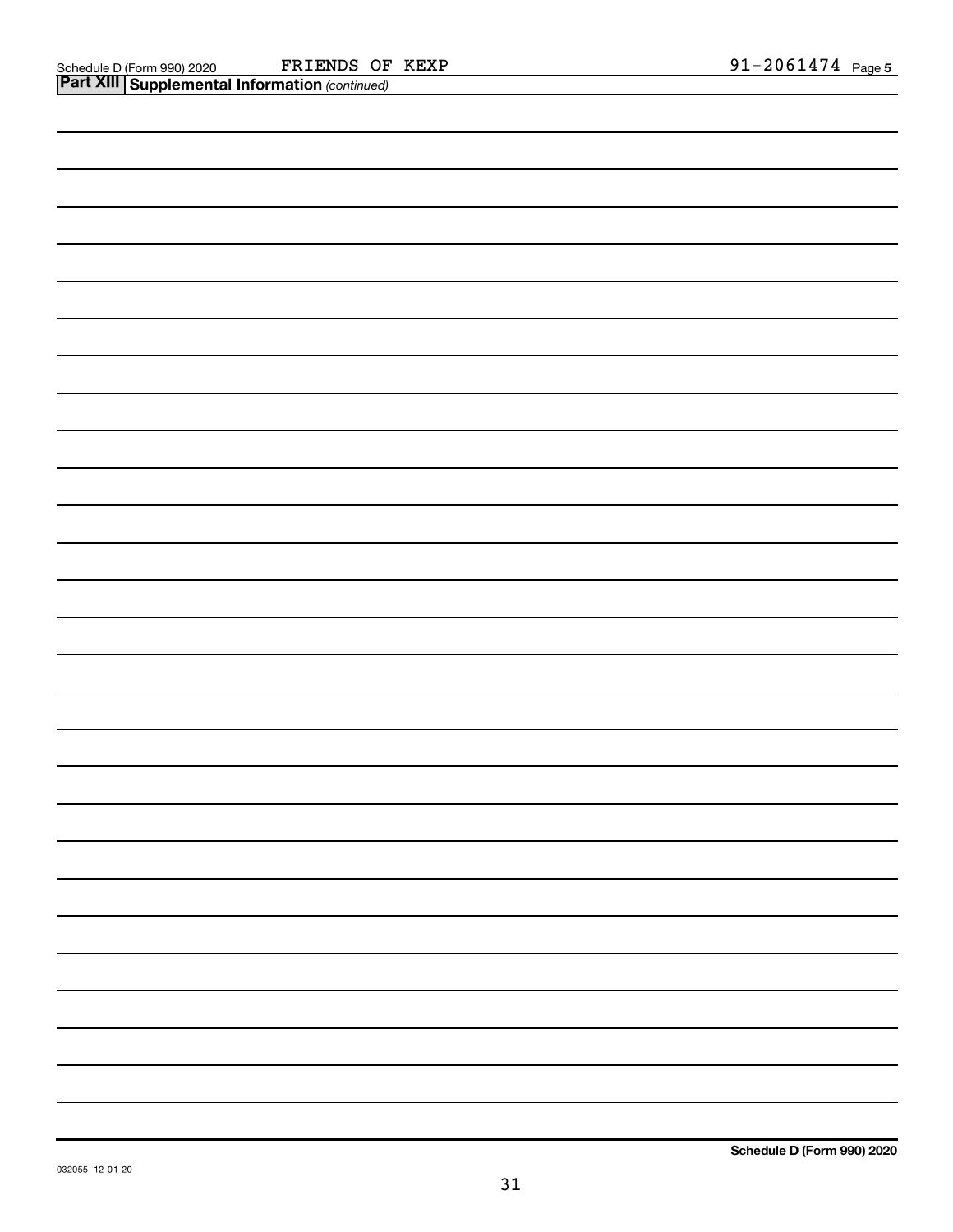Schedule D (Form 990) 2020 FRIENDS OF KEXP 91-2061474 Page **5**

**Part XIII** **Supplemental Information** *(continued)*

**Schedule D (Form 990) 2020**

032055 12-01-20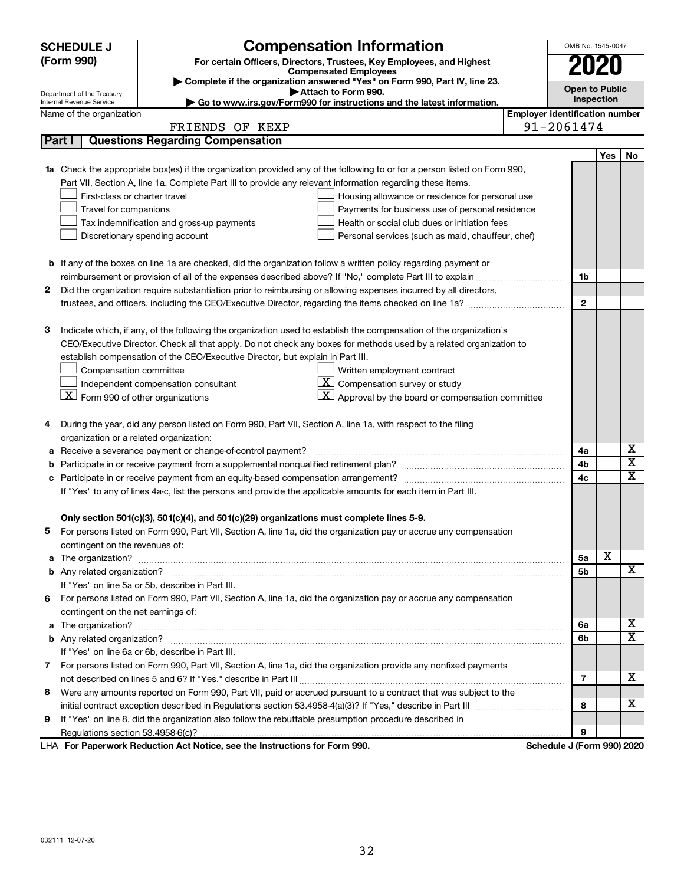**SCHEDULE J (Form 990)**

Department of the Treasury
Internal Revenue Service

# Compensation Information

**For certain Officers, Directors, Trustees, Key Employees, and Highest Compensated Employees**

▶ Complete if the organization answered "Yes" on Form 990, Part IV, line 23.
▶ Attach to Form 990.
▶ Go to www.irs.gov/Form990 for instructions and the latest information.

OMB No. 1545-0047

**2020**

**Open to Public Inspection**

Name of the organization: FRIENDS OF KEXP

Employer identification number: 91-2061474

## Part I | Questions Regarding Compensation

| | | | Yes | No |
|---|---|---|---|---|
| **1a** | Check the appropriate box(es) if the organization provided any of the following to or for a person listed on Form 990, Part VII, Section A, line 1a. Complete Part III to provide any relevant information regarding these items.<br>☐ First-class or charter travel ☐ Housing allowance or residence for personal use<br>☐ Travel for companions ☐ Payments for business use of personal residence<br>☐ Tax indemnification and gross-up payments ☐ Health or social club dues or initiation fees<br>☐ Discretionary spending account ☐ Personal services (such as maid, chauffeur, chef) | | | |
| **b** | If any of the boxes on line 1a are checked, did the organization follow a written policy regarding payment or reimbursement or provision of all of the expenses described above? If "No," complete Part III to explain | 1b | | |
| **2** | Did the organization require substantiation prior to reimbursing or allowing expenses incurred by all directors, trustees, and officers, including the CEO/Executive Director, regarding the items checked on line 1a? | 2 | | |
| **3** | Indicate which, if any, of the following the organization used to establish the compensation of the organization's CEO/Executive Director. Check all that apply. Do not check any boxes for methods used by a related organization to establish compensation of the CEO/Executive Director, but explain in Part III.<br>☐ Compensation committee ☐ Written employment contract<br>☐ Independent compensation consultant ☒ Compensation survey or study<br>☒ Form 990 of other organizations ☒ Approval by the board or compensation committee | | | |
| **4** | During the year, did any person listed on Form 990, Part VII, Section A, line 1a, with respect to the filing organization or a related organization: | | | |
| **a** | Receive a severance payment or change-of-control payment? | 4a | | X |
| **b** | Participate in or receive payment from a supplemental nonqualified retirement plan? | 4b | | X |
| **c** | Participate in or receive payment from an equity-based compensation arrangement? | 4c | | X |
| | If "Yes" to any of lines 4a-c, list the persons and provide the applicable amounts for each item in Part III. | | | |
| | **Only section 501(c)(3), 501(c)(4), and 501(c)(29) organizations must complete lines 5-9.** | | | |
| **5** | For persons listed on Form 990, Part VII, Section A, line 1a, did the organization pay or accrue any compensation contingent on the revenues of: | | | |
| **a** | The organization? | 5a | X | |
| **b** | Any related organization? | 5b | | X |
| | If "Yes" on line 5a or 5b, describe in Part III. | | | |
| **6** | For persons listed on Form 990, Part VII, Section A, line 1a, did the organization pay or accrue any compensation contingent on the net earnings of: | | | |
| **a** | The organization? | 6a | | X |
| **b** | Any related organization? | 6b | | X |
| | If "Yes" on line 6a or 6b, describe in Part III. | | | |
| **7** | For persons listed on Form 990, Part VII, Section A, line 1a, did the organization provide any nonfixed payments not described on lines 5 and 6? If "Yes," describe in Part III | 7 | | X |
| **8** | Were any amounts reported on Form 990, Part VII, paid or accrued pursuant to a contract that was subject to the initial contract exception described in Regulations section 53.4958-4(a)(3)? If "Yes," describe in Part III | 8 | | X |
| **9** | If "Yes" on line 8, did the organization also follow the rebuttable presumption procedure described in Regulations section 53.4958-6(c)? | 9 | | |

LHA **For Paperwork Reduction Act Notice, see the Instructions for Form 990.** **Schedule J (Form 990) 2020**

032111 12-07-20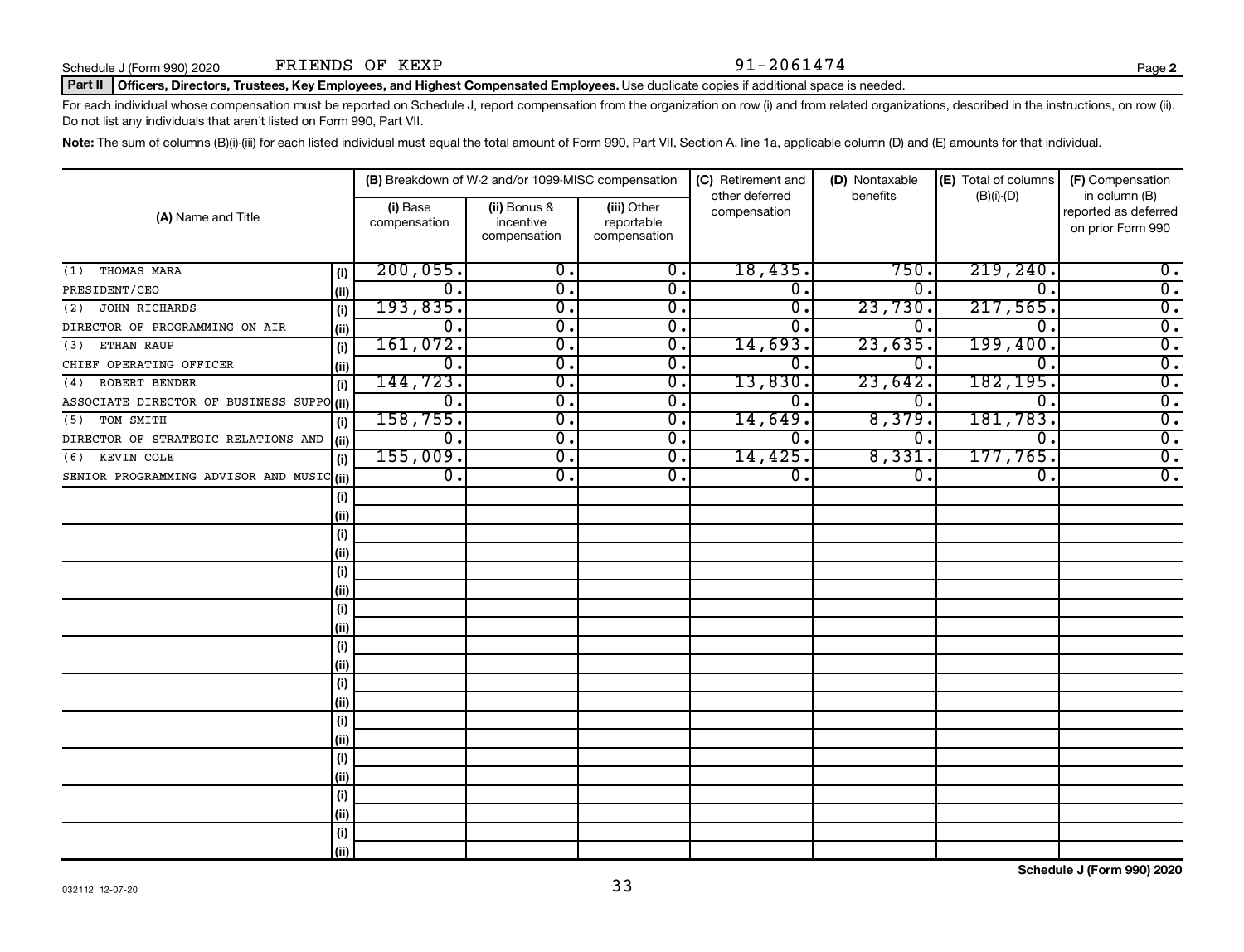Schedule J (Form 990) 2020 FRIENDS OF KEXP 91-2061474

**Part II** **Officers, Directors, Trustees, Key Employees, and Highest Compensated Employees.** Use duplicate copies if additional space is needed.

For each individual whose compensation must be reported on Schedule J, report compensation from the organization on row (i) and from related organizations, described in the instructions, on row (ii). Do not list any individuals that aren't listed on Form 990, Part VII.

**Note:** The sum of columns (B)(i)-(iii) for each listed individual must equal the total amount of Form 990, Part VII, Section A, line 1a, applicable column (D) and (E) amounts for that individual.

| (A) Name and Title | | (B) Breakdown of W-2 and/or 1099-MISC compensation | | | (C) Retirement and other deferred compensation | (D) Nontaxable benefits | (E) Total of columns (B)(i)-(D) | (F) Compensation in column (B) reported as deferred on prior Form 990 |
|---|---|---|---|---|---|---|---|---|
| | | (i) Base compensation | (ii) Bonus & incentive compensation | (iii) Other reportable compensation | | | | |
| (1) THOMAS MARA | (i) | 200,055. | 0. | 0. | 18,435. | 750. | 219,240. | 0. |
| PRESIDENT/CEO | (ii) | 0. | 0. | 0. | 0. | 0. | 0. | 0. |
| (2) JOHN RICHARDS | (i) | 193,835. | 0. | 0. | 0. | 23,730. | 217,565. | 0. |
| DIRECTOR OF PROGRAMMING ON AIR | (ii) | 0. | 0. | 0. | 0. | 0. | 0. | 0. |
| (3) ETHAN RAUP | (i) | 161,072. | 0. | 0. | 14,693. | 23,635. | 199,400. | 0. |
| CHIEF OPERATING OFFICER | (ii) | 0. | 0. | 0. | 0. | 0. | 0. | 0. |
| (4) ROBERT BENDER | (i) | 144,723. | 0. | 0. | 13,830. | 23,642. | 182,195. | 0. |
| ASSOCIATE DIRECTOR OF BUSINESS SUPPO | (ii) | 0. | 0. | 0. | 0. | 0. | 0. | 0. |
| (5) TOM SMITH | (i) | 158,755. | 0. | 0. | 14,649. | 8,379. | 181,783. | 0. |
| DIRECTOR OF STRATEGIC RELATIONS AND | (ii) | 0. | 0. | 0. | 0. | 0. | 0. | 0. |
| (6) KEVIN COLE | (i) | 155,009. | 0. | 0. | 14,425. | 8,331. | 177,765. | 0. |
| SENIOR PROGRAMMING ADVISOR AND MUSIC | (ii) | 0. | 0. | 0. | 0. | 0. | 0. | 0. |
| | (i) | | | | | | | |
| | (ii) | | | | | | | |
| | (i) | | | | | | | |
| | (ii) | | | | | | | |
| | (i) | | | | | | | |
| | (ii) | | | | | | | |
| | (i) | | | | | | | |
| | (ii) | | | | | | | |
| | (i) | | | | | | | |
| | (ii) | | | | | | | |
| | (i) | | | | | | | |
| | (ii) | | | | | | | |
| | (i) | | | | | | | |
| | (ii) | | | | | | | |
| | (i) | | | | | | | |
| | (ii) | | | | | | | |
| | (i) | | | | | | | |
| | (ii) | | | | | | | |
| | (i) | | | | | | | |
| | (ii) | | | | | | | |

032112 12-07-20

**Schedule J (Form 990) 2020**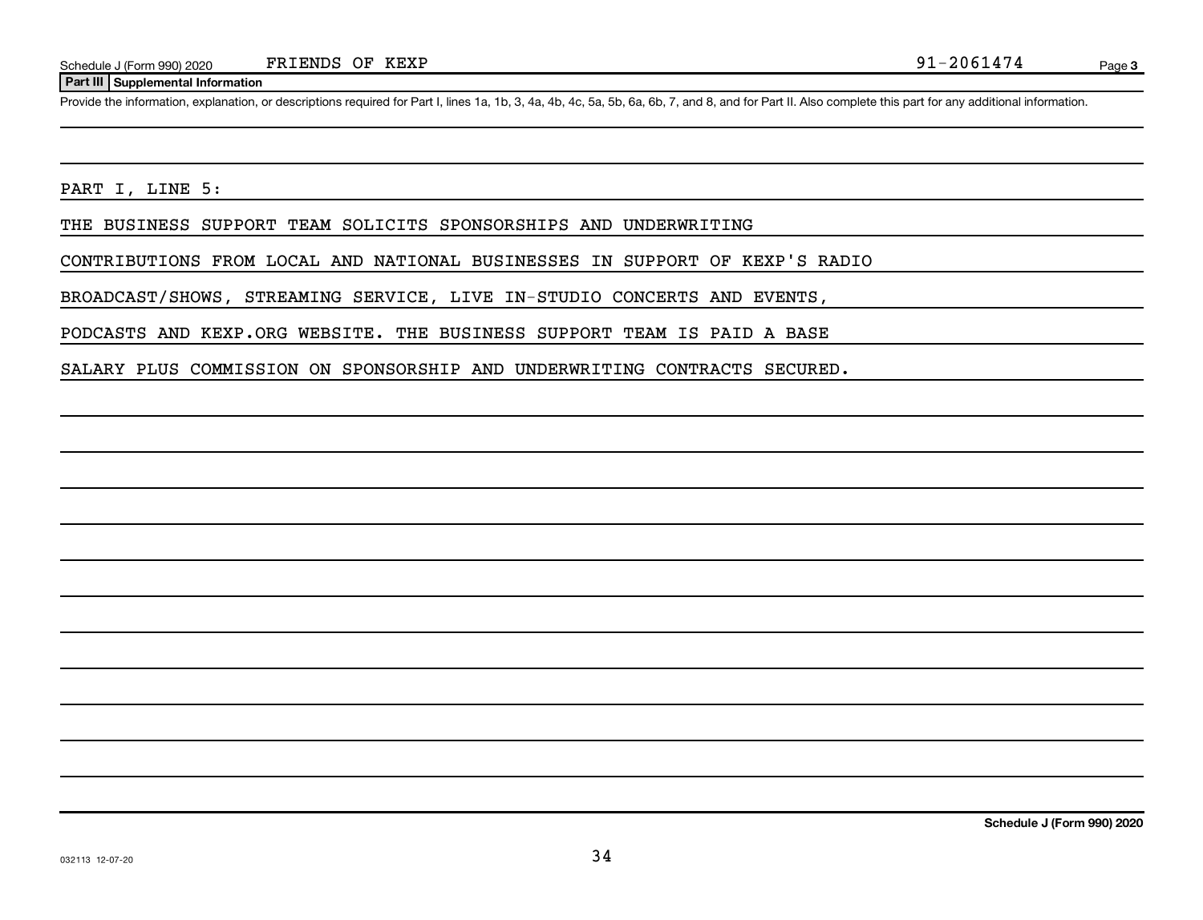Schedule J (Form 990) 2020 FRIENDS OF KEXP 91-2061474

**Part III Supplemental Information**

Provide the information, explanation, or descriptions required for Part I, lines 1a, 1b, 3, 4a, 4b, 4c, 5a, 5b, 6a, 6b, 7, and 8, and for Part II. Also complete this part for any additional information.

PART I, LINE 5:

THE BUSINESS SUPPORT TEAM SOLICITS SPONSORSHIPS AND UNDERWRITING CONTRIBUTIONS FROM LOCAL AND NATIONAL BUSINESSES IN SUPPORT OF KEXP'S RADIO BROADCAST/SHOWS, STREAMING SERVICE, LIVE IN-STUDIO CONCERTS AND EVENTS, PODCASTS AND KEXP.ORG WEBSITE. THE BUSINESS SUPPORT TEAM IS PAID A BASE SALARY PLUS COMMISSION ON SPONSORSHIP AND UNDERWRITING CONTRACTS SECURED.

Schedule J (Form 990) 2020

032113 12-07-20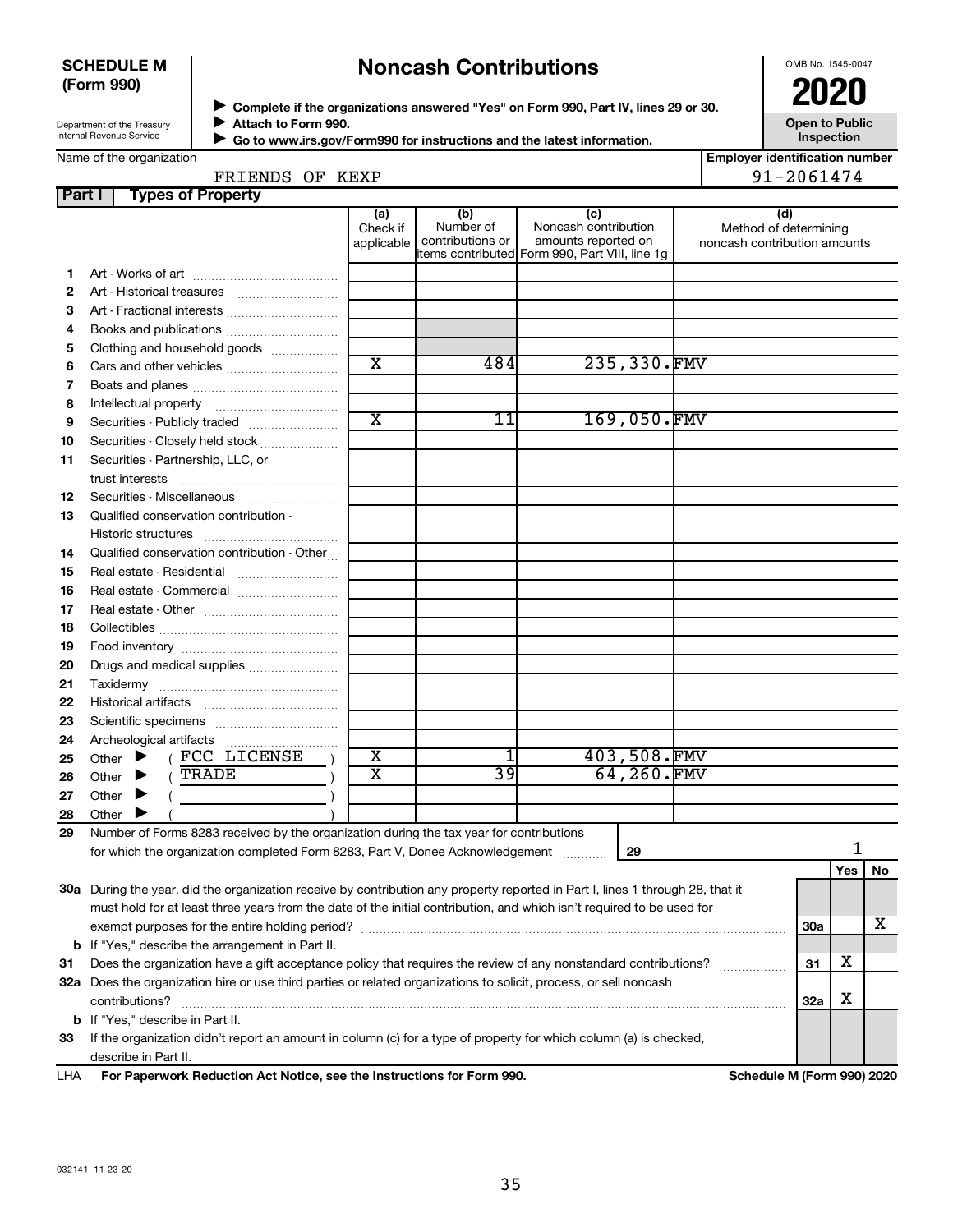**SCHEDULE M (Form 990)**

Department of the Treasury
Internal Revenue Service

# Noncash Contributions

▶ **Complete if the organizations answered "Yes" on Form 990, Part IV, lines 29 or 30.**
▶ **Attach to Form 990.**
▶ **Go to www.irs.gov/Form990 for instructions and the latest information.**

OMB No. 1545-0047

**2020**

**Open to Public Inspection**

Name of the organization: FRIENDS OF KEXP

**Employer identification number:** 91-2061474

## Part I Types of Property

| | | (a) Check if applicable | (b) Number of contributions or items contributed | (c) Noncash contribution amounts reported on Form 990, Part VIII, line 1g | (d) Method of determining noncash contribution amounts |
|---|---|---|---|---|---|
| 1 | Art - Works of art | | | | |
| 2 | Art - Historical treasures | | | | |
| 3 | Art - Fractional interests | | | | |
| 4 | Books and publications | | | | |
| 5 | Clothing and household goods | | | | |
| 6 | Cars and other vehicles | X | 484 | 235,330. | FMV |
| 7 | Boats and planes | | | | |
| 8 | Intellectual property | | | | |
| 9 | Securities - Publicly traded | X | 11 | 169,050. | FMV |
| 10 | Securities - Closely held stock | | | | |
| 11 | Securities - Partnership, LLC, or trust interests | | | | |
| 12 | Securities - Miscellaneous | | | | |
| 13 | Qualified conservation contribution - Historic structures | | | | |
| 14 | Qualified conservation contribution - Other | | | | |
| 15 | Real estate - Residential | | | | |
| 16 | Real estate - Commercial | | | | |
| 17 | Real estate - Other | | | | |
| 18 | Collectibles | | | | |
| 19 | Food inventory | | | | |
| 20 | Drugs and medical supplies | | | | |
| 21 | Taxidermy | | | | |
| 22 | Historical artifacts | | | | |
| 23 | Scientific specimens | | | | |
| 24 | Archeological artifacts | | | | |
| 25 | Other ▶ ( FCC LICENSE ) | X | 1 | 403,508. | FMV |
| 26 | Other ▶ ( TRADE ) | X | 39 | 64,260. | FMV |
| 27 | Other ▶ ( ) | | | | |
| 28 | Other ▶ ( ) | | | | |

**29** Number of Forms 8283 received by the organization during the tax year for contributions for which the organization completed Form 8283, Part V, Donee Acknowledgement ..... **29** | 1

| | | | Yes | No |
|---|---|---|---|---|
| 30a | During the year, did the organization receive by contribution any property reported in Part I, lines 1 through 28, that it must hold for at least three years from the date of the initial contribution, and which isn't required to be used for exempt purposes for the entire holding period? | 30a | | X |
| b | If "Yes," describe the arrangement in Part II. | | | |
| 31 | Does the organization have a gift acceptance policy that requires the review of any nonstandard contributions? | 31 | X | |
| 32a | Does the organization hire or use third parties or related organizations to solicit, process, or sell noncash contributions? | 32a | X | |
| b | If "Yes," describe in Part II. | | | |
| 33 | If the organization didn't report an amount in column (c) for a type of property for which column (a) is checked, describe in Part II. | | | |

LHA **For Paperwork Reduction Act Notice, see the Instructions for Form 990.** **Schedule M (Form 990) 2020**

032141 11-23-20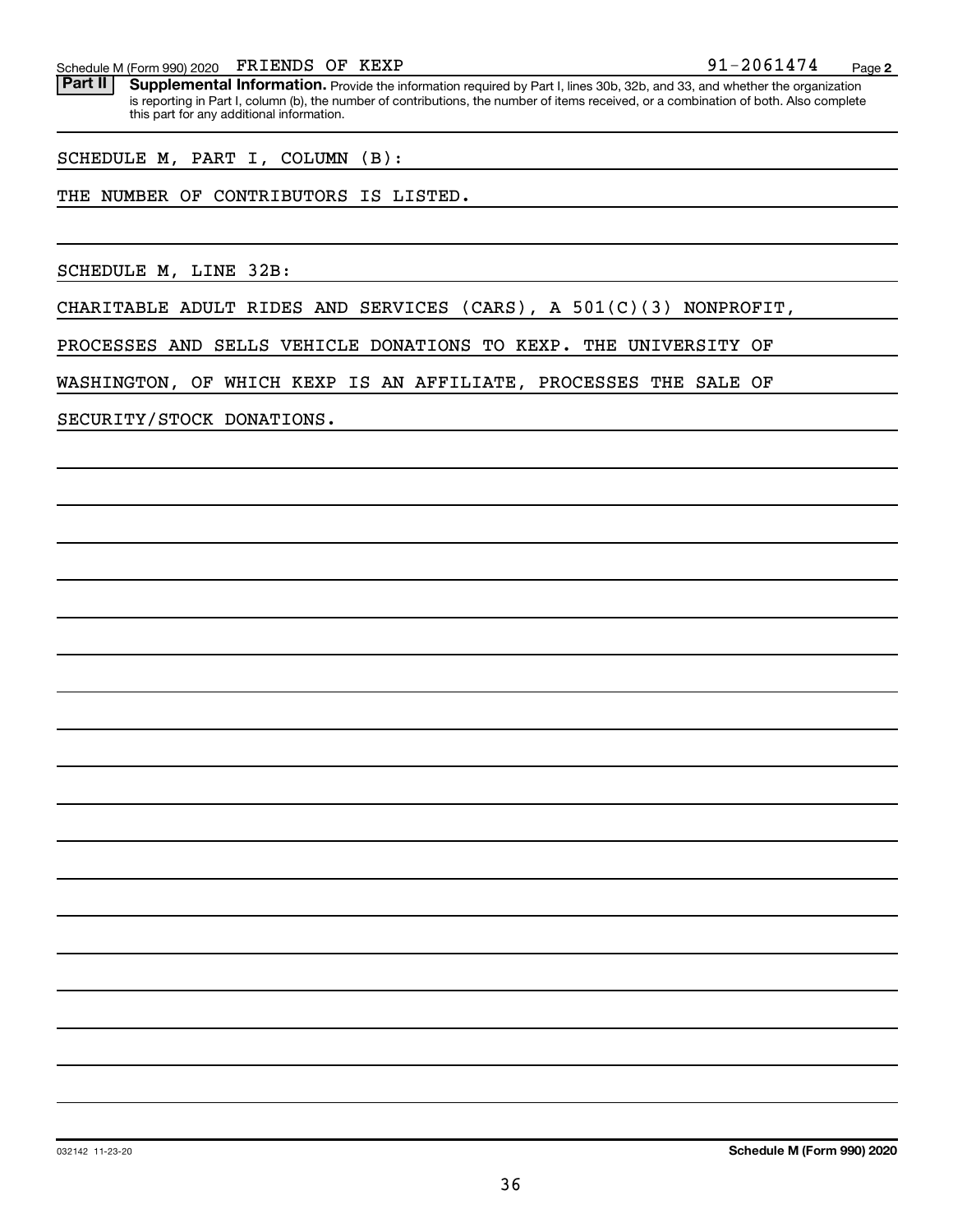Schedule M (Form 990) 2020 FRIENDS OF KEXP 91-2061474 Page 2

**Part II** **Supplemental Information.** Provide the information required by Part I, lines 30b, 32b, and 33, and whether the organization is reporting in Part I, column (b), the number of contributions, the number of items received, or a combination of both. Also complete this part for any additional information.

SCHEDULE M, PART I, COLUMN (B):

THE NUMBER OF CONTRIBUTORS IS LISTED.

SCHEDULE M, LINE 32B:

CHARITABLE ADULT RIDES AND SERVICES (CARS), A 501(C)(3) NONPROFIT,

PROCESSES AND SELLS VEHICLE DONATIONS TO KEXP. THE UNIVERSITY OF

WASHINGTON, OF WHICH KEXP IS AN AFFILIATE, PROCESSES THE SALE OF

SECURITY/STOCK DONATIONS.

032142 11-23-20 **Schedule M (Form 990) 2020**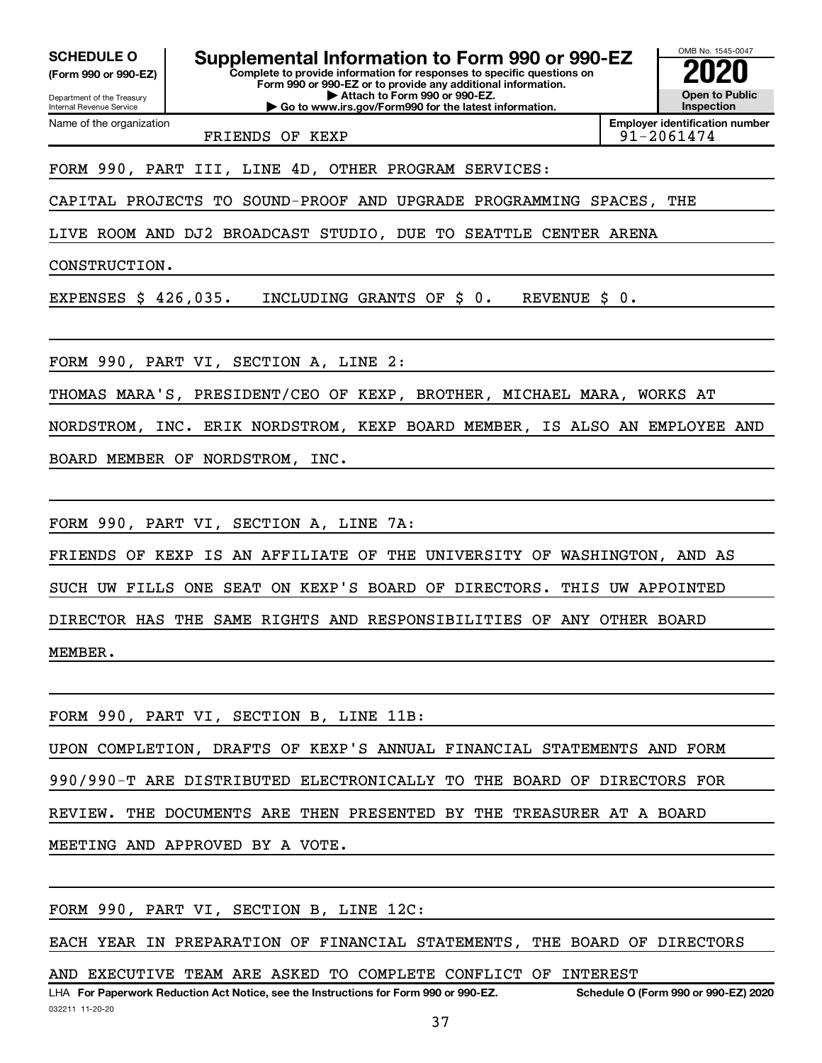**SCHEDULE O** (Form 990 or 990-EZ)

Department of the Treasury
Internal Revenue Service

# Supplemental Information to Form 990 or 990-EZ

**Complete to provide information for responses to specific questions on Form 990 or 990-EZ or to provide any additional information.**
**▶ Attach to Form 990 or 990-EZ.**
**▶ Go to www.irs.gov/Form990 for the latest information.**

OMB No. 1545-0047

**2020**

**Open to Public Inspection**

Name of the organization: FRIENDS OF KEXP

**Employer identification number** 91-2061474

FORM 990, PART III, LINE 4D, OTHER PROGRAM SERVICES:

CAPITAL PROJECTS TO SOUND-PROOF AND UPGRADE PROGRAMMING SPACES, THE LIVE ROOM AND DJ2 BROADCAST STUDIO, DUE TO SEATTLE CENTER ARENA CONSTRUCTION.

EXPENSES $ 426,035. INCLUDING GRANTS OF $ 0. REVENUE $ 0.

FORM 990, PART VI, SECTION A, LINE 2:

THOMAS MARA'S, PRESIDENT/CEO OF KEXP, BROTHER, MICHAEL MARA, WORKS AT NORDSTROM, INC. ERIK NORDSTROM, KEXP BOARD MEMBER, IS ALSO AN EMPLOYEE AND BOARD MEMBER OF NORDSTROM, INC.

FORM 990, PART VI, SECTION A, LINE 7A:

FRIENDS OF KEXP IS AN AFFILIATE OF THE UNIVERSITY OF WASHINGTON, AND AS SUCH UW FILLS ONE SEAT ON KEXP'S BOARD OF DIRECTORS. THIS UW APPOINTED DIRECTOR HAS THE SAME RIGHTS AND RESPONSIBILITIES OF ANY OTHER BOARD MEMBER.

FORM 990, PART VI, SECTION B, LINE 11B:

UPON COMPLETION, DRAFTS OF KEXP'S ANNUAL FINANCIAL STATEMENTS AND FORM 990/990-T ARE DISTRIBUTED ELECTRONICALLY TO THE BOARD OF DIRECTORS FOR REVIEW. THE DOCUMENTS ARE THEN PRESENTED BY THE TREASURER AT A BOARD MEETING AND APPROVED BY A VOTE.

FORM 990, PART VI, SECTION B, LINE 12C:

EACH YEAR IN PREPARATION OF FINANCIAL STATEMENTS, THE BOARD OF DIRECTORS AND EXECUTIVE TEAM ARE ASKED TO COMPLETE CONFLICT OF INTEREST

LHA **For Paperwork Reduction Act Notice, see the Instructions for Form 990 or 990-EZ.** **Schedule O (Form 990 or 990-EZ) 2020**

032211 11-20-20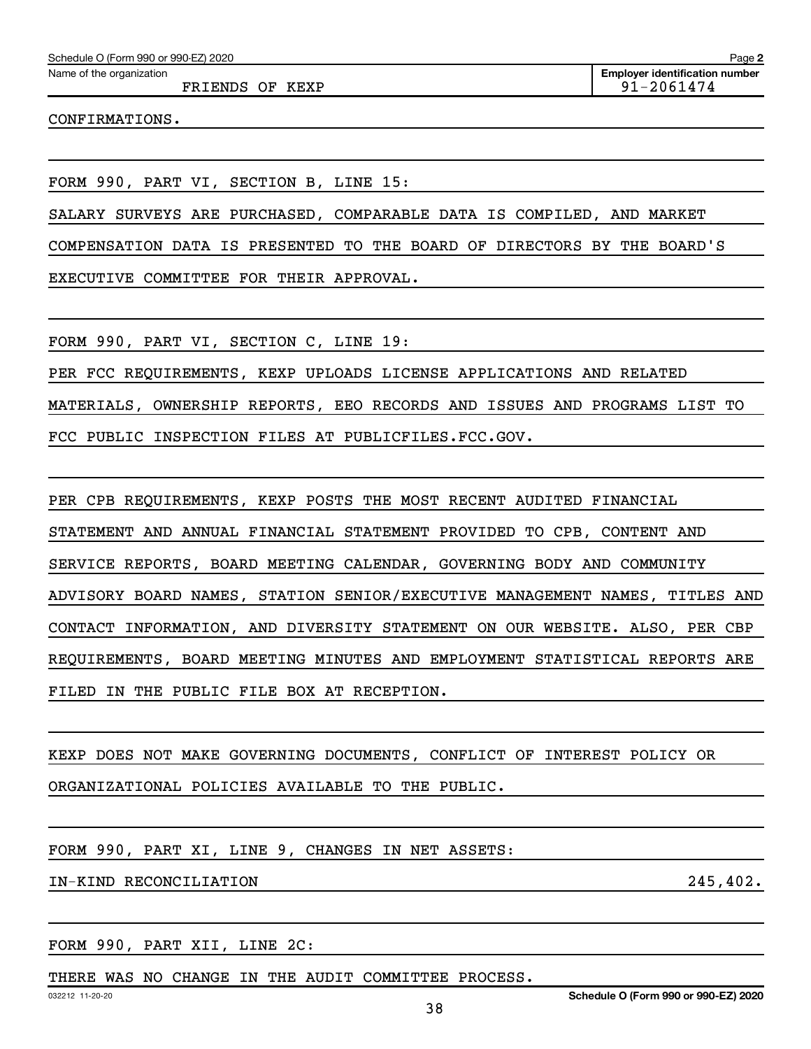Schedule O (Form 990 or 990-EZ) 2020

Name of the organization: FRIENDS OF KEXP

Employer identification number: 91-2061474

CONFIRMATIONS.

FORM 990, PART VI, SECTION B, LINE 15:

SALARY SURVEYS ARE PURCHASED, COMPARABLE DATA IS COMPILED, AND MARKET COMPENSATION DATA IS PRESENTED TO THE BOARD OF DIRECTORS BY THE BOARD'S EXECUTIVE COMMITTEE FOR THEIR APPROVAL.

FORM 990, PART VI, SECTION C, LINE 19:

PER FCC REQUIREMENTS, KEXP UPLOADS LICENSE APPLICATIONS AND RELATED MATERIALS, OWNERSHIP REPORTS, EEO RECORDS AND ISSUES AND PROGRAMS LIST TO FCC PUBLIC INSPECTION FILES AT PUBLICFILES.FCC.GOV.

PER CPB REQUIREMENTS, KEXP POSTS THE MOST RECENT AUDITED FINANCIAL STATEMENT AND ANNUAL FINANCIAL STATEMENT PROVIDED TO CPB, CONTENT AND SERVICE REPORTS, BOARD MEETING CALENDAR, GOVERNING BODY AND COMMUNITY ADVISORY BOARD NAMES, STATION SENIOR/EXECUTIVE MANAGEMENT NAMES, TITLES AND CONTACT INFORMATION, AND DIVERSITY STATEMENT ON OUR WEBSITE. ALSO, PER CBP REQUIREMENTS, BOARD MEETING MINUTES AND EMPLOYMENT STATISTICAL REPORTS ARE FILED IN THE PUBLIC FILE BOX AT RECEPTION.

KEXP DOES NOT MAKE GOVERNING DOCUMENTS, CONFLICT OF INTEREST POLICY OR ORGANIZATIONAL POLICIES AVAILABLE TO THE PUBLIC.

FORM 990, PART XI, LINE 9, CHANGES IN NET ASSETS:

| | |
|---|---|
| IN-KIND RECONCILIATION | 245,402. |

FORM 990, PART XII, LINE 2C:

THERE WAS NO CHANGE IN THE AUDIT COMMITTEE PROCESS.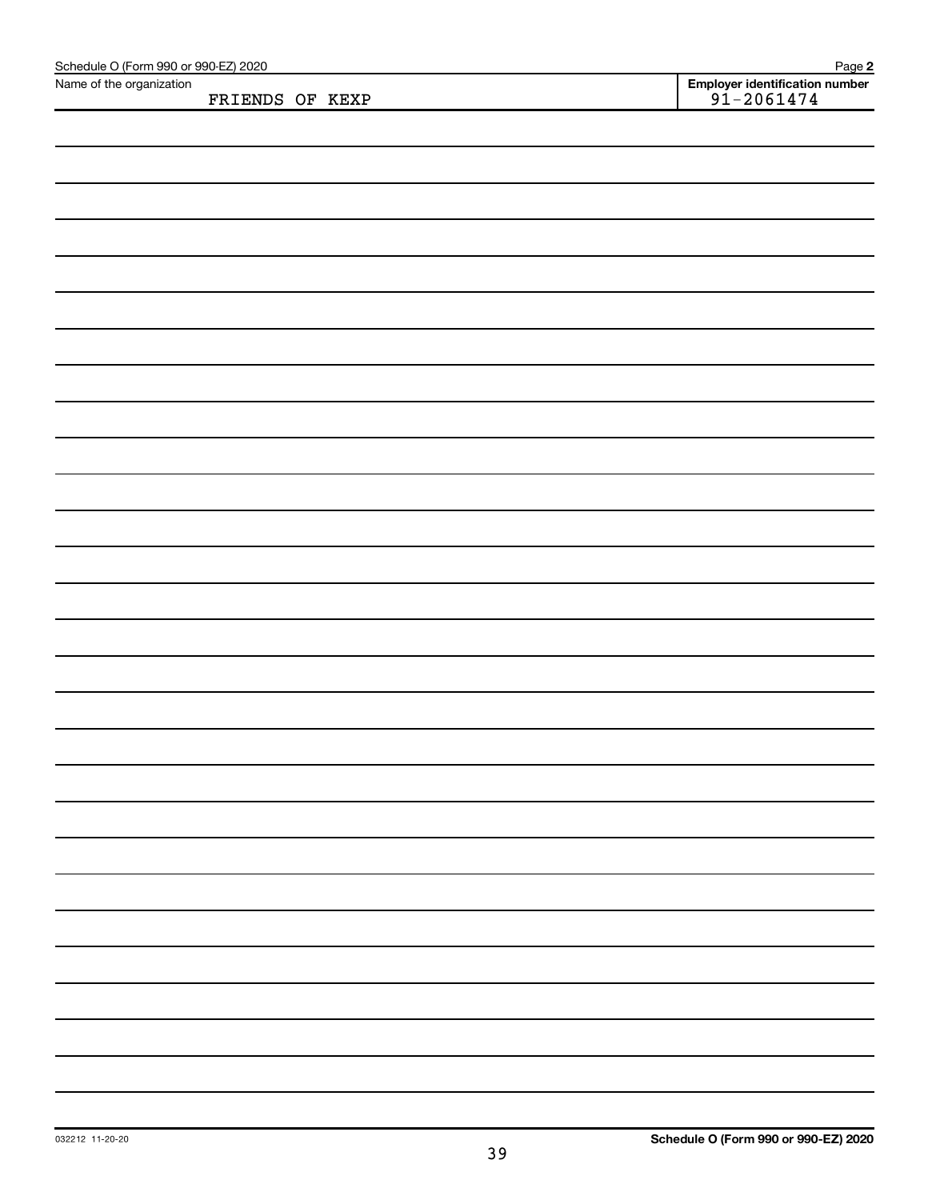Schedule O (Form 990 or 990-EZ) 2020

Name of the organization: FRIENDS OF KEXP

**Employer identification number**: 91-2061474

032212 11-20-20

**Schedule O (Form 990 or 990-EZ) 2020**